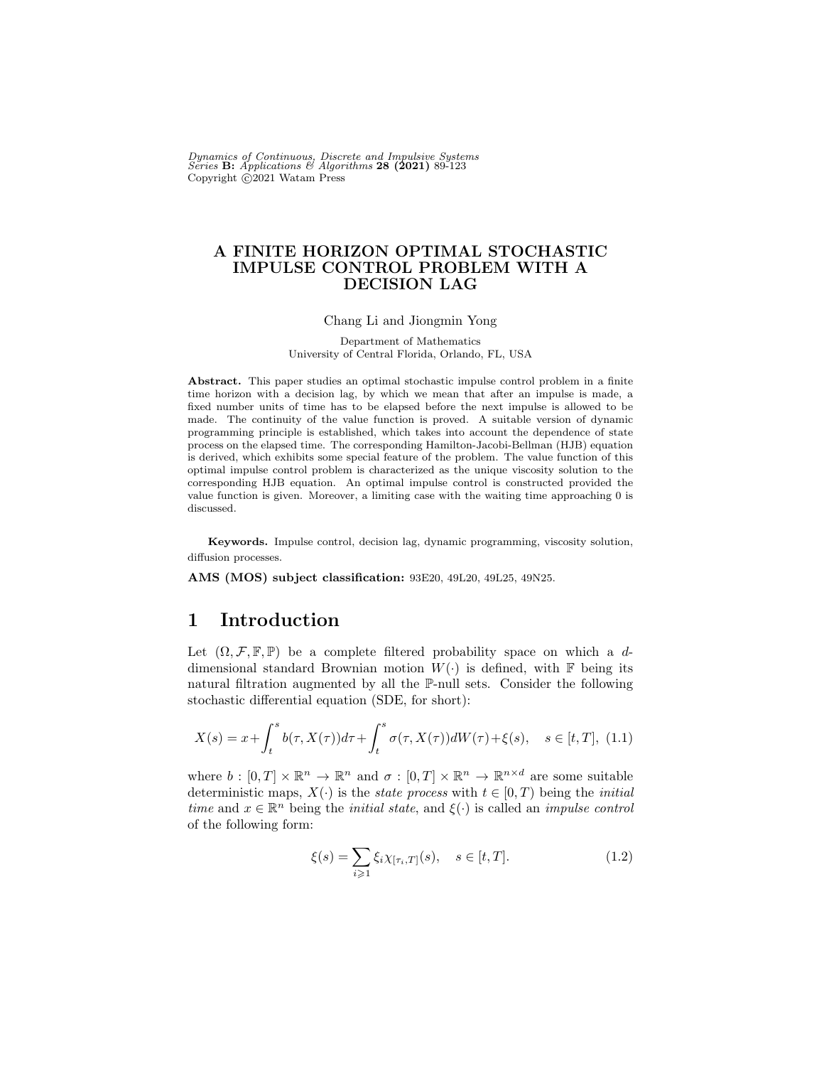# A FINITE HORIZON OPTIMAL STOCHASTIC IMPULSE CONTROL PROBLEM WITH A DECISION LAG

Chang Li and Jiongmin Yong

Department of Mathematics
University of Central Florida, Orlando, FL, USA

**Abstract.** This paper studies an optimal stochastic impulse control problem in a finite time horizon with a decision lag, by which we mean that after an impulse is made, a fixed number units of time has to be elapsed before the next impulse is allowed to be made. The continuity of the value function is proved. A suitable version of dynamic programming principle is established, which takes into account the dependence of state process on the elapsed time. The corresponding Hamilton-Jacobi-Bellman (HJB) equation is derived, which exhibits some special feature of the problem. The value function of this optimal impulse control problem is characterized as the unique viscosity solution to the corresponding HJB equation. An optimal impulse control is constructed provided the value function is given. Moreover, a limiting case with the waiting time approaching 0 is discussed.

**Keywords.** Impulse control, decision lag, dynamic programming, viscosity solution, diffusion processes.

**AMS (MOS) subject classification:** 93E20, 49L20, 49L25, 49N25.

## 1 Introduction

Let $(\Omega, \mathcal{F}, \mathbb{F}, \mathbb{P})$ be a complete filtered probability space on which a $d$-dimensional standard Brownian motion $W(\cdot)$ is defined, with $\mathbb{F}$ being its natural filtration augmented by all the $\mathbb{P}$-null sets. Consider the following stochastic differential equation (SDE, for short):

$$X(s) = x + \int_t^s b(\tau, X(\tau))d\tau + \int_t^s \sigma(\tau, X(\tau))dW(\tau) + \xi(s), \quad s \in [t, T], \tag{1.1}$$

where $b : [0, T] \times \mathbb{R}^n \to \mathbb{R}^n$ and $\sigma : [0, T] \times \mathbb{R}^n \to \mathbb{R}^{n \times d}$ are some suitable deterministic maps, $X(\cdot)$ is the *state process* with $t \in [0, T)$ being the *initial time* and $x \in \mathbb{R}^n$ being the *initial state*, and $\xi(\cdot)$ is called an *impulse control* of the following form:

$$\xi(s) = \sum_{i \geqslant 1} \xi_i \chi_{[\tau_i, T]}(s), \quad s \in [t, T]. \tag{1.2}$$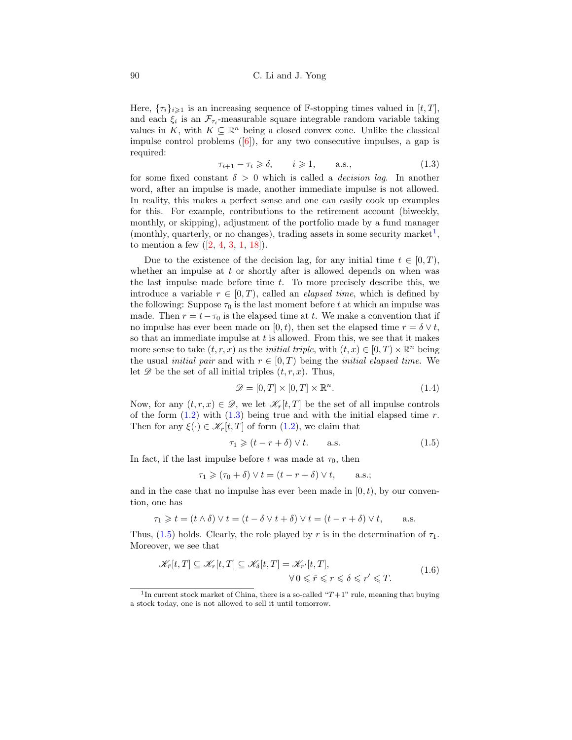Here, $\{\tau_i\}_{i\geqslant 1}$ is an increasing sequence of $\mathbb{F}$-stopping times valued in $[t,T]$, and each $\xi_i$ is an $\mathcal{F}_{\tau_i}$-measurable square integrable random variable taking values in $K$, with $K \subseteq \mathbb{R}^n$ being a closed convex cone. Unlike the classical impulse control problems ([6]), for any two consecutive impulses, a gap is required:

$$\tau_{i+1} - \tau_i \geqslant \delta, \qquad i \geqslant 1, \qquad \text{a.s.}, \tag{1.3}$$

for some fixed constant $\delta > 0$ which is called a *decision lag*. In another word, after an impulse is made, another immediate impulse is not allowed. In reality, this makes a perfect sense and one can easily cook up examples for this. For example, contributions to the retirement account (biweekly, monthly, or skipping), adjustment of the portfolio made by a fund manager (monthly, quarterly, or no changes), trading assets in some security market[1], to mention a few ([2, 4, 3, 1, 18]).

Due to the existence of the decision lag, for any initial time $t \in [0,T)$, whether an impulse at $t$ or shortly after is allowed depends on when was the last impulse made before time $t$. To more precisely describe this, we introduce a variable $r \in [0,T)$, called an *elapsed time*, which is defined by the following: Suppose $\tau_0$ is the last moment before $t$ at which an impulse was made. Then $r = t - \tau_0$ is the elapsed time at $t$. We make a convention that if no impulse has ever been made on $[0,t)$, then set the elapsed time $r = \delta \vee t$, so that an immediate impulse at $t$ is allowed. From this, we see that it makes more sense to take $(t,r,x)$ as the *initial triple*, with $(t,x) \in [0,T) \times \mathbb{R}^n$ being the usual *initial pair* and with $r \in [0,T)$ being the *initial elapsed time*. We let $\mathscr{D}$ be the set of all initial triples $(t,r,x)$. Thus,

$$\mathscr{D} = [0,T] \times [0,T] \times \mathbb{R}^n. \tag{1.4}$$

Now, for any $(t,r,x) \in \mathscr{D}$, we let $\mathscr{K}_r[t,T]$ be the set of all impulse controls of the form (1.2) with (1.3) being true and with the initial elapsed time $r$. Then for any $\xi(\cdot) \in \mathscr{K}_r[t,T]$ of form (1.2), we claim that

$$\tau_1 \geqslant (t - r + \delta) \vee t. \qquad \text{a.s.} \tag{1.5}$$

In fact, if the last impulse before $t$ was made at $\tau_0$, then

$$\tau_1 \geqslant (\tau_0 + \delta) \vee t = (t - r + \delta) \vee t, \qquad \text{a.s.};$$

and in the case that no impulse has ever been made in $[0,t)$, by our convention, one has

$$\tau_1 \geqslant t = (t \wedge \delta) \vee t = (t - \delta \vee t + \delta) \vee t = (t - r + \delta) \vee t, \qquad \text{a.s.}$$

Thus, (1.5) holds. Clearly, the role played by $r$ is in the determination of $\tau_1$. Moreover, we see that

$$\mathscr{K}_{\hat{r}}[t,T] \subseteq \mathscr{K}_r[t,T] \subseteq \mathscr{K}_\delta[t,T] = \mathscr{K}_{r'}[t,T], \qquad \forall\, 0 \leqslant \hat{r} \leqslant r \leqslant \delta \leqslant r' \leqslant T. \tag{1.6}$$

[1] In current stock market of China, there is a so-called "$T+1$" rule, meaning that buying a stock today, one is not allowed to sell it until tomorrow.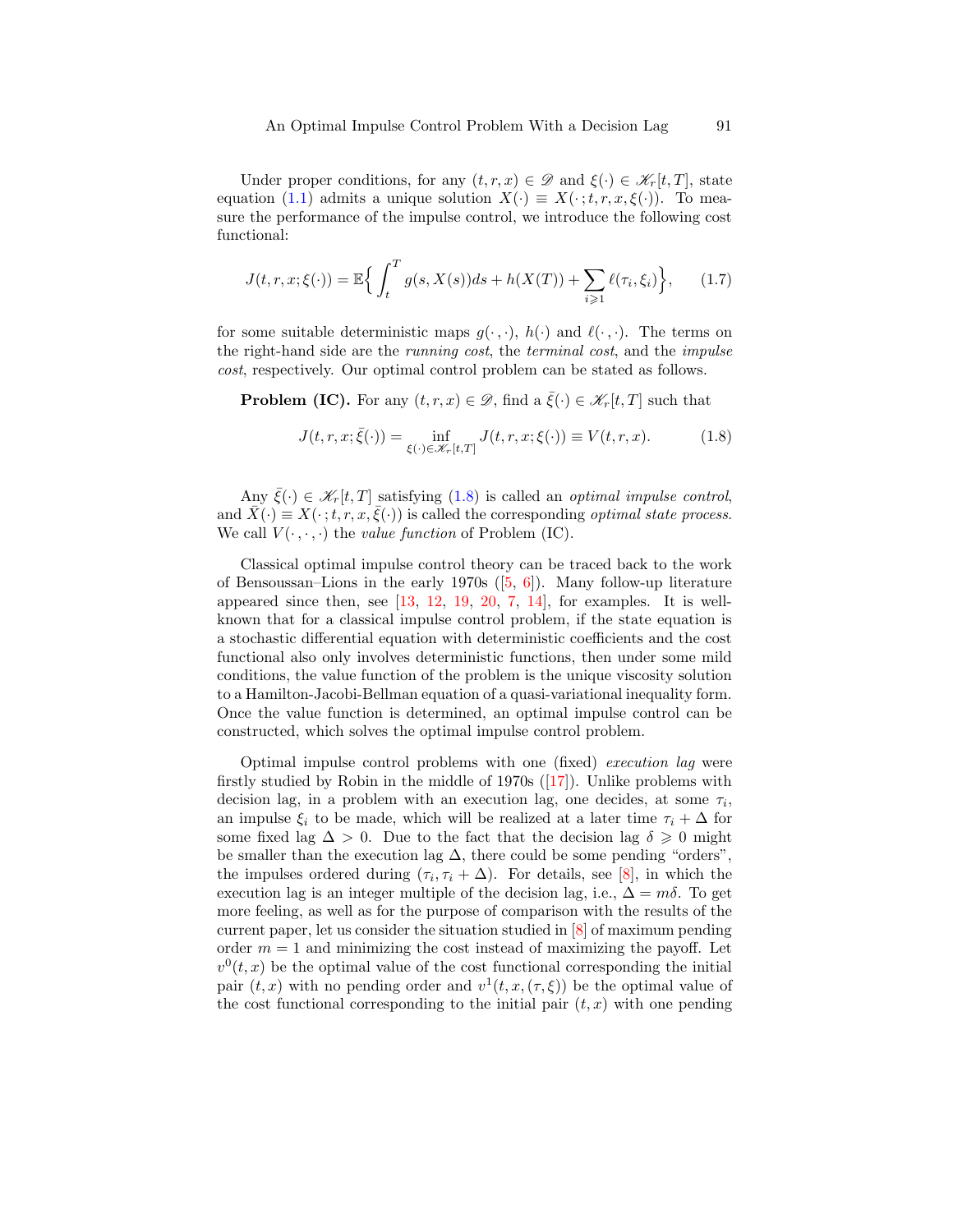Under proper conditions, for any $(t,r,x) \in \mathscr{D}$ and $\xi(\cdot) \in \mathscr{K}_r[t,T]$, state equation (1.1) admits a unique solution $X(\cdot) \equiv X(\cdot\,;t,r,x,\xi(\cdot))$. To measure the performance of the impulse control, we introduce the following cost functional:

$$J(t,r,x;\xi(\cdot)) = \mathbb{E}\Big\{ \int_t^T g(s,X(s))ds + h(X(T)) + \sum_{i\geqslant 1} \ell(\tau_i,\xi_i) \Big\}, \qquad (1.7)$$

for some suitable deterministic maps $g(\cdot\,,\cdot)$, $h(\cdot)$ and $\ell(\cdot\,,\cdot)$. The terms on the right-hand side are the *running cost*, the *terminal cost*, and the *impulse cost*, respectively. Our optimal control problem can be stated as follows.

**Problem (IC).** For any $(t,r,x) \in \mathscr{D}$, find a $\bar{\xi}(\cdot) \in \mathscr{K}_r[t,T]$ such that

$$J(t,r,x;\bar{\xi}(\cdot)) = \inf_{\xi(\cdot)\in\mathscr{K}_r[t,T]} J(t,r,x;\xi(\cdot)) \equiv V(t,r,x). \qquad (1.8)$$

Any $\bar{\xi}(\cdot) \in \mathscr{K}_r[t,T]$ satisfying (1.8) is called an *optimal impulse control*, and $\bar{X}(\cdot) \equiv X(\cdot\,;t,r,x,\bar{\xi}(\cdot))$ is called the corresponding *optimal state process*. We call $V(\cdot\,,\cdot\,,\cdot)$ the *value function* of Problem (IC).

Classical optimal impulse control theory can be traced back to the work of Bensoussan–Lions in the early 1970s ([5, 6]). Many follow-up literature appeared since then, see [13, 12, 19, 20, 7, 14], for examples. It is well-known that for a classical impulse control problem, if the state equation is a stochastic differential equation with deterministic coefficients and the cost functional also only involves deterministic functions, then under some mild conditions, the value function of the problem is the unique viscosity solution to a Hamilton-Jacobi-Bellman equation of a quasi-variational inequality form. Once the value function is determined, an optimal impulse control can be constructed, which solves the optimal impulse control problem.

Optimal impulse control problems with one (fixed) *execution lag* were firstly studied by Robin in the middle of 1970s ([17]). Unlike problems with decision lag, in a problem with an execution lag, one decides, at some $\tau_i$, an impulse $\xi_i$ to be made, which will be realized at a later time $\tau_i + \Delta$ for some fixed lag $\Delta > 0$. Due to the fact that the decision lag $\delta \geqslant 0$ might be smaller than the execution lag $\Delta$, there could be some pending "orders", the impulses ordered during $(\tau_i, \tau_i + \Delta)$. For details, see [8], in which the execution lag is an integer multiple of the decision lag, i.e., $\Delta = m\delta$. To get more feeling, as well as for the purpose of comparison with the results of the current paper, let us consider the situation studied in [8] of maximum pending order $m = 1$ and minimizing the cost instead of maximizing the payoff. Let $v^0(t,x)$ be the optimal value of the cost functional corresponding the initial pair $(t,x)$ with no pending order and $v^1(t,x,(\tau,\xi))$ be the optimal value of the cost functional corresponding to the initial pair $(t,x)$ with one pending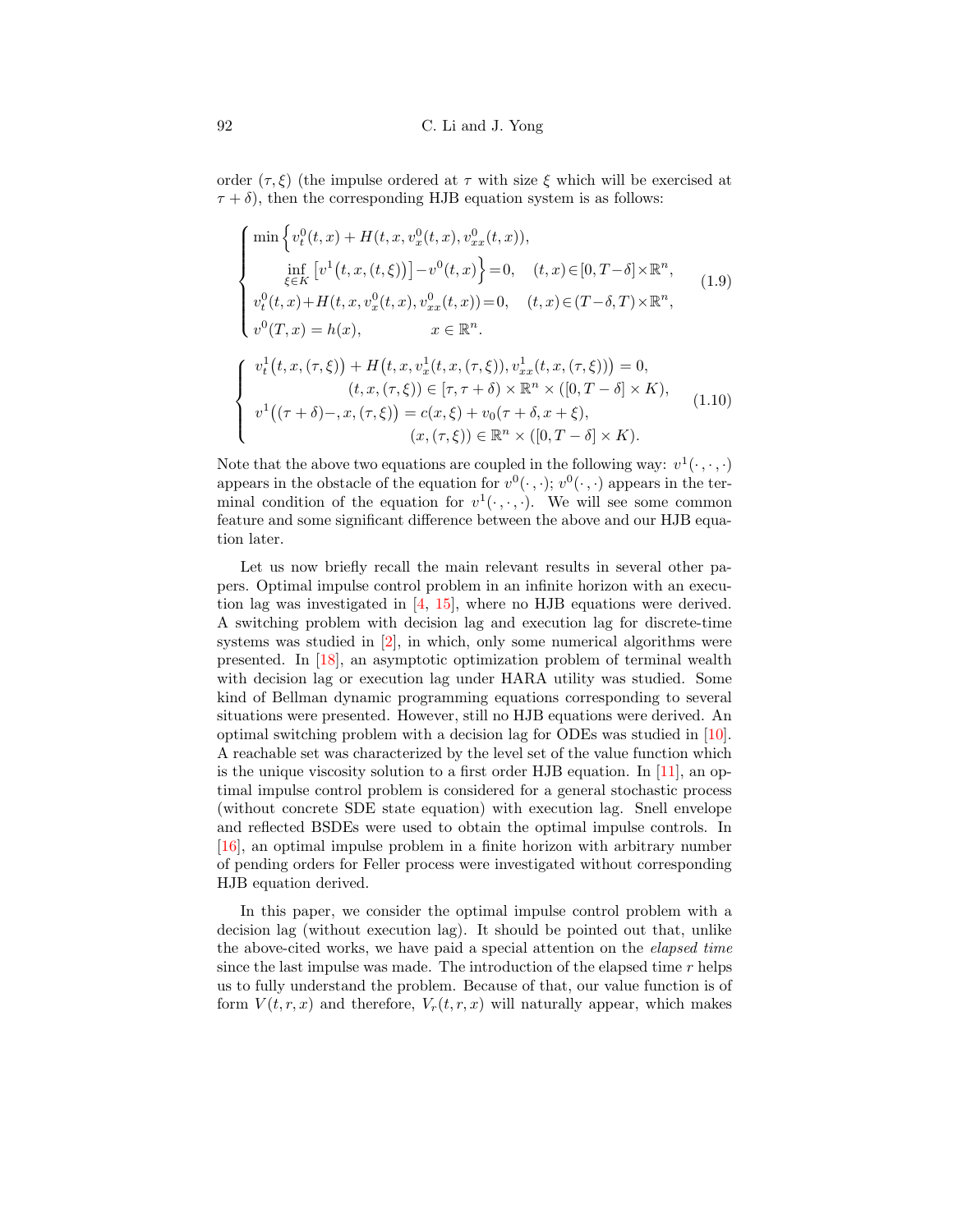order $(\tau, \xi)$ (the impulse ordered at $\tau$ with size $\xi$ which will be exercised at $\tau + \delta$), then the corresponding HJB equation system is as follows:

$$
\begin{cases}
\min\Big\{ v_t^0(t,x) + H(t,x,v_x^0(t,x),v_{xx}^0(t,x)), \\
\qquad \inf\limits_{\xi\in K}\big[v^1\big(t,x,(t,\xi)\big)\big] - v^0(t,x)\Big\} = 0, \quad (t,x)\in[0,T-\delta]\times\mathbb{R}^n, \\
v_t^0(t,x) + H(t,x,v_x^0(t,x),v_{xx}^0(t,x)) = 0, \quad (t,x)\in(T-\delta,T)\times\mathbb{R}^n, \\
v^0(T,x) = h(x), \qquad x\in\mathbb{R}^n.
\end{cases}
\tag{1.9}
$$

$$
\begin{cases}
v_t^1\big(t,x,(\tau,\xi)\big) + H\big(t,x,v_x^1(t,x,(\tau,\xi)),v_{xx}^1(t,x,(\tau,\xi))\big) = 0, \\
\qquad\qquad (t,x,(\tau,\xi))\in[\tau,\tau+\delta)\times\mathbb{R}^n\times([0,T-\delta]\times K), \\
v^1\big((\tau+\delta)-,x,(\tau,\xi)\big) = c(x,\xi) + v_0(\tau+\delta,x+\xi), \\
\qquad\qquad (x,(\tau,\xi))\in\mathbb{R}^n\times([0,T-\delta]\times K).
\end{cases}
\tag{1.10}
$$

Note that the above two equations are coupled in the following way: $v^1(\cdot,\cdot,\cdot)$ appears in the obstacle of the equation for $v^0(\cdot,\cdot)$; $v^0(\cdot,\cdot)$ appears in the terminal condition of the equation for $v^1(\cdot,\cdot,\cdot)$. We will see some common feature and some significant difference between the above and our HJB equation later.

Let us now briefly recall the main relevant results in several other papers. Optimal impulse control problem in an infinite horizon with an execution lag was investigated in [4, 15], where no HJB equations were derived. A switching problem with decision lag and execution lag for discrete-time systems was studied in [2], in which, only some numerical algorithms were presented. In [18], an asymptotic optimization problem of terminal wealth with decision lag or execution lag under HARA utility was studied. Some kind of Bellman dynamic programming equations corresponding to several situations were presented. However, still no HJB equations were derived. An optimal switching problem with a decision lag for ODEs was studied in [10]. A reachable set was characterized by the level set of the value function which is the unique viscosity solution to a first order HJB equation. In [11], an optimal impulse control problem is considered for a general stochastic process (without concrete SDE state equation) with execution lag. Snell envelope and reflected BSDEs were used to obtain the optimal impulse controls. In [16], an optimal impulse problem in a finite horizon with arbitrary number of pending orders for Feller process were investigated without corresponding HJB equation derived.

In this paper, we consider the optimal impulse control problem with a decision lag (without execution lag). It should be pointed out that, unlike the above-cited works, we have paid a special attention on the *elapsed time* since the last impulse was made. The introduction of the elapsed time $r$ helps us to fully understand the problem. Because of that, our value function is of form $V(t,r,x)$ and therefore, $V_r(t,r,x)$ will naturally appear, which makes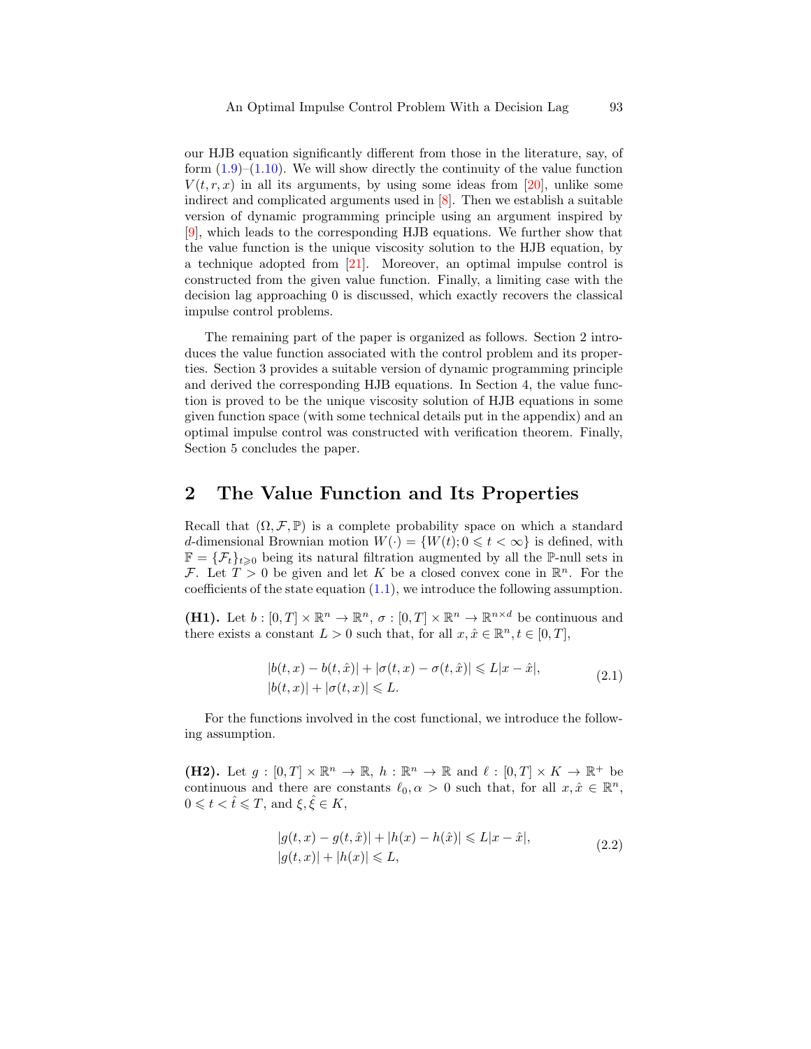our HJB equation significantly different from those in the literature, say, of form (1.9)–(1.10). We will show directly the continuity of the value function $V(t,r,x)$ in all its arguments, by using some ideas from [20], unlike some indirect and complicated arguments used in [8]. Then we establish a suitable version of dynamic programming principle using an argument inspired by [9], which leads to the corresponding HJB equations. We further show that the value function is the unique viscosity solution to the HJB equation, by a technique adopted from [21]. Moreover, an optimal impulse control is constructed from the given value function. Finally, a limiting case with the decision lag approaching 0 is discussed, which exactly recovers the classical impulse control problems.

The remaining part of the paper is organized as follows. Section 2 introduces the value function associated with the control problem and its properties. Section 3 provides a suitable version of dynamic programming principle and derived the corresponding HJB equations. In Section 4, the value function is proved to be the unique viscosity solution of HJB equations in some given function space (with some technical details put in the appendix) and an optimal impulse control was constructed with verification theorem. Finally, Section 5 concludes the paper.

## 2 The Value Function and Its Properties

Recall that $(\Omega, \mathcal{F}, \mathbb{P})$ is a complete probability space on which a standard $d$-dimensional Brownian motion $W(\cdot) = \{W(t); 0 \leqslant t < \infty\}$ is defined, with $\mathbb{F} = \{\mathcal{F}_t\}_{t \geqslant 0}$ being its natural filtration augmented by all the $\mathbb{P}$-null sets in $\mathcal{F}$. Let $T > 0$ be given and let $K$ be a closed convex cone in $\mathbb{R}^n$. For the coefficients of the state equation (1.1), we introduce the following assumption.

**(H1).** Let $b : [0,T] \times \mathbb{R}^n \to \mathbb{R}^n$, $\sigma : [0,T] \times \mathbb{R}^n \to \mathbb{R}^{n \times d}$ be continuous and there exists a constant $L > 0$ such that, for all $x, \hat{x} \in \mathbb{R}^n, t \in [0,T]$,

$$
\begin{aligned}
&|b(t,x) - b(t,\hat{x})| + |\sigma(t,x) - \sigma(t,\hat{x})| \leqslant L|x - \hat{x}|, \\
&|b(t,x)| + |\sigma(t,x)| \leqslant L.
\end{aligned}
\tag{2.1}
$$

For the functions involved in the cost functional, we introduce the following assumption.

**(H2).** Let $g : [0,T] \times \mathbb{R}^n \to \mathbb{R}$, $h : \mathbb{R}^n \to \mathbb{R}$ and $\ell : [0,T] \times K \to \mathbb{R}^+$ be continuous and there are constants $\ell_0, \alpha > 0$ such that, for all $x, \hat{x} \in \mathbb{R}^n$, $0 \leqslant t < \hat{t} \leqslant T$, and $\xi, \hat{\xi} \in K$,

$$
\begin{aligned}
&|g(t,x) - g(t,\hat{x})| + |h(x) - h(\hat{x})| \leqslant L|x - \hat{x}|, \\
&|g(t,x)| + |h(x)| \leqslant L,
\end{aligned}
\tag{2.2}
$$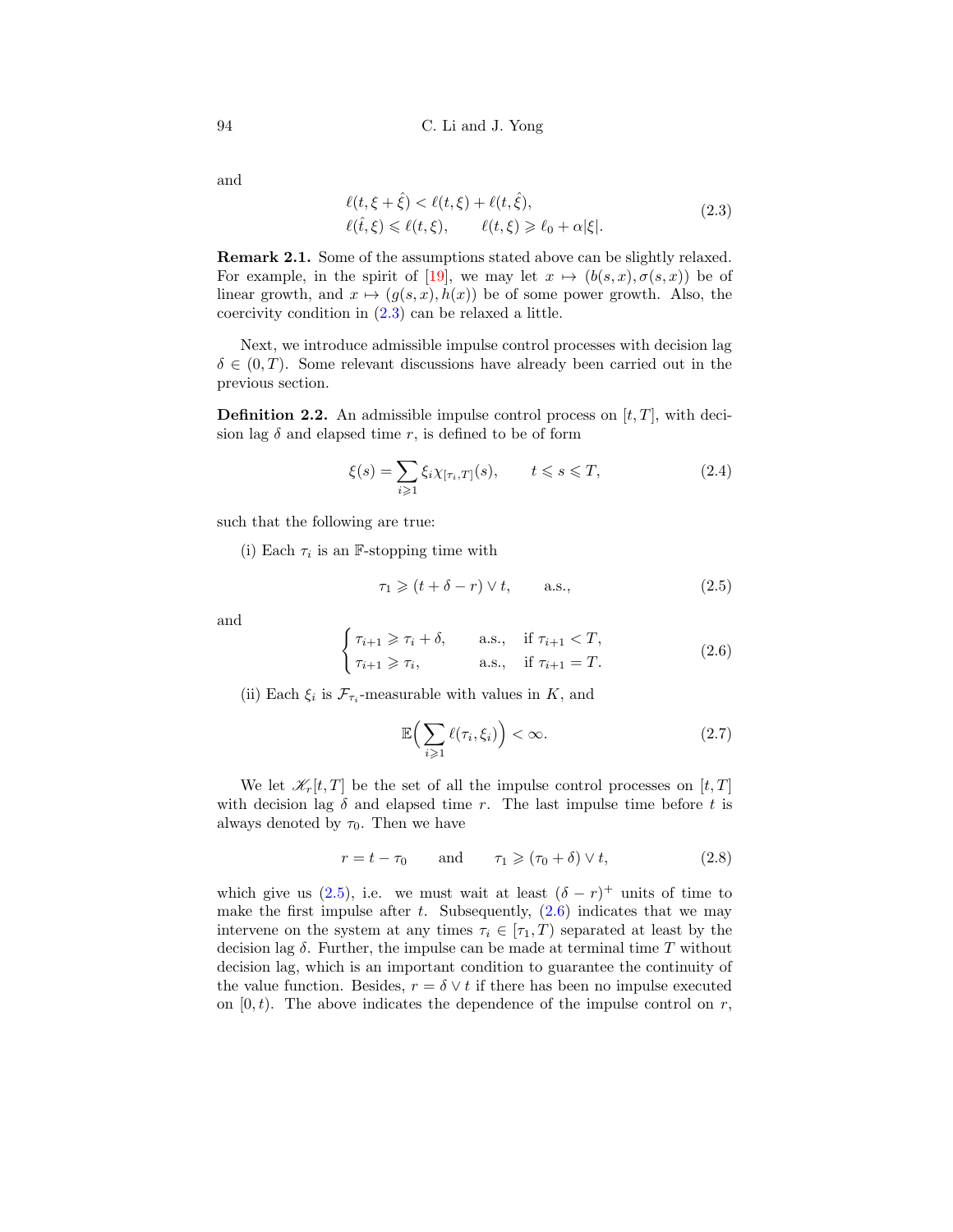and

$$
\begin{aligned}
&\ell(t, \xi + \hat{\xi}) < \ell(t, \xi) + \ell(t, \hat{\xi}), \\
&\ell(\hat{t}, \xi) \leqslant \ell(t, \xi), \qquad \ell(t, \xi) \geqslant \ell_0 + \alpha|\xi|.
\end{aligned}
\tag{2.3}
$$

**Remark 2.1.** Some of the assumptions stated above can be slightly relaxed. For example, in the spirit of [19], we may let $x \mapsto (b(s,x), \sigma(s,x))$ be of linear growth, and $x \mapsto (g(s,x), h(x))$ be of some power growth. Also, the coercivity condition in (2.3) can be relaxed a little.

Next, we introduce admissible impulse control processes with decision lag $\delta \in (0, T)$. Some relevant discussions have already been carried out in the previous section.

**Definition 2.2.** An admissible impulse control process on $[t, T]$, with decision lag $\delta$ and elapsed time $r$, is defined to be of form

$$
\xi(s) = \sum_{i \geqslant 1} \xi_i \chi_{[\tau_i, T]}(s), \qquad t \leqslant s \leqslant T, \tag{2.4}
$$

such that the following are true:

(i) Each $\tau_i$ is an $\mathbb{F}$-stopping time with

$$
\tau_1 \geqslant (t + \delta - r) \vee t, \qquad \text{a.s.,} \tag{2.5}
$$

and

$$
\begin{cases}
\tau_{i+1} \geqslant \tau_i + \delta, & \text{a.s.,} \quad \text{if } \tau_{i+1} < T, \\
\tau_{i+1} \geqslant \tau_i, & \text{a.s.,} \quad \text{if } \tau_{i+1} = T.
\end{cases}
\tag{2.6}
$$

(ii) Each $\xi_i$ is $\mathcal{F}_{\tau_i}$-measurable with values in $K$, and

$$
\mathbb{E}\Big( \sum_{i \geqslant 1} \ell(\tau_i, \xi_i) \Big) < \infty. \tag{2.7}
$$

We let $\mathscr{K}_r[t, T]$ be the set of all the impulse control processes on $[t, T]$ with decision lag $\delta$ and elapsed time $r$. The last impulse time before $t$ is always denoted by $\tau_0$. Then we have

$$
r = t - \tau_0 \qquad \text{and} \qquad \tau_1 \geqslant (\tau_0 + \delta) \vee t, \tag{2.8}
$$

which give us (2.5), i.e. we must wait at least $(\delta - r)^+$ units of time to make the first impulse after $t$. Subsequently, (2.6) indicates that we may intervene on the system at any times $\tau_i \in [\tau_1, T)$ separated at least by the decision lag $\delta$. Further, the impulse can be made at terminal time $T$ without decision lag, which is an important condition to guarantee the continuity of the value function. Besides, $r = \delta \vee t$ if there has been no impulse executed on $[0, t)$. The above indicates the dependence of the impulse control on $r$,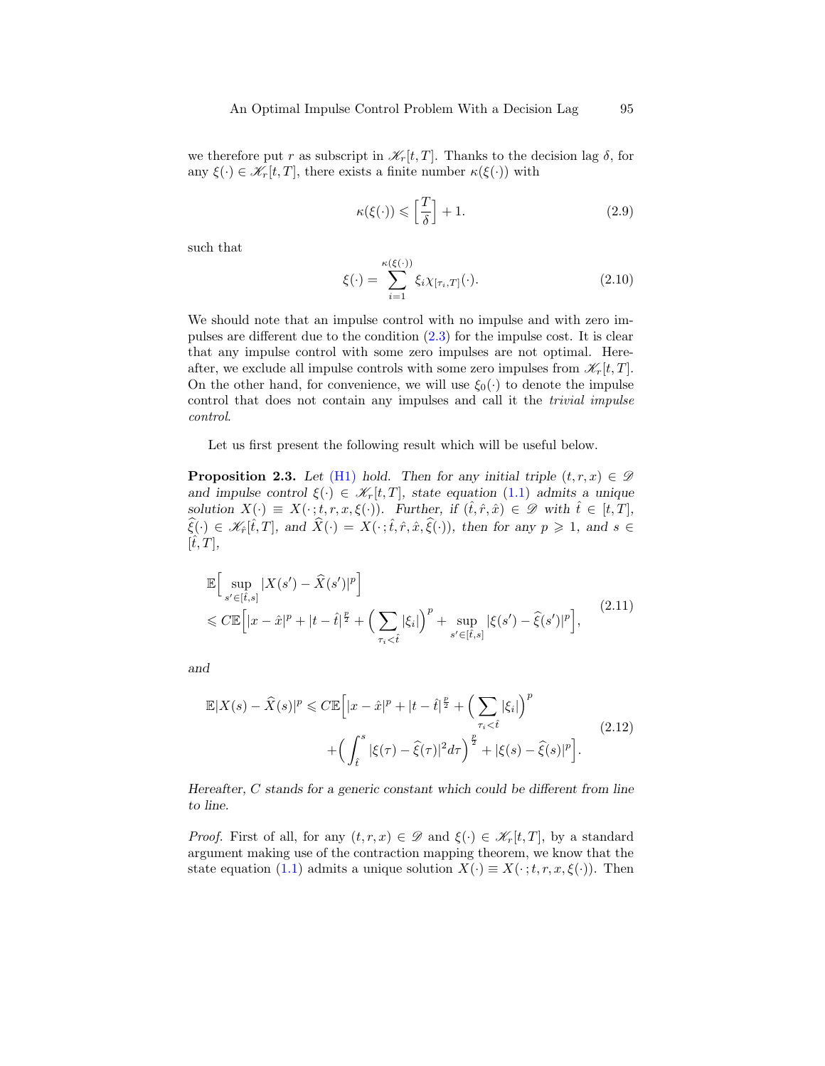we therefore put $r$ as subscript in $\mathscr{K}_r[t,T]$. Thanks to the decision lag $\delta$, for any $\xi(\cdot) \in \mathscr{K}_r[t,T]$, there exists a finite number $\kappa(\xi(\cdot))$ with

$$\kappa(\xi(\cdot)) \leqslant \Big[\frac{T}{\delta}\Big] + 1. \tag{2.9}$$

such that

$$\xi(\cdot) = \sum_{i=1}^{\kappa(\xi(\cdot))} \xi_i \chi_{[\tau_i,T]}(\cdot). \tag{2.10}$$

We should note that an impulse control with no impulse and with zero impulses are different due to the condition (2.3) for the impulse cost. It is clear that any impulse control with some zero impulses are not optimal. Hereafter, we exclude all impulse controls with some zero impulses from $\mathscr{K}_r[t,T]$. On the other hand, for convenience, we will use $\xi_0(\cdot)$ to denote the impulse control that does not contain any impulses and call it the *trivial impulse control*.

Let us first present the following result which will be useful below.

**Proposition 2.3.** *Let (H1) hold. Then for any initial triple $(t,r,x) \in \mathscr{D}$ and impulse control $\xi(\cdot) \in \mathscr{K}_r[t,T]$, state equation (1.1) admits a unique solution $X(\cdot) \equiv X(\cdot\,; t,r,x,\xi(\cdot))$. Further, if $(\hat t,\hat r,\hat x) \in \mathscr{D}$ with $\hat t \in [t,T]$, $\widehat\xi(\cdot) \in \mathscr{K}_{\hat r}[\hat t,T]$, and $\widehat X(\cdot) = X(\cdot\,;\hat t,\hat r,\hat x,\widehat\xi(\cdot))$, then for any $p \geqslant 1$, and $s \in [\hat t,T]$,*

$$\begin{aligned}
&\mathbb{E}\Big[\sup_{s'\in[\hat t,s]}|X(s')-\widehat X(s')|^p\Big] \\
&\leqslant C\mathbb{E}\Big[|x-\hat x|^p + |t-\hat t|^{\frac{p}{2}} + \Big(\sum_{\tau_i<\hat t}|\xi_i|\Big)^p + \sup_{s'\in[\hat t,s]}|\xi(s')-\widehat\xi(s')|^p\Big],
\end{aligned} \tag{2.11}$$

*and*

$$\begin{aligned}
\mathbb{E}|X(s)-\widehat X(s)|^p \leqslant C\mathbb{E}\Big[&|x-\hat x|^p + |t-\hat t|^{\frac{p}{2}} + \Big(\sum_{\tau_i<\hat t}|\xi_i|\Big)^p \\
&+\Big(\int_{\hat t}^s|\xi(\tau)-\widehat\xi(\tau)|^2d\tau\Big)^{\frac{p}{2}} + |\xi(s)-\widehat\xi(s)|^p\Big].
\end{aligned} \tag{2.12}$$

*Hereafter, $C$ stands for a generic constant which could be different from line to line.*

*Proof.* First of all, for any $(t,r,x) \in \mathscr{D}$ and $\xi(\cdot) \in \mathscr{K}_r[t,T]$, by a standard argument making use of the contraction mapping theorem, we know that the state equation (1.1) admits a unique solution $X(\cdot) \equiv X(\cdot\,;t,r,x,\xi(\cdot))$. Then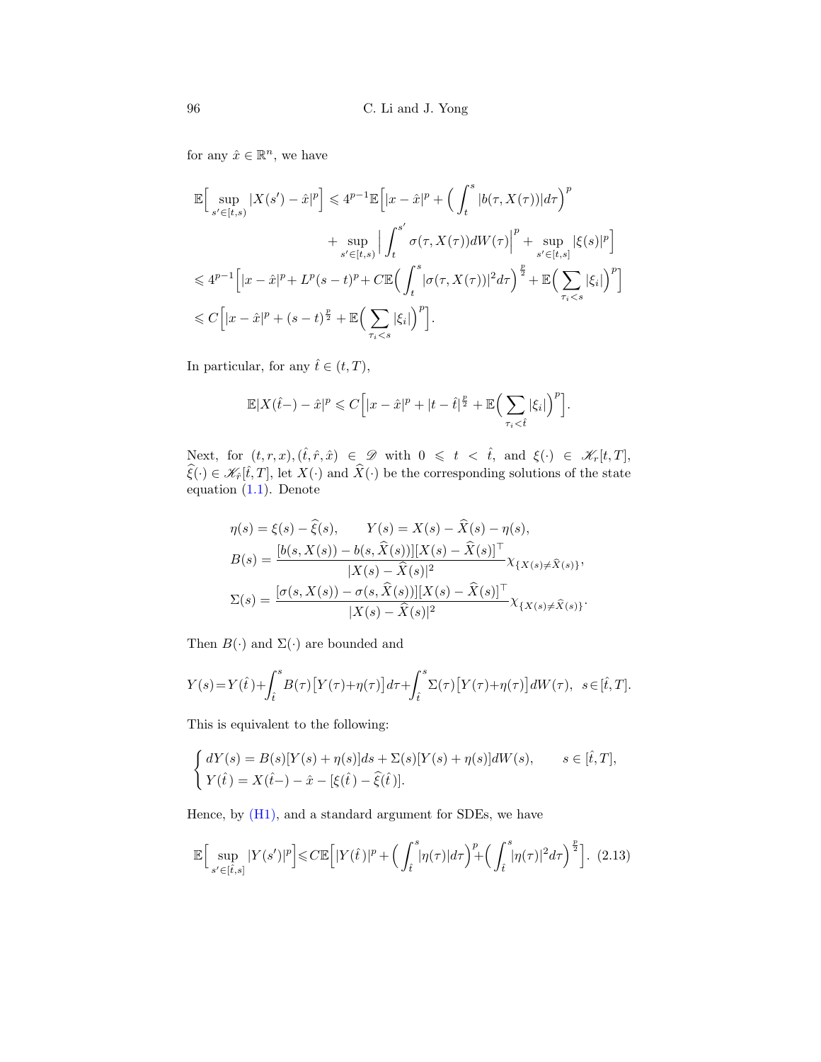for any $\hat{x} \in \mathbb{R}^n$, we have

$$
\begin{aligned}
\mathbb{E}\Big[\sup_{s'\in[t,s)}|X(s')-\hat{x}|^p\Big] &\leqslant 4^{p-1}\mathbb{E}\Big[|x-\hat{x}|^p+\Big(\int_t^s|b(\tau,X(\tau))|d\tau\Big)^p \\
&\qquad +\sup_{s'\in[t,s)}\Big|\int_t^{s'}\sigma(\tau,X(\tau))dW(\tau)\Big|^p+\sup_{s'\in[t,s]}|\xi(s)|^p\Big] \\
&\leqslant 4^{p-1}\Big[|x-\hat{x}|^p+L^p(s-t)^p+C\mathbb{E}\Big(\int_t^s|\sigma(\tau,X(\tau))|^2d\tau\Big)^{\frac{p}{2}}+\mathbb{E}\Big(\sum_{\tau_i<s}|\xi_i|\Big)^p\Big] \\
&\leqslant C\Big[|x-\hat{x}|^p+(s-t)^{\frac{p}{2}}+\mathbb{E}\Big(\sum_{\tau_i<s}|\xi_i|\Big)^p\Big].
\end{aligned}
$$

In particular, for any $\hat{t} \in (t,T)$,

$$
\mathbb{E}|X(\hat{t}-)-\hat{x}|^p \leqslant C\Big[|x-\hat{x}|^p+|t-\hat{t}|^{\frac{p}{2}}+\mathbb{E}\Big(\sum_{\tau_i<\hat{t}}|\xi_i|\Big)^p\Big].
$$

Next, for $(t,r,x),(\hat{t},\hat{r},\hat{x}) \in \mathscr{D}$ with $0 \leqslant t < \hat{t}$, and $\xi(\cdot) \in \mathscr{K}_r[t,T]$, $\widehat{\xi}(\cdot) \in \mathscr{K}_{\hat{r}}[\hat{t},T]$, let $X(\cdot)$ and $\widehat{X}(\cdot)$ be the corresponding solutions of the state equation (1.1). Denote

$$
\begin{aligned}
&\eta(s)=\xi(s)-\widehat{\xi}(s), \qquad Y(s)=X(s)-\widehat{X}(s)-\eta(s), \\
&B(s)=\frac{[b(s,X(s))-b(s,\widehat{X}(s))][X(s)-\widehat{X}(s)]^\top}{|X(s)-\widehat{X}(s)|^2}\chi_{\{X(s)\neq\widehat{X}(s)\}}, \\
&\Sigma(s)=\frac{[\sigma(s,X(s))-\sigma(s,\widehat{X}(s))][X(s)-\widehat{X}(s)]^\top}{|X(s)-\widehat{X}(s)|^2}\chi_{\{X(s)\neq\widehat{X}(s)\}}.
\end{aligned}
$$

Then $B(\cdot)$ and $\Sigma(\cdot)$ are bounded and

$$
Y(s)=Y(\hat{t})+\int_{\hat{t}}^s B(\tau)\big[Y(\tau)+\eta(\tau)\big]d\tau+\int_{\hat{t}}^s\Sigma(\tau)\big[Y(\tau)+\eta(\tau)\big]dW(\tau), \quad s\in[\hat{t},T].
$$

This is equivalent to the following:

$$
\begin{cases}
dY(s)=B(s)[Y(s)+\eta(s)]ds+\Sigma(s)[Y(s)+\eta(s)]dW(s), \qquad s\in[\hat{t},T], \\
Y(\hat{t})=X(\hat{t}-)-\hat{x}-[\xi(\hat{t})-\widehat{\xi}(\hat{t})].
\end{cases}
$$

Hence, by (H1), and a standard argument for SDEs, we have

$$
\mathbb{E}\Big[\sup_{s'\in[\hat{t},s]}|Y(s')|^p\Big]\leqslant C\mathbb{E}\Big[|Y(\hat{t})|^p+\Big(\int_{\hat{t}}^s|\eta(\tau)|d\tau\Big)^p+\Big(\int_{\hat{t}}^s|\eta(\tau)|^2d\tau\Big)^{\frac{p}{2}}\Big]. \quad (2.13)
$$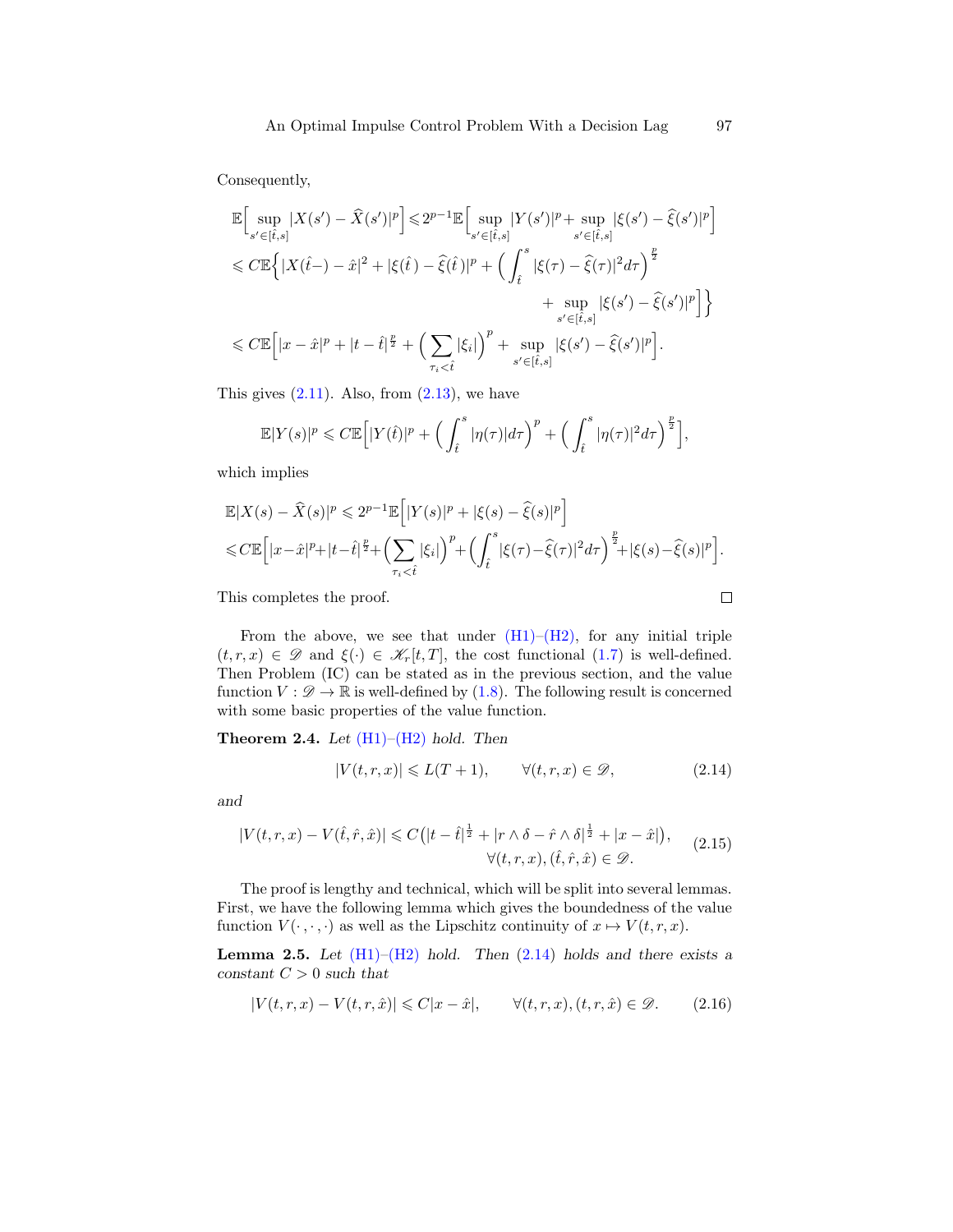Consequently,

$$
\begin{aligned}
&\mathbb{E}\Big[\sup_{s'\in[\hat t,s]}|X(s')-\widehat X(s')|^p\Big]\leqslant 2^{p-1}\mathbb{E}\Big[\sup_{s'\in[\hat t,s]}|Y(s')|^p+\sup_{s'\in[\hat t,s]}|\xi(s')-\widehat\xi(s')|^p\Big]\\
&\leqslant C\mathbb{E}\Big\{|X(\hat t-)-\hat x|^2+|\xi(\hat t)-\widehat\xi(\hat t)|^p+\Big(\int_{\hat t}^s|\xi(\tau)-\widehat\xi(\tau)|^2d\tau\Big)^{\frac p2}\\
&\qquad\qquad+\sup_{s'\in[\hat t,s]}|\xi(s')-\widehat\xi(s')|^p\Big]\Big\}\\
&\leqslant C\mathbb{E}\Big[|x-\hat x|^p+|t-\hat t|^{\frac p2}+\Big(\sum_{\tau_i<\hat t}|\xi_i|\Big)^p+\sup_{s'\in[\hat t,s]}|\xi(s')-\widehat\xi(s')|^p\Big].
\end{aligned}
$$

This gives (2.11). Also, from (2.13), we have

$$
\mathbb{E}|Y(s)|^p\leqslant C\mathbb{E}\Big[|Y(\hat t)|^p+\Big(\int_{\hat t}^s|\eta(\tau)|d\tau\Big)^p+\Big(\int_{\hat t}^s|\eta(\tau)|^2d\tau\Big)^{\frac p2}\Big],
$$

which implies

$$
\begin{aligned}
&\mathbb{E}|X(s)-\widehat X(s)|^p\leqslant 2^{p-1}\mathbb{E}\Big[|Y(s)|^p+|\xi(s)-\widehat\xi(s)|^p\Big]\\
&\leqslant C\mathbb{E}\Big[|x-\hat x|^p+|t-\hat t|^{\frac p2}+\Big(\sum_{\tau_i<\hat t}|\xi_i|\Big)^p+\Big(\int_{\hat t}^s|\xi(\tau)-\widehat\xi(\tau)|^2d\tau\Big)^{\frac p2}+|\xi(s)-\widehat\xi(s)|^p\Big].
\end{aligned}
$$

This completes the proof. $\square$

From the above, we see that under (H1)–(H2), for any initial triple $(t,r,x)\in\mathscr{D}$ and $\xi(\cdot)\in\mathscr{K}_r[t,T]$, the cost functional (1.7) is well-defined. Then Problem (IC) can be stated as in the previous section, and the value function $V:\mathscr{D}\to\mathbb{R}$ is well-defined by (1.8). The following result is concerned with some basic properties of the value function.

**Theorem 2.4.** *Let (H1)–(H2) hold. Then*

$$
|V(t,r,x)|\leqslant L(T+1),\qquad\forall(t,r,x)\in\mathscr{D},\tag{2.14}
$$

*and*

$$
|V(t,r,x)-V(\hat t,\hat r,\hat x)|\leqslant C\big(|t-\hat t|^{\frac12}+|r\wedge\delta-\hat r\wedge\delta|^{\frac12}+|x-\hat x|\big),\quad\forall(t,r,x),(\hat t,\hat r,\hat x)\in\mathscr{D}.\tag{2.15}
$$

The proof is lengthy and technical, which will be split into several lemmas. First, we have the following lemma which gives the boundedness of the value function $V(\cdot,\cdot,\cdot)$ as well as the Lipschitz continuity of $x\mapsto V(t,r,x)$.

**Lemma 2.5.** *Let (H1)–(H2) hold. Then (2.14) holds and there exists a constant $C>0$ such that*

$$
|V(t,r,x)-V(t,r,\hat x)|\leqslant C|x-\hat x|,\qquad\forall(t,r,x),(t,r,\hat x)\in\mathscr{D}.\tag{2.16}
$$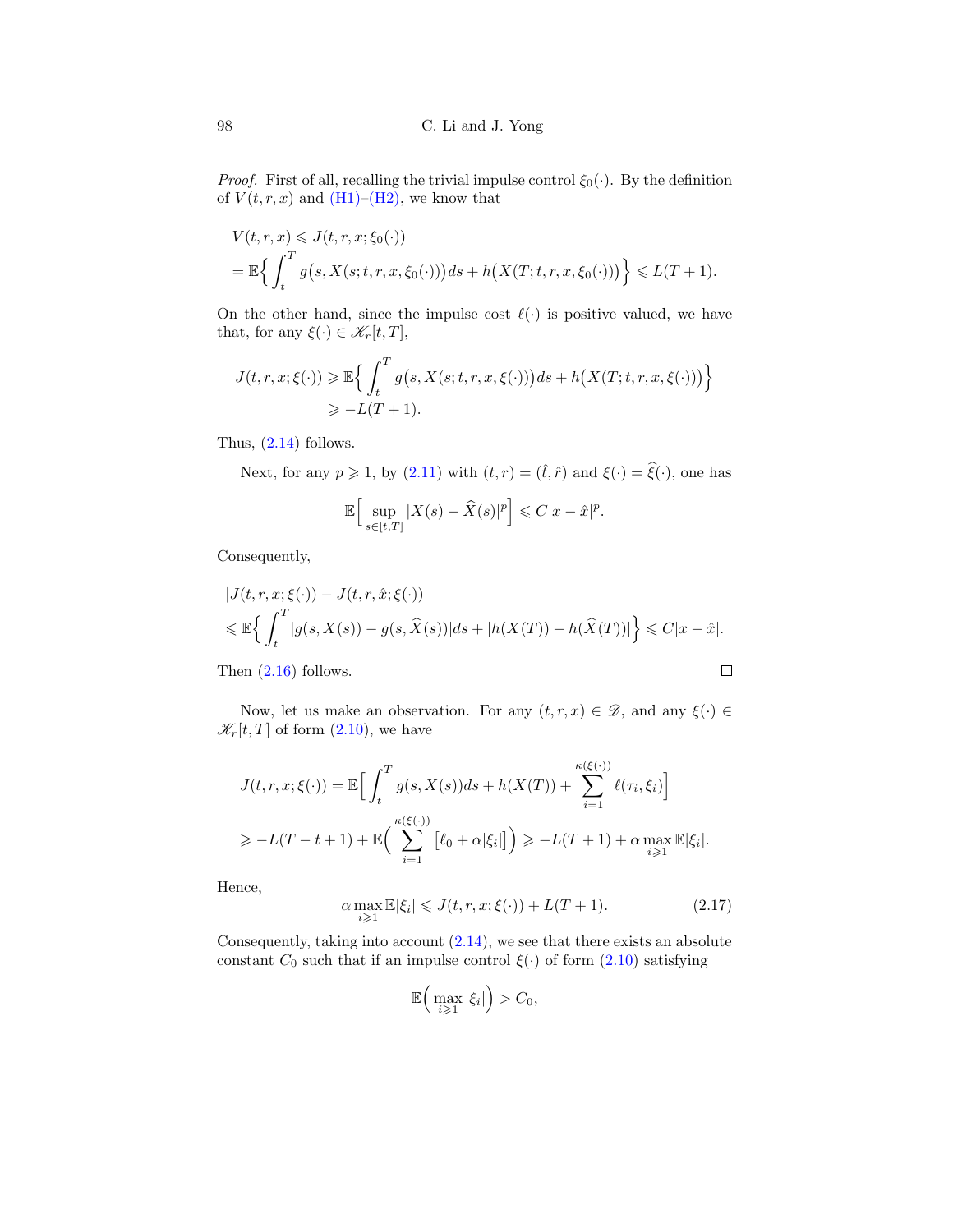*Proof.* First of all, recalling the trivial impulse control $\xi_0(\cdot)$. By the definition of $V(t,r,x)$ and (H1)–(H2), we know that

$$
\begin{aligned}
&V(t,r,x) \leqslant J(t,r,x;\xi_0(\cdot)) \\
&= \mathbb{E}\Big\{ \int_t^T g\big(s, X(s;t,r,x,\xi_0(\cdot))\big)ds + h\big(X(T;t,r,x,\xi_0(\cdot))\big) \Big\} \leqslant L(T+1).
\end{aligned}
$$

On the other hand, since the impulse cost $\ell(\cdot)$ is positive valued, we have that, for any $\xi(\cdot) \in \mathscr{K}_r[t,T]$,

$$
\begin{aligned}
J(t,r,x;\xi(\cdot)) &\geqslant \mathbb{E}\Big\{ \int_t^T g\big(s, X(s;t,r,x,\xi(\cdot))\big)ds + h\big(X(T;t,r,x,\xi(\cdot))\big) \Big\} \\
&\geqslant -L(T+1).
\end{aligned}
$$

Thus, (2.14) follows.

Next, for any $p \geqslant 1$, by (2.11) with $(t,r) = (\hat{t},\hat{r})$ and $\xi(\cdot) = \widehat{\xi}(\cdot)$, one has

$$
\mathbb{E}\Big[ \sup_{s\in[t,T]} |X(s) - \widehat{X}(s)|^p \Big] \leqslant C|x-\hat{x}|^p.
$$

Consequently,

$$
\begin{aligned}
&|J(t,r,x;\xi(\cdot)) - J(t,r,\hat{x};\xi(\cdot))| \\
&\leqslant \mathbb{E}\Big\{ \int_t^T |g(s,X(s)) - g(s,\widehat{X}(s))|ds + |h(X(T)) - h(\widehat{X}(T))| \Big\} \leqslant C|x-\hat{x}|.
\end{aligned}
$$

Then (2.16) follows. $\square$

Now, let us make an observation. For any $(t,r,x) \in \mathscr{D}$, and any $\xi(\cdot) \in \mathscr{K}_r[t,T]$ of form (2.10), we have

$$
\begin{aligned}
J(t,r,x;\xi(\cdot)) &= \mathbb{E}\Big[ \int_t^T g(s,X(s))ds + h(X(T)) + \sum_{i=1}^{\kappa(\xi(\cdot))} \ell(\tau_i,\xi_i) \Big] \\
&\geqslant -L(T-t+1) + \mathbb{E}\Big( \sum_{i=1}^{\kappa(\xi(\cdot))} \big[\ell_0 + \alpha|\xi_i|\big] \Big) \geqslant -L(T+1) + \alpha \max_{i\geqslant 1} \mathbb{E}|\xi_i|.
\end{aligned}
$$

Hence,

$$
\alpha \max_{i\geqslant 1} \mathbb{E}|\xi_i| \leqslant J(t,r,x;\xi(\cdot)) + L(T+1). \tag{2.17}
$$

Consequently, taking into account (2.14), we see that there exists an absolute constant $C_0$ such that if an impulse control $\xi(\cdot)$ of form (2.10) satisfying

$$
\mathbb{E}\Big( \max_{i\geqslant 1} |\xi_i| \Big) > C_0,
$$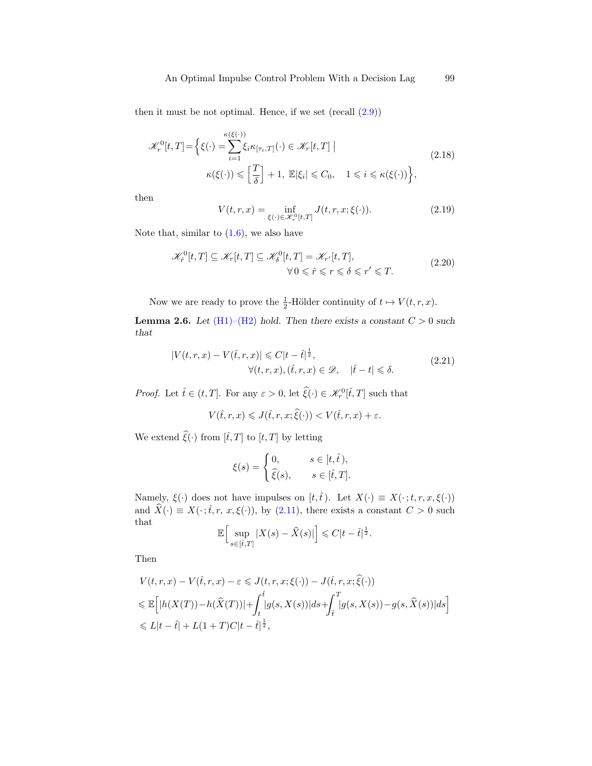then it must be not optimal. Hence, if we set (recall (2.9))

$$
\begin{aligned}
\mathscr{K}_r^0[t,T]=\Big\{\xi(\cdot)=\sum_{i=1}^{\kappa(\xi(\cdot))}\xi_i\kappa_{[\tau_i,T]}(\cdot)\in\mathscr{K}_r[t,T]\ \Big|\ \\
\kappa(\xi(\cdot))\leqslant\Big[\frac{T}{\delta}\Big]+1,\ \mathbb{E}|\xi_i|\leqslant C_0,\quad 1\leqslant i\leqslant\kappa(\xi(\cdot))\Big\},
\end{aligned}
\tag{2.18}
$$

then

$$
V(t,r,x)=\inf_{\xi(\cdot)\in\mathscr{K}_r^0[t,T]}J(t,r,x;\xi(\cdot)). \tag{2.19}
$$

Note that, similar to (1.6), we also have

$$
\begin{aligned}
\mathscr{K}_{\hat r}^0[t,T]\subseteq\mathscr{K}_r[t,T]\subseteq\mathscr{K}_\delta^0[t,T]=\mathscr{K}_{r'}[t,T],\\
\forall\, 0\leqslant\hat r\leqslant r\leqslant\delta\leqslant r'\leqslant T.
\end{aligned}
\tag{2.20}
$$

Now we are ready to prove the $\frac{1}{2}$-Hölder continuity of $t\mapsto V(t,r,x)$.

**Lemma 2.6.** *Let (H1)–(H2) hold. Then there exists a constant $C>0$ such that*

$$
\begin{aligned}
|V(t,r,x)-V(\hat t,r,x)|\leqslant C|t-\hat t|^{\frac{1}{2}},\\
\forall (t,r,x),(\hat t,r,x)\in\mathscr{D},\quad |\hat t-t|\leqslant\delta.
\end{aligned}
\tag{2.21}
$$

*Proof.* Let $\hat t\in(t,T]$. For any $\varepsilon>0$, let $\widehat\xi(\cdot)\in\mathscr{K}_r^0[\hat t,T]$ such that

$$
V(\hat t,r,x)\leqslant J(\hat t,r,x;\widehat\xi(\cdot))<V(\hat t,r,x)+\varepsilon.
$$

We extend $\widehat\xi(\cdot)$ from $[\hat t,T]$ to $[t,T]$ by letting

$$
\xi(s)=\begin{cases}0, & s\in[t,\hat t\,),\\ \widehat\xi(s), & s\in[\hat t,T].\end{cases}
$$

Namely, $\xi(\cdot)$ does not have impulses on $[t,\hat t\,)$. Let $X(\cdot)\equiv X(\cdot\,;t,r,x,\xi(\cdot))$ and $\widehat X(\cdot)\equiv X(\cdot\,;\hat t,r,\,x,\xi(\cdot))$, by (2.11), there exists a constant $C>0$ such that

$$
\mathbb{E}\Big[\sup_{s\in[\hat t,T]}|X(s)-\widehat X(s)|\Big]\leqslant C|t-\hat t|^{\frac{1}{2}}.
$$

Then

$$
\begin{aligned}
&V(t,r,x)-V(\hat t,r,x)-\varepsilon\leqslant J(t,r,x;\xi(\cdot))-J(\hat t,r,x;\widehat\xi(\cdot))\\
&\leqslant\mathbb{E}\Big[|h(X(T))-h(\widehat X(T))|+\int_t^{\hat t}|g(s,X(s))|ds+\int_{\hat t}^T|g(s,X(s))-g(s,\widehat X(s))|ds\Big]\\
&\leqslant L|t-\hat t|+L(1+T)C|t-\hat t|^{\frac{1}{2}},
\end{aligned}
$$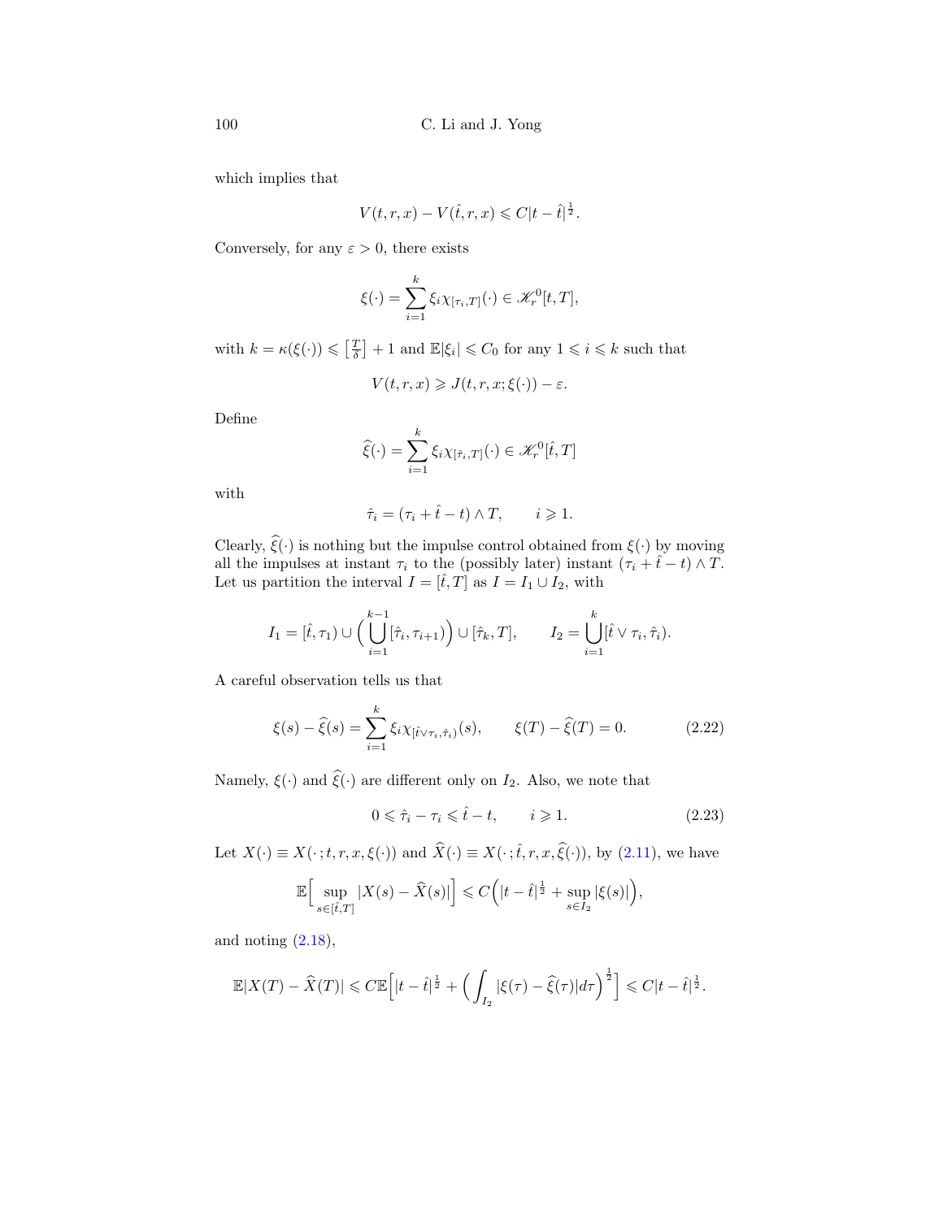which implies that

$$V(t,r,x) - V(\hat{t},r,x) \leqslant C|t-\hat{t}|^{\frac{1}{2}}.$$

Conversely, for any $\varepsilon > 0$, there exists

$$\xi(\cdot) = \sum_{i=1}^{k} \xi_i \chi_{[\tau_i,T]}(\cdot) \in \mathscr{K}_r^0[t,T],$$

with $k = \kappa(\xi(\cdot)) \leqslant \left[\frac{T}{\delta}\right] + 1$ and $\mathbb{E}|\xi_i| \leqslant C_0$ for any $1 \leqslant i \leqslant k$ such that

$$V(t,r,x) \geqslant J(t,r,x;\xi(\cdot)) - \varepsilon.$$

Define

$$\widehat{\xi}(\cdot) = \sum_{i=1}^{k} \xi_i \chi_{[\hat{\tau}_i,T]}(\cdot) \in \mathscr{K}_r^0[\hat{t},T]$$

with

$$\hat{\tau}_i = (\tau_i + \hat{t} - t) \wedge T, \qquad i \geqslant 1.$$

Clearly, $\widehat{\xi}(\cdot)$ is nothing but the impulse control obtained from $\xi(\cdot)$ by moving all the impulses at instant $\tau_i$ to the (possibly later) instant $(\tau_i + \hat{t} - t) \wedge T$. Let us partition the interval $I = [\hat{t}, T]$ as $I = I_1 \cup I_2$, with

$$I_1 = [\hat{t}, \tau_1) \cup \Big( \bigcup_{i=1}^{k-1} [\hat{\tau}_i, \tau_{i+1}) \Big) \cup [\hat{\tau}_k, T], \qquad I_2 = \bigcup_{i=1}^{k} [\hat{t} \vee \tau_i, \hat{\tau}_i).$$

A careful observation tells us that

$$\xi(s) - \widehat{\xi}(s) = \sum_{i=1}^{k} \xi_i \chi_{[\hat{t} \vee \tau_i, \hat{\tau}_i)}(s), \qquad \xi(T) - \widehat{\xi}(T) = 0. \tag{2.22}$$

Namely, $\xi(\cdot)$ and $\widehat{\xi}(\cdot)$ are different only on $I_2$. Also, we note that

$$0 \leqslant \hat{\tau}_i - \tau_i \leqslant \hat{t} - t, \qquad i \geqslant 1. \tag{2.23}$$

Let $X(\cdot) \equiv X(\cdot\,; t,r,x,\xi(\cdot))$ and $\widehat{X}(\cdot) \equiv X(\cdot\,; \hat{t},r,x,\widehat{\xi}(\cdot))$, by (2.11), we have

$$\mathbb{E}\Big[ \sup_{s \in [\hat{t},T]} |X(s) - \widehat{X}(s)| \Big] \leqslant C\Big( |t-\hat{t}|^{\frac{1}{2}} + \sup_{s \in I_2} |\xi(s)| \Big),$$

and noting (2.18),

$$\mathbb{E}|X(T) - \widehat{X}(T)| \leqslant C\mathbb{E}\Big[ |t-\hat{t}|^{\frac{1}{2}} + \Big( \int_{I_2} |\xi(\tau) - \widehat{\xi}(\tau)| d\tau \Big)^{\frac{1}{2}} \Big] \leqslant C|t-\hat{t}|^{\frac{1}{2}}.$$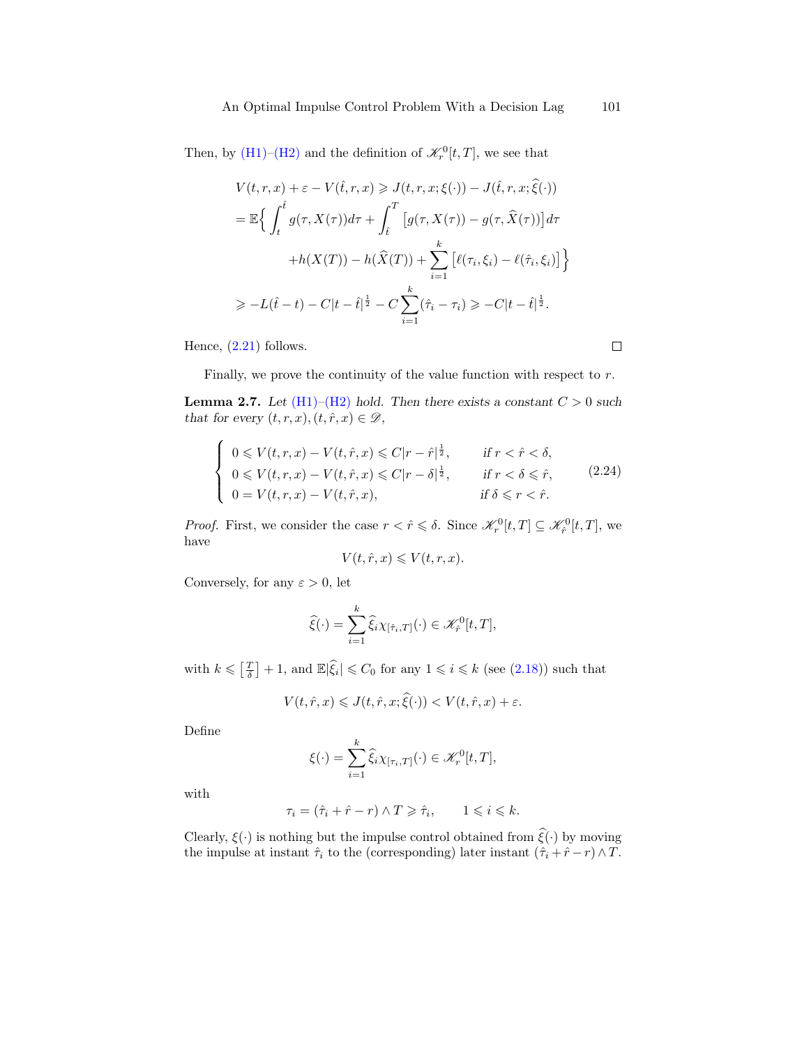Then, by (H1)–(H2) and the definition of $\mathscr{K}_r^0[t,T]$, we see that

$$
\begin{aligned}
V(t,r,x) + \varepsilon - V(\hat{t},r,x) &\geqslant J(t,r,x;\xi(\cdot)) - J(\hat{t},r,x;\widehat{\xi}(\cdot)) \\
&= \mathbb{E}\Big\{ \int_t^{\hat{t}} g(\tau, X(\tau))d\tau + \int_{\hat{t}}^T \big[g(\tau,X(\tau)) - g(\tau,\widehat{X}(\tau))\big]d\tau \\
&\qquad + h(X(T)) - h(\widehat{X}(T)) + \sum_{i=1}^k \big[\ell(\tau_i,\xi_i) - \ell(\hat{\tau}_i,\xi_i)\big]\Big\} \\
&\geqslant -L(\hat{t}-t) - C|t-\hat{t}|^{\frac{1}{2}} - C\sum_{i=1}^k(\hat{\tau}_i - \tau_i) \geqslant -C|t-\hat{t}|^{\frac{1}{2}}.
\end{aligned}
$$

Hence, (2.21) follows. $\square$

Finally, we prove the continuity of the value function with respect to $r$.

**Lemma 2.7.** *Let (H1)–(H2) hold. Then there exists a constant $C>0$ such that for every $(t,r,x),(t,\hat{r},x)\in\mathscr{D}$,*

$$
\begin{cases}
0 \leqslant V(t,r,x) - V(t,\hat{r},x) \leqslant C|r-\hat{r}|^{\frac{1}{2}}, & \text{if } r<\hat{r}<\delta, \\
0 \leqslant V(t,r,x) - V(t,\hat{r},x) \leqslant C|r-\delta|^{\frac{1}{2}}, & \text{if } r<\delta\leqslant\hat{r}, \\
0 = V(t,r,x) - V(t,\hat{r},x), & \text{if } \delta\leqslant r<\hat{r}.
\end{cases}
\tag{2.24}
$$

*Proof.* First, we consider the case $r<\hat{r}\leqslant\delta$. Since $\mathscr{K}_r^0[t,T]\subseteq\mathscr{K}_{\hat{r}}^0[t,T]$, we have

$$
V(t,\hat{r},x)\leqslant V(t,r,x).
$$

Conversely, for any $\varepsilon>0$, let

$$
\widehat{\xi}(\cdot) = \sum_{i=1}^k \widehat{\xi}_i \chi_{[\hat{\tau}_i,T]}(\cdot) \in \mathscr{K}_{\hat{r}}^0[t,T],
$$

with $k\leqslant\left[\frac{T}{\delta}\right]+1$, and $\mathbb{E}|\widehat{\xi}_i|\leqslant C_0$ for any $1\leqslant i\leqslant k$ (see (2.18)) such that

$$
V(t,\hat{r},x)\leqslant J(t,\hat{r},x;\widehat{\xi}(\cdot)) < V(t,\hat{r},x)+\varepsilon.
$$

Define

$$
\xi(\cdot) = \sum_{i=1}^k \widehat{\xi}_i \chi_{[\tau_i,T]}(\cdot) \in \mathscr{K}_r^0[t,T],
$$

with

$$
\tau_i = (\hat{\tau}_i + \hat{r} - r)\wedge T \geqslant \hat{\tau}_i, \qquad 1\leqslant i\leqslant k.
$$

Clearly, $\xi(\cdot)$ is nothing but the impulse control obtained from $\widehat{\xi}(\cdot)$ by moving the impulse at instant $\hat{\tau}_i$ to the (corresponding) later instant $(\hat{\tau}_i+\hat{r}-r)\wedge T$.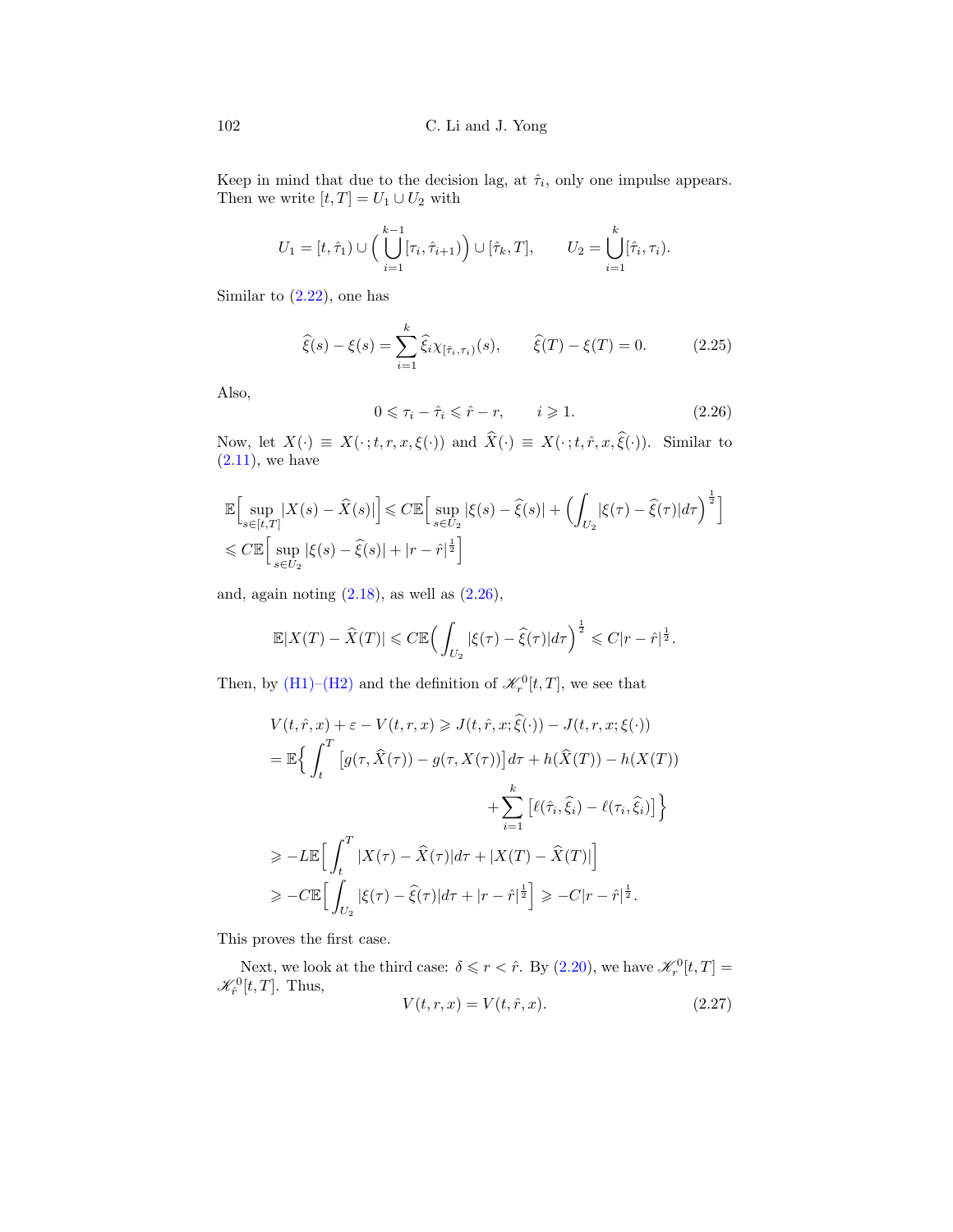Keep in mind that due to the decision lag, at $\hat{\tau}_i$, only one impulse appears. Then we write $[t,T] = U_1 \cup U_2$ with

$$U_1 = [t, \hat{\tau}_1) \cup \Big( \bigcup_{i=1}^{k-1} [\tau_i, \hat{\tau}_{i+1}) \Big) \cup [\hat{\tau}_k, T], \qquad U_2 = \bigcup_{i=1}^{k} [\hat{\tau}_i, \tau_i).$$

Similar to (2.22), one has

$$\widehat{\xi}(s) - \xi(s) = \sum_{i=1}^{k} \widehat{\xi}_i \chi_{[\hat{\tau}_i, \tau_i)}(s), \qquad \widehat{\xi}(T) - \xi(T) = 0. \tag{2.25}$$

Also,

$$0 \leqslant \tau_i - \hat{\tau}_i \leqslant \hat{r} - r, \qquad i \geqslant 1. \tag{2.26}$$

Now, let $X(\cdot) \equiv X(\cdot\,; t, r, x, \xi(\cdot))$ and $\widehat{X}(\cdot) \equiv X(\cdot\,; t, \hat{r}, x, \widehat{\xi}(\cdot))$. Similar to (2.11), we have

$$\begin{aligned}
&\mathbb{E}\Big[ \sup_{s \in [t,T]} |X(s) - \widehat{X}(s)| \Big] \leqslant C\mathbb{E}\Big[ \sup_{s \in U_2} |\xi(s) - \widehat{\xi}(s)| + \Big( \int_{U_2} |\xi(\tau) - \widehat{\xi}(\tau)| d\tau \Big)^{\frac{1}{2}} \Big] \\
&\leqslant C\mathbb{E}\Big[ \sup_{s \in U_2} |\xi(s) - \widehat{\xi}(s)| + |r - \hat{r}|^{\frac{1}{2}} \Big]
\end{aligned}$$

and, again noting (2.18), as well as (2.26),

$$\mathbb{E}|X(T) - \widehat{X}(T)| \leqslant C\mathbb{E}\Big( \int_{U_2} |\xi(\tau) - \widehat{\xi}(\tau)| d\tau \Big)^{\frac{1}{2}} \leqslant C|r - \hat{r}|^{\frac{1}{2}}.$$

Then, by (H1)–(H2) and the definition of $\mathscr{K}_r^0[t,T]$, we see that

$$\begin{aligned}
&V(t, \hat{r}, x) + \varepsilon - V(t, r, x) \geqslant J(t, \hat{r}, x; \widehat{\xi}(\cdot)) - J(t, r, x; \xi(\cdot)) \\
&= \mathbb{E}\Big\{ \int_t^T \big[ g(\tau, \widehat{X}(\tau)) - g(\tau, X(\tau)) \big] d\tau + h(\widehat{X}(T)) - h(X(T)) \\
&\qquad\qquad + \sum_{i=1}^{k} \big[ \ell(\hat{\tau}_i, \widehat{\xi}_i) - \ell(\tau_i, \widehat{\xi}_i) \big] \Big\} \\
&\geqslant -L\mathbb{E}\Big[ \int_t^T |X(\tau) - \widehat{X}(\tau)| d\tau + |X(T) - \widehat{X}(T)| \Big] \\
&\geqslant -C\mathbb{E}\Big[ \int_{U_2} |\xi(\tau) - \widehat{\xi}(\tau)| d\tau + |r - \hat{r}|^{\frac{1}{2}} \Big] \geqslant -C|r - \hat{r}|^{\frac{1}{2}}.
\end{aligned}$$

This proves the first case.

Next, we look at the third case: $\delta \leqslant r < \hat{r}$. By (2.20), we have $\mathscr{K}_r^0[t,T] = \mathscr{K}_{\hat{r}}^0[t,T]$. Thus,

$$V(t, r, x) = V(t, \hat{r}, x). \tag{2.27}$$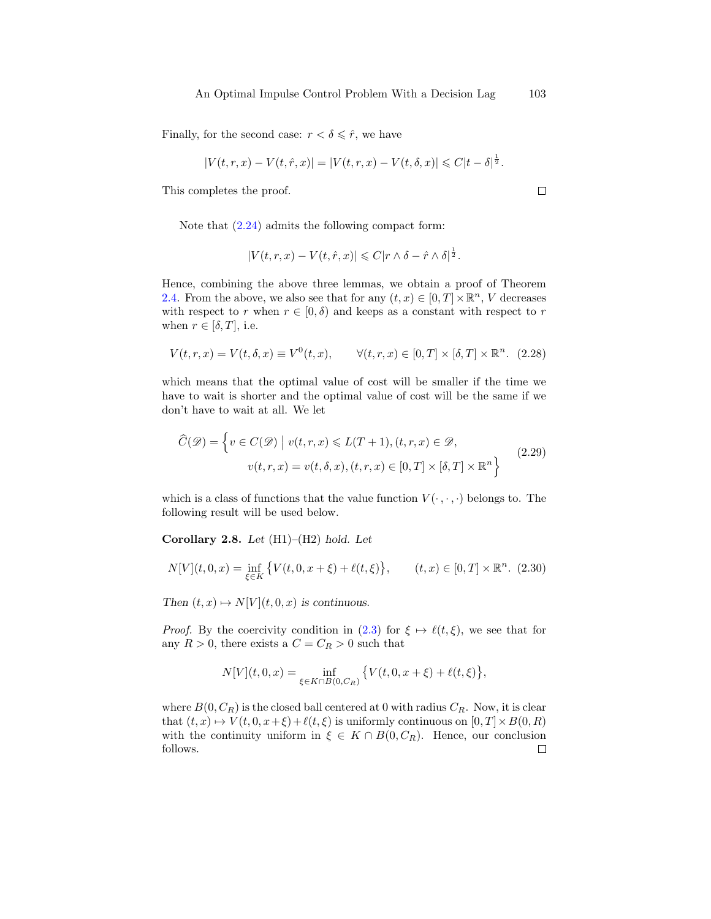Finally, for the second case: $r < \delta \leqslant \hat{r}$, we have

$$|V(t,r,x) - V(t,\hat{r},x)| = |V(t,r,x) - V(t,\delta,x)| \leqslant C|t-\delta|^{\frac{1}{2}}.$$

This completes the proof. $\square$

Note that (2.24) admits the following compact form:

$$|V(t,r,x) - V(t,\hat{r},x)| \leqslant C|r\wedge\delta - \hat{r}\wedge\delta|^{\frac{1}{2}}.$$

Hence, combining the above three lemmas, we obtain a proof of Theorem 2.4. From the above, we also see that for any $(t,x) \in [0,T]\times\mathbb{R}^n$, $V$ decreases with respect to $r$ when $r \in [0,\delta)$ and keeps as a constant with respect to $r$ when $r \in [\delta,T]$, i.e.

$$V(t,r,x) = V(t,\delta,x) \equiv V^0(t,x), \qquad \forall (t,r,x) \in [0,T]\times[\delta,T]\times\mathbb{R}^n. \quad (2.28)$$

which means that the optimal value of cost will be smaller if the time we have to wait is shorter and the optimal value of cost will be the same if we don't have to wait at all. We let

$$\widehat{C}(\mathscr{D}) = \Big\{ v \in C(\mathscr{D}) \;\Big|\; v(t,r,x) \leqslant L(T+1), (t,r,x) \in \mathscr{D}, \\ v(t,r,x) = v(t,\delta,x), (t,r,x) \in [0,T]\times[\delta,T]\times\mathbb{R}^n \Big\} \quad (2.29)$$

which is a class of functions that the value function $V(\cdot\,,\cdot\,,\cdot)$ belongs to. The following result will be used below.

**Corollary 2.8.** *Let* (H1)–(H2) *hold. Let*

$$N[V](t,0,x) = \inf_{\xi\in K}\big\{ V(t,0,x+\xi) + \ell(t,\xi) \big\}, \qquad (t,x) \in [0,T]\times\mathbb{R}^n. \quad (2.30)$$

*Then* $(t,x) \mapsto N[V](t,0,x)$ *is continuous.*

*Proof.* By the coercivity condition in (2.3) for $\xi \mapsto \ell(t,\xi)$, we see that for any $R > 0$, there exists a $C = C_R > 0$ such that

$$N[V](t,0,x) = \inf_{\xi\in K\cap B(0,C_R)}\big\{ V(t,0,x+\xi) + \ell(t,\xi) \big\},$$

where $B(0,C_R)$ is the closed ball centered at 0 with radius $C_R$. Now, it is clear that $(t,x) \mapsto V(t,0,x+\xi) + \ell(t,\xi)$ is uniformly continuous on $[0,T]\times B(0,R)$ with the continuity uniform in $\xi \in K\cap B(0,C_R)$. Hence, our conclusion follows. $\square$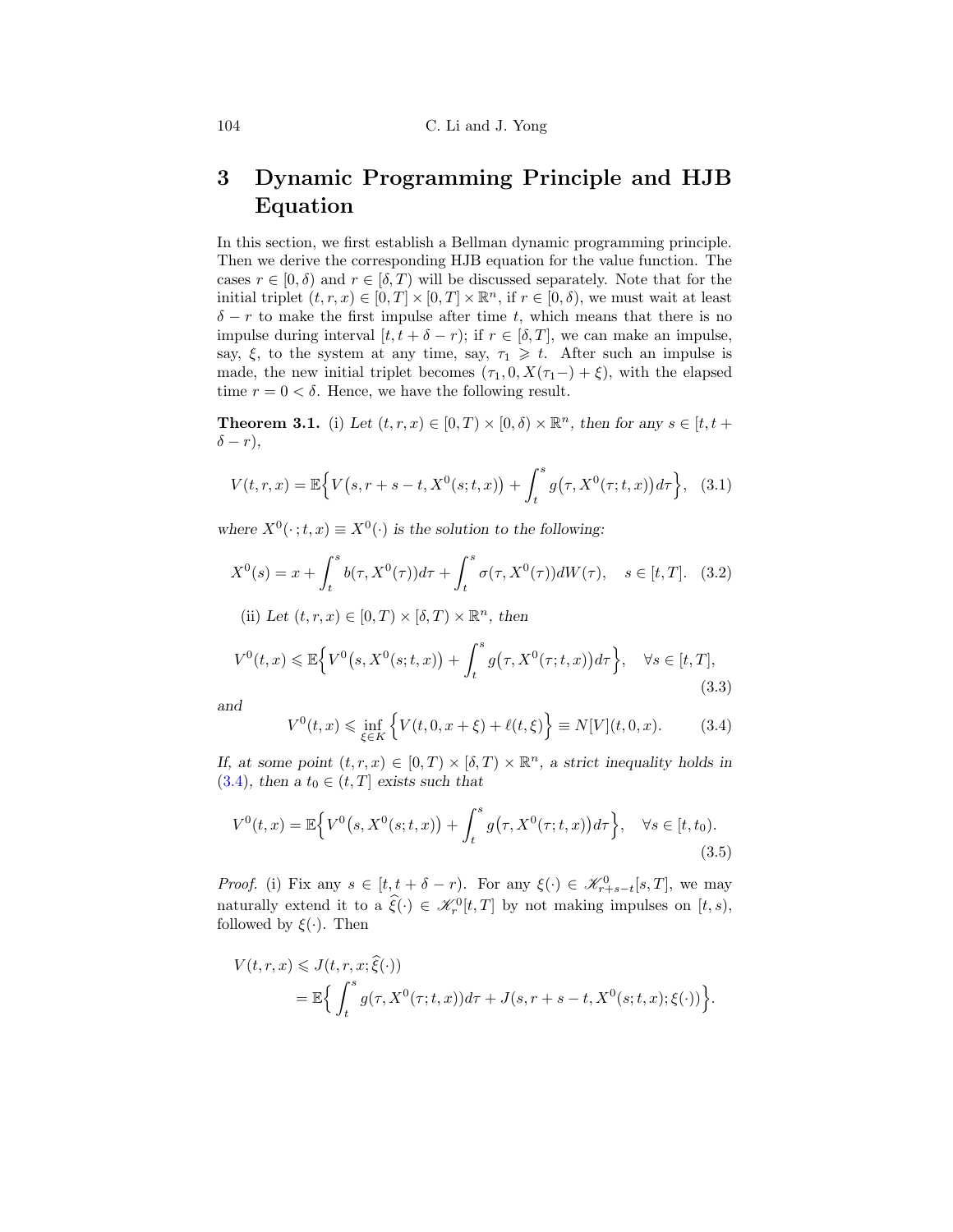# 3 Dynamic Programming Principle and HJB Equation

In this section, we first establish a Bellman dynamic programming principle. Then we derive the corresponding HJB equation for the value function. The cases $r \in [0,\delta)$ and $r \in [\delta, T)$ will be discussed separately. Note that for the initial triplet $(t,r,x) \in [0,T] \times [0,T] \times \mathbb{R}^n$, if $r \in [0,\delta)$, we must wait at least $\delta - r$ to make the first impulse after time $t$, which means that there is no impulse during interval $[t, t+\delta-r)$; if $r \in [\delta, T]$, we can make an impulse, say, $\xi$, to the system at any time, say, $\tau_1 \geqslant t$. After such an impulse is made, the new initial triplet becomes $(\tau_1, 0, X(\tau_1-)+\xi)$, with the elapsed time $r = 0 < \delta$. Hence, we have the following result.

**Theorem 3.1.** (i) *Let $(t,r,x) \in [0,T) \times [0,\delta) \times \mathbb{R}^n$, then for any $s \in [t, t+\delta-r)$,*

$$V(t,r,x) = \mathbb{E}\Big\{ V\big(s, r+s-t, X^0(s;t,x)\big) + \int_t^s g\big(\tau, X^0(\tau;t,x)\big)d\tau \Big\}, \quad (3.1)$$

*where $X^0(\cdot\,;t,x) \equiv X^0(\cdot)$ is the solution to the following:*

$$X^0(s) = x + \int_t^s b(\tau, X^0(\tau))d\tau + \int_t^s \sigma(\tau, X^0(\tau))dW(\tau), \quad s \in [t,T]. \quad (3.2)$$

(ii) *Let $(t,r,x) \in [0,T) \times [\delta,T) \times \mathbb{R}^n$, then*

$$V^0(t,x) \leqslant \mathbb{E}\Big\{ V^0\big(s, X^0(s;t,x)\big) + \int_t^s g\big(\tau, X^0(\tau;t,x)\big)d\tau \Big\}, \quad \forall s \in [t,T], \quad (3.3)$$

*and*

$$V^0(t,x) \leqslant \inf_{\xi \in K} \Big\{ V(t,0,x+\xi) + \ell(t,\xi) \Big\} \equiv N[V](t,0,x). \quad (3.4)$$

*If, at some point $(t,r,x) \in [0,T) \times [\delta,T) \times \mathbb{R}^n$, a strict inequality holds in (3.4), then a $t_0 \in (t,T]$ exists such that*

$$V^0(t,x) = \mathbb{E}\Big\{ V^0\big(s, X^0(s;t,x)\big) + \int_t^s g\big(\tau, X^0(\tau;t,x)\big)d\tau \Big\}, \quad \forall s \in [t,t_0). \quad (3.5)$$

*Proof.* (i) Fix any $s \in [t, t+\delta-r)$. For any $\xi(\cdot) \in \mathscr{K}^0_{r+s-t}[s,T]$, we may naturally extend it to a $\widehat{\xi}(\cdot) \in \mathscr{K}^0_r[t,T]$ by not making impulses on $[t,s)$, followed by $\xi(\cdot)$. Then

$$\begin{aligned} V(t,r,x) &\leqslant J(t,r,x;\widehat{\xi}(\cdot)) \\ &= \mathbb{E}\Big\{ \int_t^s g(\tau, X^0(\tau;t,x))d\tau + J(s, r+s-t, X^0(s;t,x); \xi(\cdot)) \Big\}. \end{aligned}$$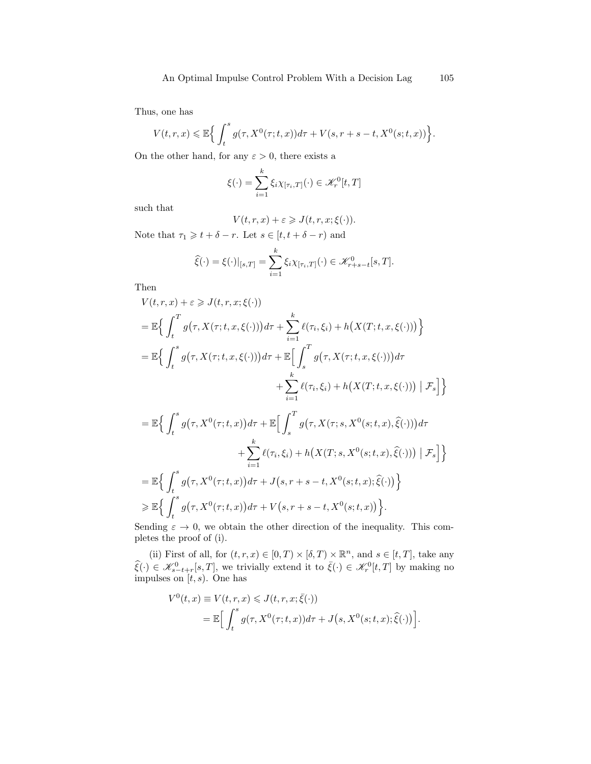Thus, one has

$$V(t,r,x) \leqslant \mathbb{E}\Big\{ \int_t^s g(\tau, X^0(\tau;t,x))d\tau + V(s, r+s-t, X^0(s;t,x)) \Big\}.$$

On the other hand, for any $\varepsilon > 0$, there exists a

$$\xi(\cdot) = \sum_{i=1}^k \xi_i \chi_{[\tau_i,T]}(\cdot) \in \mathscr{K}_r^0[t,T]$$

such that

$$V(t,r,x) + \varepsilon \geqslant J(t,r,x;\xi(\cdot)).$$

Note that $\tau_1 \geqslant t + \delta - r$. Let $s \in [t, t+\delta-r)$ and

$$\widehat{\xi}(\cdot) = \xi(\cdot)|_{[s,T]} = \sum_{i=1}^k \xi_i \chi_{[\tau_i,T]}(\cdot) \in \mathscr{K}_{r+s-t}^0[s,T].$$

Then

$$\begin{aligned}
&V(t,r,x) + \varepsilon \geqslant J(t,r,x;\xi(\cdot)) \\
&= \mathbb{E}\Big\{ \int_t^T g\big(\tau, X(\tau;t,x,\xi(\cdot))\big)d\tau + \sum_{i=1}^k \ell(\tau_i,\xi_i) + h\big(X(T;t,x,\xi(\cdot))\big) \Big\} \\
&= \mathbb{E}\Big\{ \int_t^s g\big(\tau, X(\tau;t,x,\xi(\cdot))\big)d\tau + \mathbb{E}\Big[ \int_s^T g\big(\tau, X(\tau;t,x,\xi(\cdot))\big)d\tau \\
&\qquad\qquad + \sum_{i=1}^k \ell(\tau_i,\xi_i) + h\big(X(T;t,x,\xi(\cdot))\big) \;\big|\; \mathcal{F}_s \Big] \Big\} \\
&= \mathbb{E}\Big\{ \int_t^s g\big(\tau, X^0(\tau;t,x)\big)d\tau + \mathbb{E}\Big[ \int_s^T g\big(\tau, X(\tau;s,X^0(s;t,x),\widehat{\xi}(\cdot))\big)d\tau \\
&\qquad\qquad + \sum_{i=1}^k \ell(\tau_i,\xi_i) + h\big(X(T;s,X^0(s;t,x),\widehat{\xi}(\cdot))\big) \;\big|\; \mathcal{F}_s \Big] \Big\} \\
&= \mathbb{E}\Big\{ \int_t^s g\big(\tau, X^0(\tau;t,x)\big)d\tau + J\big(s, r+s-t, X^0(s;t,x);\widehat{\xi}(\cdot)\big) \Big\} \\
&\geqslant \mathbb{E}\Big\{ \int_t^s g\big(\tau, X^0(\tau;t,x)\big)d\tau + V\big(s, r+s-t, X^0(s;t,x)\big) \Big\}.
\end{aligned}$$

Sending $\varepsilon \to 0$, we obtain the other direction of the inequality. This completes the proof of (i).

(ii) First of all, for $(t,r,x) \in [0,T) \times [\delta,T) \times \mathbb{R}^n$, and $s \in [t,T]$, take any $\widehat{\xi}(\cdot) \in \mathscr{K}_{s-t+r}^0[s,T]$, we trivially extend it to $\bar{\xi}(\cdot) \in \mathscr{K}_r^0[t,T]$ by making no impulses on $[t,s)$. One has

$$\begin{aligned}
V^0(t,x) \equiv V(t,r,x) &\leqslant J(t,r,x;\bar{\xi}(\cdot)) \\
&= \mathbb{E}\Big[ \int_t^s g(\tau, X^0(\tau;t,x))d\tau + J\big(s, X^0(s;t,x);\widehat{\xi}(\cdot)\big) \Big].
\end{aligned}$$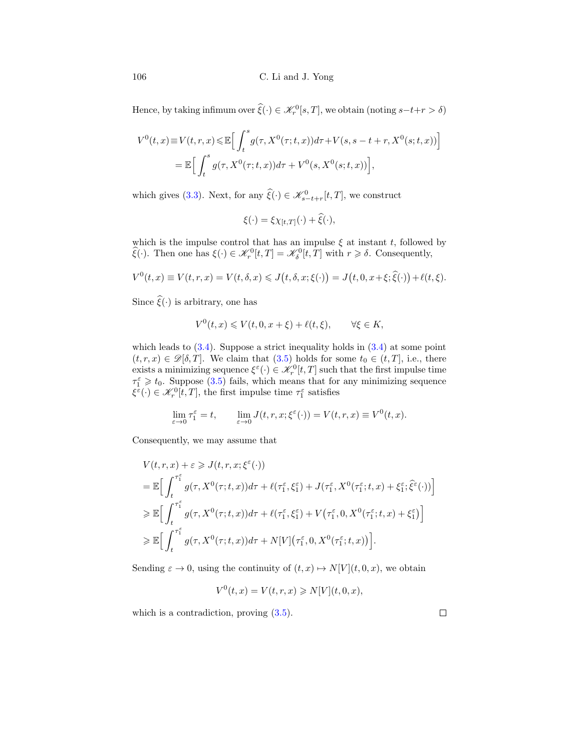Hence, by taking infimum over $\widehat{\xi}(\cdot) \in \mathscr{K}_r^0[s,T]$, we obtain (noting $s-t+r > \delta$)

$$
\begin{aligned}
V^0(t,x) \equiv V(t,r,x) &\leqslant \mathbb{E}\Big[\int_t^s g(\tau, X^0(\tau;t,x))d\tau + V(s, s-t+r, X^0(s;t,x))\Big] \\
&= \mathbb{E}\Big[\int_t^s g(\tau, X^0(\tau;t,x))d\tau + V^0(s, X^0(s;t,x))\Big],
\end{aligned}
$$

which gives (3.3). Next, for any $\widehat{\xi}(\cdot) \in \mathscr{K}_{s-t+r}^0[t,T]$, we construct

$$
\xi(\cdot) = \xi\chi_{[t,T]}(\cdot) + \widehat{\xi}(\cdot),
$$

which is the impulse control that has an impulse $\xi$ at instant $t$, followed by $\widehat{\xi}(\cdot)$. Then one has $\xi(\cdot) \in \mathscr{K}_r^0[t,T] = \mathscr{K}_\delta^0[t,T]$ with $r \geqslant \delta$. Consequently,

$$
V^0(t,x) \equiv V(t,r,x) = V(t,\delta,x) \leqslant J\big(t,\delta,x;\xi(\cdot)\big) = J\big(t,0,x+\xi;\widehat{\xi}(\cdot)\big) + \ell(t,\xi).
$$

Since $\widehat{\xi}(\cdot)$ is arbitrary, one has

$$
V^0(t,x) \leqslant V(t,0,x+\xi) + \ell(t,\xi), \qquad \forall \xi \in K,
$$

which leads to (3.4). Suppose a strict inequality holds in (3.4) at some point $(t,r,x) \in \mathscr{D}[\delta,T]$. We claim that (3.5) holds for some $t_0 \in (t,T]$, i.e., there exists a minimizing sequence $\xi^\varepsilon(\cdot) \in \mathscr{K}_r^0[t,T]$ such that the first impulse time $\tau_1^\varepsilon \geqslant t_0$. Suppose (3.5) fails, which means that for any minimizing sequence $\xi^\varepsilon(\cdot) \in \mathscr{K}_r^0[t,T]$, the first impulse time $\tau_1^\varepsilon$ satisfies

$$
\lim_{\varepsilon\to 0} \tau_1^\varepsilon = t, \qquad \lim_{\varepsilon \to 0} J(t,r,x;\xi^\varepsilon(\cdot)) = V(t,r,x) \equiv V^0(t,x).
$$

Consequently, we may assume that

$$
\begin{aligned}
&V(t,r,x) + \varepsilon \geqslant J(t,r,x;\xi^\varepsilon(\cdot)) \\
&= \mathbb{E}\Big[\int_t^{\tau_1^\varepsilon} g(\tau, X^0(\tau;t,x))d\tau + \ell(\tau_1^\varepsilon, \xi_1^\varepsilon) + J(\tau_1^\varepsilon, X^0(\tau_1^\varepsilon;t,x) + \xi_1^\varepsilon; \widehat{\xi}^\varepsilon(\cdot))\Big] \\
&\geqslant \mathbb{E}\Big[\int_t^{\tau_1^\varepsilon} g(\tau, X^0(\tau;t,x))d\tau + \ell(\tau_1^\varepsilon, \xi_1^\varepsilon) + V\big(\tau_1^\varepsilon, 0, X^0(\tau_1^\varepsilon;t,x) + \xi_1^\varepsilon\big)\Big] \\
&\geqslant \mathbb{E}\Big[\int_t^{\tau_1^\varepsilon} g(\tau, X^0(\tau;t,x))d\tau + N[V]\big(\tau_1^\varepsilon, 0, X^0(\tau_1^\varepsilon;t,x)\big)\Big].
\end{aligned}
$$

Sending $\varepsilon \to 0$, using the continuity of $(t,x) \mapsto N[V](t,0,x)$, we obtain

$$
V^0(t,x) = V(t,r,x) \geqslant N[V](t,0,x),
$$

which is a contradiction, proving (3.5). $\square$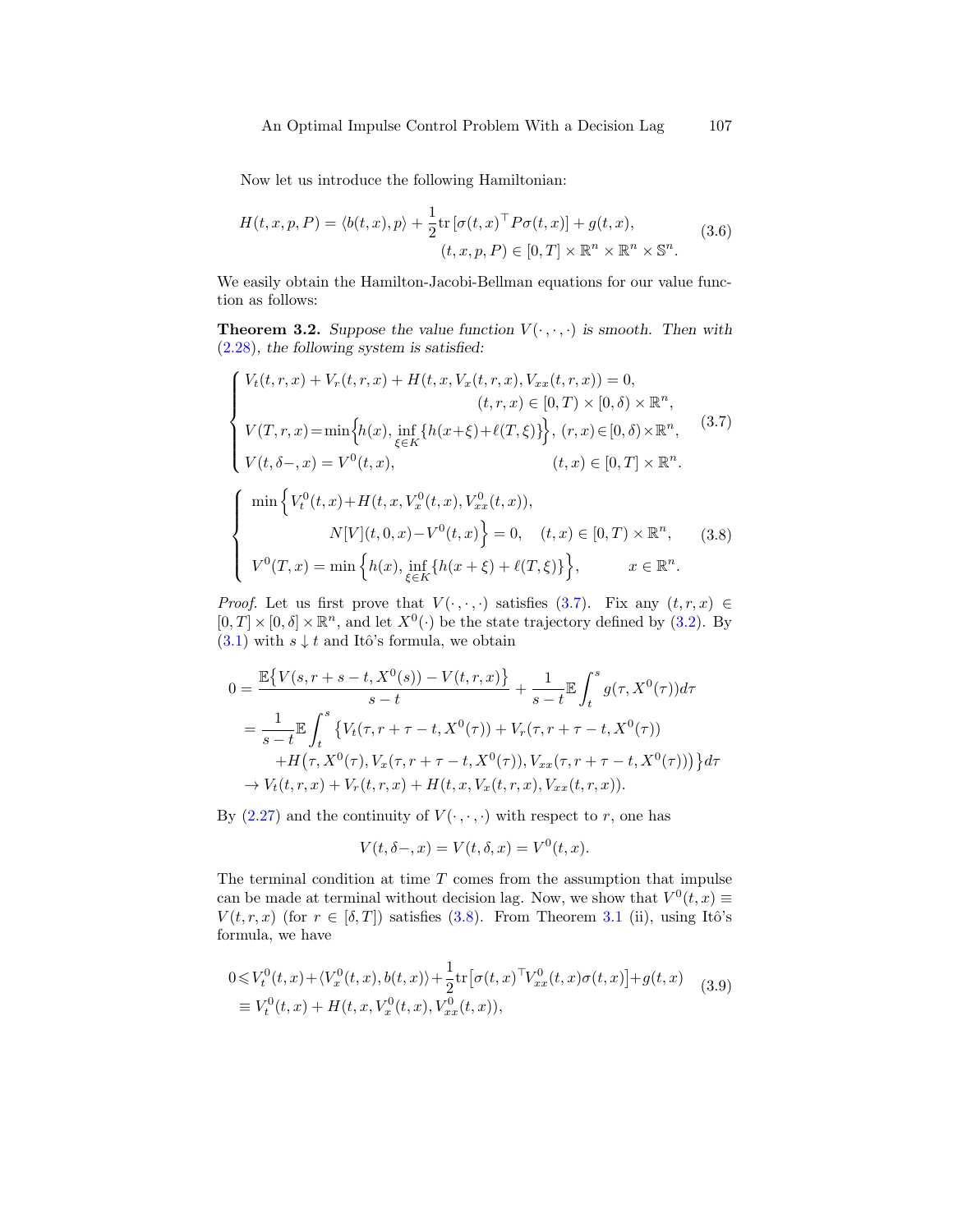Now let us introduce the following Hamiltonian:

$$
\begin{aligned}
H(t,x,p,P) = \langle b(t,x), p\rangle + \frac{1}{2}\mathrm{tr}\,[\sigma(t,x)^\top P\sigma(t,x)] + g(t,x),& \\
(t,x,p,P)\in[0,T]\times\mathbb{R}^n\times\mathbb{R}^n\times\mathbb{S}^n.&
\end{aligned}
\tag{3.6}
$$

We easily obtain the Hamilton-Jacobi-Bellman equations for our value function as follows:

**Theorem 3.2.** *Suppose the value function $V(\cdot,\cdot,\cdot)$ is smooth. Then with (2.28), the following system is satisfied:*

$$
\begin{cases}
V_t(t,r,x) + V_r(t,r,x) + H(t,x,V_x(t,r,x),V_{xx}(t,r,x)) = 0, \\
\qquad\qquad\qquad\qquad\qquad\qquad (t,r,x)\in[0,T)\times[0,\delta)\times\mathbb{R}^n, \\
V(T,r,x) = \min\Big\{h(x), \inf\limits_{\xi\in K}\{h(x+\xi)+\ell(T,\xi)\}\Big\},\ (r,x)\in[0,\delta)\times\mathbb{R}^n, \\
V(t,\delta-,x) = V^0(t,x), \qquad\qquad\qquad\qquad (t,x)\in[0,T]\times\mathbb{R}^n.
\end{cases}
\tag{3.7}
$$

$$
\begin{cases}
\min\Big\{V_t^0(t,x) + H(t,x,V_x^0(t,x),V_{xx}^0(t,x)), \\
\qquad\qquad N[V](t,0,x) - V^0(t,x)\Big\} = 0, \quad (t,x)\in[0,T)\times\mathbb{R}^n, \\
V^0(T,x) = \min\Big\{h(x), \inf\limits_{\xi\in K}\{h(x+\xi)+\ell(T,\xi)\}\Big\}, \qquad x\in\mathbb{R}^n.
\end{cases}
\tag{3.8}
$$

*Proof.* Let us first prove that $V(\cdot,\cdot,\cdot)$ satisfies (3.7). Fix any $(t,r,x)\in[0,T]\times[0,\delta]\times\mathbb{R}^n$, and let $X^0(\cdot)$ be the state trajectory defined by (3.2). By (3.1) with $s\downarrow t$ and Itô's formula, we obtain

$$
\begin{aligned}
0 &= \frac{\mathbb{E}\big\{V(s,r+s-t,X^0(s)) - V(t,r,x)\big\}}{s-t} + \frac{1}{s-t}\mathbb{E}\int_t^s g(\tau,X^0(\tau))d\tau \\
&= \frac{1}{s-t}\mathbb{E}\int_t^s \big\{V_t(\tau,r+\tau-t,X^0(\tau)) + V_r(\tau,r+\tau-t,X^0(\tau)) \\
&\qquad + H\big(\tau,X^0(\tau),V_x(\tau,r+\tau-t,X^0(\tau)),V_{xx}(\tau,r+\tau-t,X^0(\tau))\big)\big\}d\tau \\
&\to V_t(t,r,x) + V_r(t,r,x) + H(t,x,V_x(t,r,x),V_{xx}(t,r,x)).
\end{aligned}
$$

By (2.27) and the continuity of $V(\cdot,\cdot,\cdot)$ with respect to $r$, one has

$$
V(t,\delta-,x) = V(t,\delta,x) = V^0(t,x).
$$

The terminal condition at time $T$ comes from the assumption that impulse can be made at terminal without decision lag. Now, we show that $V^0(t,x)\equiv V(t,r,x)$ (for $r\in[\delta,T]$) satisfies (3.8). From Theorem 3.1 (ii), using Itô's formula, we have

$$
\begin{aligned}
0 &\leqslant V_t^0(t,x) + \langle V_x^0(t,x), b(t,x)\rangle + \frac{1}{2}\mathrm{tr}\big[\sigma(t,x)^\top V_{xx}^0(t,x)\sigma(t,x)\big] + g(t,x) \\
&\equiv V_t^0(t,x) + H(t,x,V_x^0(t,x),V_{xx}^0(t,x)),
\end{aligned}
\tag{3.9}
$$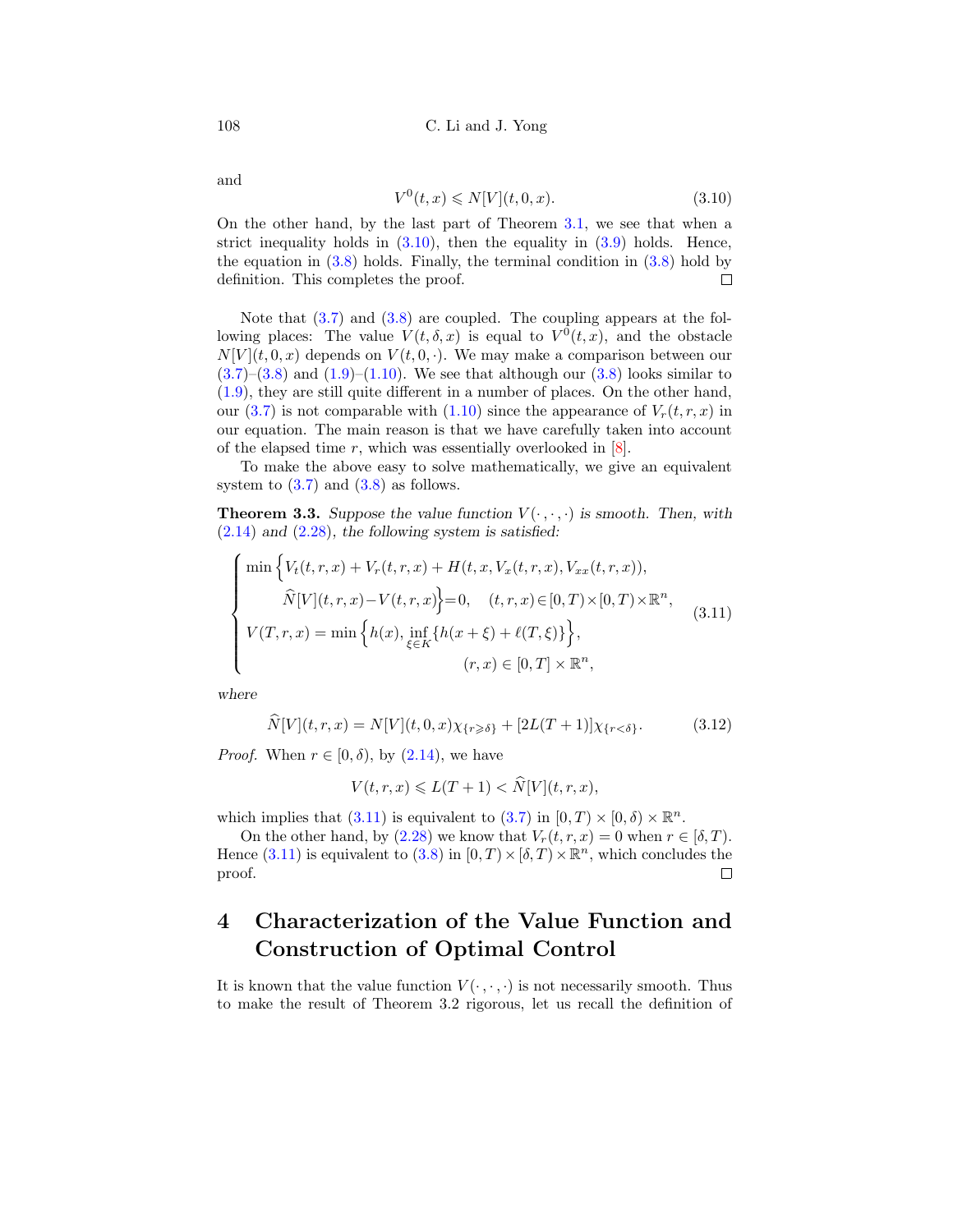and

$$V^0(t,x) \leqslant N[V](t,0,x). \tag{3.10}$$

On the other hand, by the last part of Theorem 3.1, we see that when a strict inequality holds in (3.10), then the equality in (3.9) holds. Hence, the equation in (3.8) holds. Finally, the terminal condition in (3.8) hold by definition. This completes the proof. $\square$

Note that (3.7) and (3.8) are coupled. The coupling appears at the following places: The value $V(t,\delta,x)$ is equal to $V^0(t,x)$, and the obstacle $N[V](t,0,x)$ depends on $V(t,0,\cdot)$. We may make a comparison between our (3.7)–(3.8) and (1.9)–(1.10). We see that although our (3.8) looks similar to (1.9), they are still quite different in a number of places. On the other hand, our (3.7) is not comparable with (1.10) since the appearance of $V_r(t,r,x)$ in our equation. The main reason is that we have carefully taken into account of the elapsed time $r$, which was essentially overlooked in [8].

To make the above easy to solve mathematically, we give an equivalent system to (3.7) and (3.8) as follows.

**Theorem 3.3.** *Suppose the value function $V(\cdot\,,\cdot\,,\cdot)$ is smooth. Then, with (2.14) and (2.28), the following system is satisfied:*

$$\begin{cases} \min\Big\{V_t(t,r,x)+V_r(t,r,x)+H(t,x,V_x(t,r,x),V_{xx}(t,r,x)), \\ \qquad\quad \widehat{N}[V](t,r,x)-V(t,r,x)\Big\}=0, \quad (t,r,x)\in[0,T)\times[0,T)\times\mathbb{R}^n, \\ V(T,r,x)=\min\Big\{h(x),\inf\limits_{\xi\in K}\{h(x+\xi)+\ell(T,\xi)\}\Big\}, \\ \qquad\qquad\qquad\qquad\qquad\qquad (r,x)\in[0,T]\times\mathbb{R}^n, \end{cases} \tag{3.11}$$

*where*

$$\widehat{N}[V](t,r,x)=N[V](t,0,x)\chi_{\{r\geqslant\delta\}}+[2L(T+1)]\chi_{\{r<\delta\}}. \tag{3.12}$$

*Proof.* When $r\in[0,\delta)$, by (2.14), we have

$$V(t,r,x)\leqslant L(T+1)<\widehat{N}[V](t,r,x),$$

which implies that (3.11) is equivalent to (3.7) in $[0,T)\times[0,\delta)\times\mathbb{R}^n$.

On the other hand, by (2.28) we know that $V_r(t,r,x)=0$ when $r\in[\delta,T)$. Hence (3.11) is equivalent to (3.8) in $[0,T)\times[\delta,T)\times\mathbb{R}^n$, which concludes the proof. $\square$

## 4 Characterization of the Value Function and Construction of Optimal Control

It is known that the value function $V(\cdot\,,\cdot\,,\cdot)$ is not necessarily smooth. Thus to make the result of Theorem 3.2 rigorous, let us recall the definition of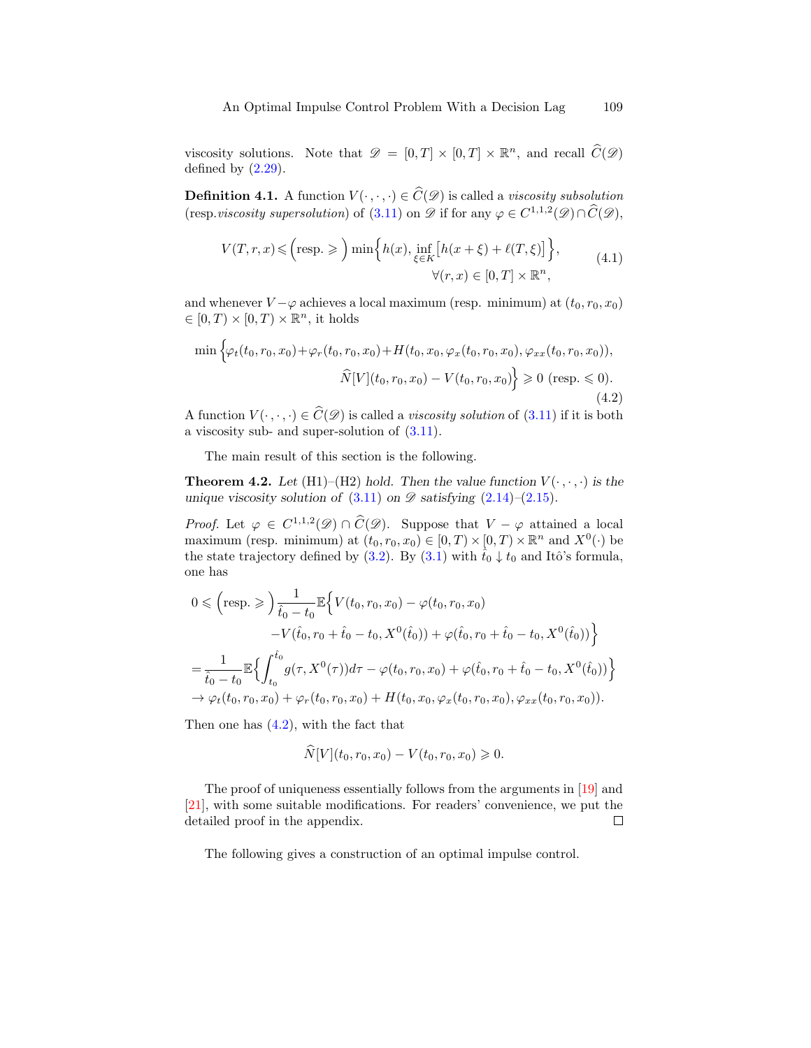viscosity solutions. Note that $\mathscr{D} = [0,T] \times [0,T] \times \mathbb{R}^n$, and recall $\widehat{C}(\mathscr{D})$ defined by (2.29).

**Definition 4.1.** A function $V(\cdot\,,\cdot\,,\cdot) \in \widehat{C}(\mathscr{D})$ is called a *viscosity subsolution* (resp.*viscosity supersolution*) of (3.11) on $\mathscr{D}$ if for any $\varphi \in C^{1,1,2}(\mathscr{D}) \cap \widehat{C}(\mathscr{D})$,

$$
V(T,r,x) \leqslant \Big(\text{resp.} \geqslant\Big) \min\Big\{h(x), \inf_{\xi\in K}\big[h(x+\xi)+\ell(T,\xi)\big]\Big\}, \qquad \forall (r,x) \in [0,T] \times \mathbb{R}^n, \tag{4.1}
$$

and whenever $V-\varphi$ achieves a local maximum (resp. minimum) at $(t_0,r_0,x_0) \in [0,T) \times [0,T) \times \mathbb{R}^n$, it holds

$$
\begin{aligned}
\min\Big\{&\varphi_t(t_0,r_0,x_0)+\varphi_r(t_0,r_0,x_0)+H(t_0,x_0,\varphi_x(t_0,r_0,x_0),\varphi_{xx}(t_0,r_0,x_0)),\\
&\widehat{N}[V](t_0,r_0,x_0) - V(t_0,r_0,x_0)\Big\} \geqslant 0 \text{ (resp. } \leqslant 0).
\end{aligned} \tag{4.2}
$$

A function $V(\cdot\,,\cdot\,,\cdot) \in \widehat{C}(\mathscr{D})$ is called a *viscosity solution* of (3.11) if it is both a viscosity sub- and super-solution of (3.11).

The main result of this section is the following.

**Theorem 4.2.** *Let* (H1)–(H2) *hold. Then the value function $V(\cdot\,,\cdot\,,\cdot)$ is the unique viscosity solution of* (3.11) *on $\mathscr{D}$ satisfying* (2.14)–(2.15).

*Proof.* Let $\varphi \in C^{1,1,2}(\mathscr{D}) \cap \widehat{C}(\mathscr{D})$. Suppose that $V-\varphi$ attained a local maximum (resp. minimum) at $(t_0,r_0,x_0) \in [0,T) \times [0,T) \times \mathbb{R}^n$ and $X^0(\cdot)$ be the state trajectory defined by (3.2). By (3.1) with $\hat{t}_0 \downarrow t_0$ and Itô's formula, one has

$$
\begin{aligned}
0 \leqslant \Big(\text{resp.} \geqslant\Big) &\frac{1}{\hat{t}_0 - t_0}\mathbb{E}\Big\{V(t_0,r_0,x_0) - \varphi(t_0,r_0,x_0)\\
&\quad - V(\hat{t}_0, r_0+\hat{t}_0-t_0, X^0(\hat{t}_0)) + \varphi(\hat{t}_0, r_0+\hat{t}_0-t_0, X^0(\hat{t}_0))\Big\}\\
= &\frac{1}{\hat{t}_0 - t_0}\mathbb{E}\Big\{\int_{t_0}^{\hat{t}_0} g(\tau, X^0(\tau))d\tau - \varphi(t_0,r_0,x_0) + \varphi(\hat{t}_0, r_0+\hat{t}_0-t_0, X^0(\hat{t}_0))\Big\}\\
\to\ &\varphi_t(t_0,r_0,x_0)+\varphi_r(t_0,r_0,x_0)+H(t_0,x_0,\varphi_x(t_0,r_0,x_0),\varphi_{xx}(t_0,r_0,x_0)).
\end{aligned}
$$

Then one has (4.2), with the fact that

$$
\widehat{N}[V](t_0,r_0,x_0) - V(t_0,r_0,x_0) \geqslant 0.
$$

The proof of uniqueness essentially follows from the arguments in [19] and [21], with some suitable modifications. For readers' convenience, we put the detailed proof in the appendix. $\square$

The following gives a construction of an optimal impulse control.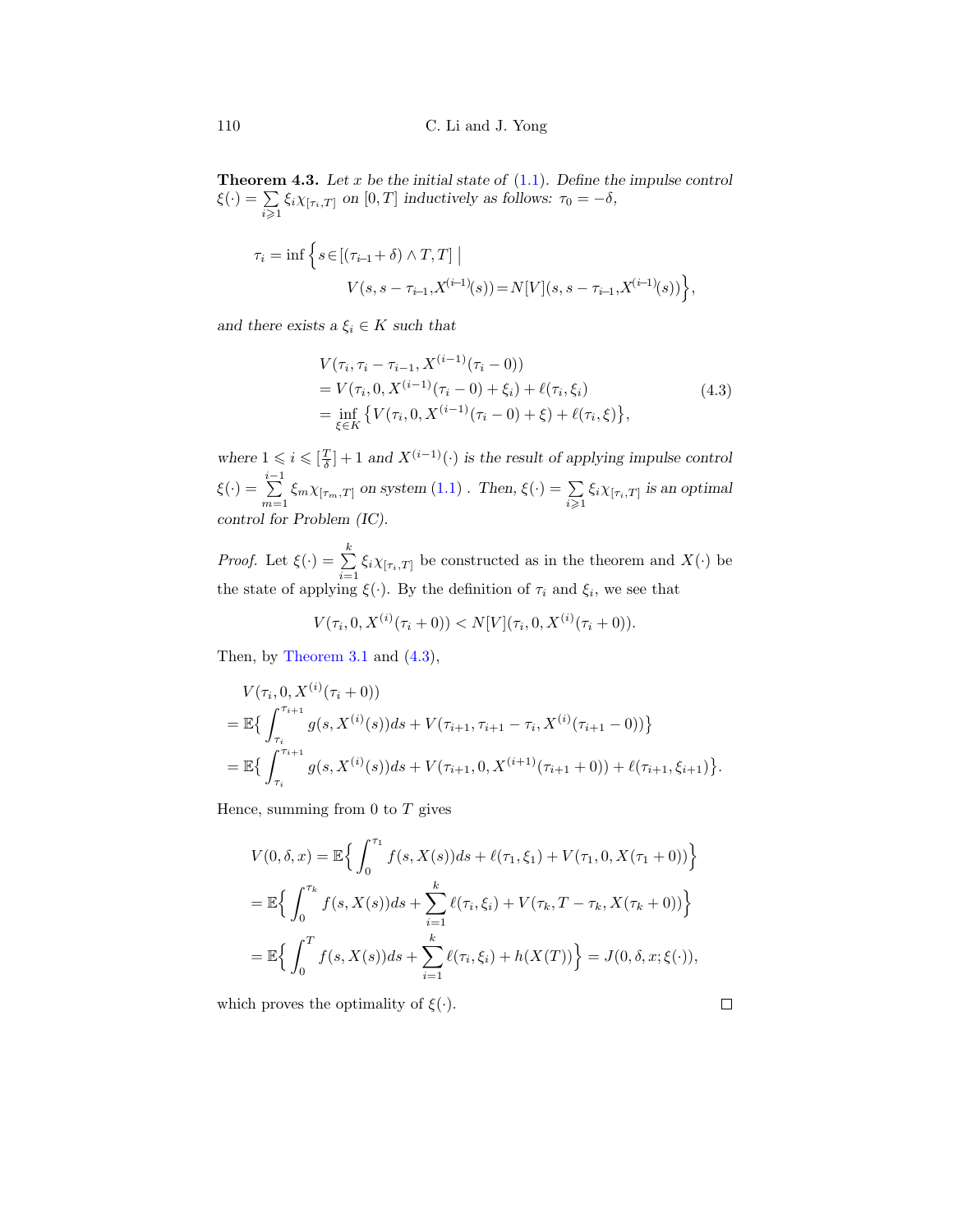**Theorem 4.3.** *Let $x$ be the initial state of* (1.1)*. Define the impulse control $\xi(\cdot) = \sum\limits_{i\geqslant 1} \xi_i \chi_{[\tau_i,T]}$ on $[0,T]$ inductively as follows: $\tau_0 = -\delta$,*

$$
\begin{aligned}
\tau_i = \inf\Big\{ s\in[(\tau_{i-1}+\delta)\wedge T, T] \;\Big|\; \\
V(s, s-\tau_{i-1}, X^{(i-1)}(s)) = N[V](s, s-\tau_{i-1}, X^{(i-1)}(s))\Big\},
\end{aligned}
$$

*and there exists a $\xi_i \in K$ such that*

$$
\begin{aligned}
&V(\tau_i, \tau_i-\tau_{i-1}, X^{(i-1)}(\tau_i-0)) \\
&= V(\tau_i, 0, X^{(i-1)}(\tau_i-0)+\xi_i) + \ell(\tau_i,\xi_i) \\
&= \inf_{\xi\in K}\big\{ V(\tau_i, 0, X^{(i-1)}(\tau_i-0)+\xi) + \ell(\tau_i,\xi)\big\},
\end{aligned}
\tag{4.3}
$$

*where $1 \leqslant i \leqslant [\frac{T}{\delta}]+1$ and $X^{(i-1)}(\cdot)$ is the result of applying impulse control $\xi(\cdot) = \sum\limits_{m=1}^{i-1} \xi_m \chi_{[\tau_m,T]}$ on system* (1.1) *. Then, $\xi(\cdot) = \sum\limits_{i\geqslant 1}\xi_i\chi_{[\tau_i,T]}$ is an optimal control for Problem (IC).*

*Proof.* Let $\xi(\cdot) = \sum\limits_{i=1}^{k} \xi_i\chi_{[\tau_i,T]}$ be constructed as in the theorem and $X(\cdot)$ be the state of applying $\xi(\cdot)$. By the definition of $\tau_i$ and $\xi_i$, we see that

$$
V(\tau_i, 0, X^{(i)}(\tau_i+0)) < N[V](\tau_i, 0, X^{(i)}(\tau_i+0)).
$$

Then, by Theorem 3.1 and (4.3),

$$
\begin{aligned}
&V(\tau_i, 0, X^{(i)}(\tau_i+0)) \\
&= \mathbb{E}\Big\{\int_{\tau_i}^{\tau_{i+1}} g(s, X^{(i)}(s))ds + V(\tau_{i+1}, \tau_{i+1}-\tau_i, X^{(i)}(\tau_{i+1}-0))\Big\} \\
&= \mathbb{E}\Big\{\int_{\tau_i}^{\tau_{i+1}} g(s, X^{(i)}(s))ds + V(\tau_{i+1}, 0, X^{(i+1)}(\tau_{i+1}+0)) + \ell(\tau_{i+1},\xi_{i+1})\Big\}.
\end{aligned}
$$

Hence, summing from 0 to $T$ gives

$$
\begin{aligned}
V(0,\delta,x) &= \mathbb{E}\Big\{\int_0^{\tau_1} f(s,X(s))ds + \ell(\tau_1,\xi_1) + V(\tau_1, 0, X(\tau_1+0))\Big\} \\
&= \mathbb{E}\Big\{\int_0^{\tau_k} f(s,X(s))ds + \sum_{i=1}^{k}\ell(\tau_i,\xi_i) + V(\tau_k, T-\tau_k, X(\tau_k+0))\Big\} \\
&= \mathbb{E}\Big\{\int_0^{T} f(s,X(s))ds + \sum_{i=1}^{k}\ell(\tau_i,\xi_i) + h(X(T))\Big\} = J(0,\delta,x;\xi(\cdot)),
\end{aligned}
$$

which proves the optimality of $\xi(\cdot)$. $\square$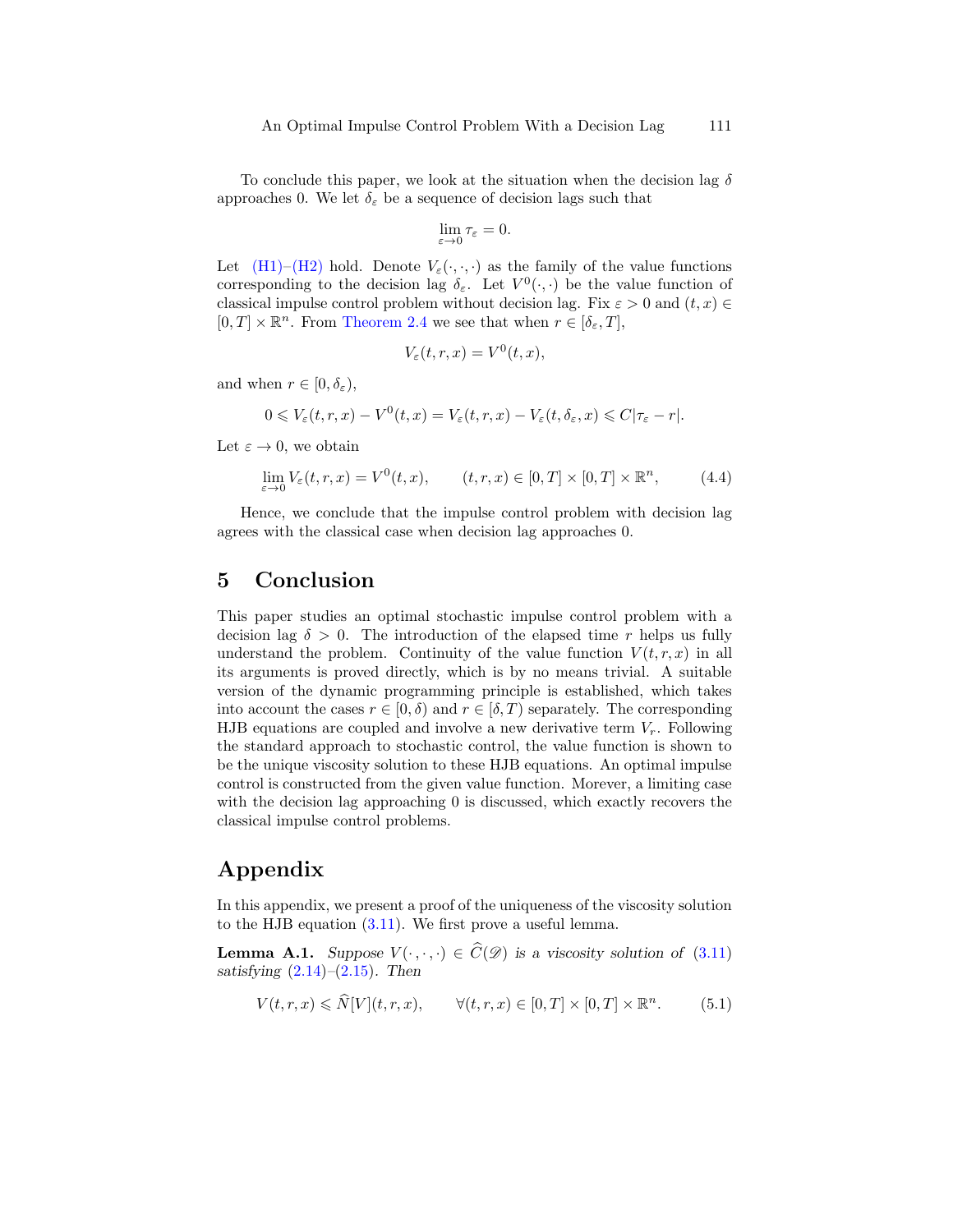To conclude this paper, we look at the situation when the decision lag $\delta$ approaches 0. We let $\delta_\varepsilon$ be a sequence of decision lags such that

$$\lim_{\varepsilon\to 0} \tau_\varepsilon = 0.$$

Let (H1)–(H2) hold. Denote $V_\varepsilon(\cdot,\cdot,\cdot)$ as the family of the value functions corresponding to the decision lag $\delta_\varepsilon$. Let $V^0(\cdot,\cdot)$ be the value function of classical impulse control problem without decision lag. Fix $\varepsilon > 0$ and $(t,x) \in [0,T] \times \mathbb{R}^n$. From Theorem 2.4 we see that when $r \in [\delta_\varepsilon, T]$,

$$V_\varepsilon(t,r,x) = V^0(t,x),$$

and when $r \in [0, \delta_\varepsilon)$,

$$0 \leqslant V_\varepsilon(t,r,x) - V^0(t,x) = V_\varepsilon(t,r,x) - V_\varepsilon(t,\delta_\varepsilon,x) \leqslant C|\tau_\varepsilon - r|.$$

Let $\varepsilon \to 0$, we obtain

$$\lim_{\varepsilon\to 0} V_\varepsilon(t,r,x) = V^0(t,x), \qquad (t,r,x) \in [0,T] \times [0,T] \times \mathbb{R}^n, \tag{4.4}$$

Hence, we conclude that the impulse control problem with decision lag agrees with the classical case when decision lag approaches 0.

## 5 Conclusion

This paper studies an optimal stochastic impulse control problem with a decision lag $\delta > 0$. The introduction of the elapsed time $r$ helps us fully understand the problem. Continuity of the value function $V(t,r,x)$ in all its arguments is proved directly, which is by no means trivial. A suitable version of the dynamic programming principle is established, which takes into account the cases $r \in [0,\delta)$ and $r \in [\delta, T)$ separately. The corresponding HJB equations are coupled and involve a new derivative term $V_r$. Following the standard approach to stochastic control, the value function is shown to be the unique viscosity solution to these HJB equations. An optimal impulse control is constructed from the given value function. Morever, a limiting case with the decision lag approaching 0 is discussed, which exactly recovers the classical impulse control problems.

## Appendix

In this appendix, we present a proof of the uniqueness of the viscosity solution to the HJB equation (3.11). We first prove a useful lemma.

**Lemma A.1.** *Suppose $V(\cdot,\cdot,\cdot) \in \widehat{C}(\mathscr{D})$ is a viscosity solution of (3.11) satisfying (2.14)–(2.15). Then*

$$V(t,r,x) \leqslant \widehat{N}[V](t,r,x), \qquad \forall (t,r,x) \in [0,T] \times [0,T] \times \mathbb{R}^n. \tag{5.1}$$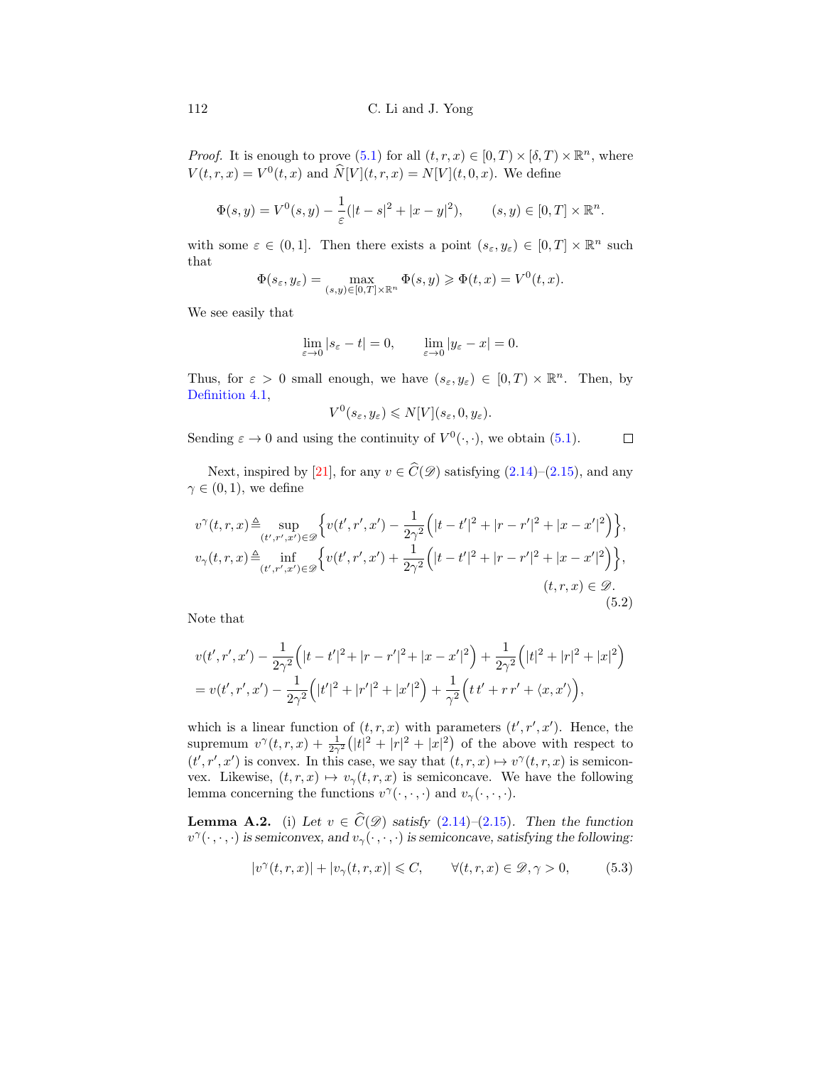*Proof.* It is enough to prove (5.1) for all $(t,r,x)\in[0,T)\times[\delta,T)\times\mathbb{R}^n$, where $V(t,r,x)=V^0(t,x)$ and $\widehat{N}[V](t,r,x)=N[V](t,0,x)$. We define

$$
\Phi(s,y)=V^0(s,y)-\frac{1}{\varepsilon}(|t-s|^2+|x-y|^2),\qquad (s,y)\in[0,T]\times\mathbb{R}^n.
$$

with some $\varepsilon\in(0,1]$. Then there exists a point $(s_\varepsilon,y_\varepsilon)\in[0,T]\times\mathbb{R}^n$ such that

$$
\Phi(s_\varepsilon,y_\varepsilon)=\max_{(s,y)\in[0,T]\times\mathbb{R}^n}\Phi(s,y)\geqslant\Phi(t,x)=V^0(t,x).
$$

We see easily that

$$
\lim_{\varepsilon\to0}|s_\varepsilon-t|=0,\qquad \lim_{\varepsilon\to0}|y_\varepsilon-x|=0.
$$

Thus, for $\varepsilon>0$ small enough, we have $(s_\varepsilon,y_\varepsilon)\in[0,T)\times\mathbb{R}^n$. Then, by Definition 4.1,

$$
V^0(s_\varepsilon,y_\varepsilon)\leqslant N[V](s_\varepsilon,0,y_\varepsilon).
$$

Sending $\varepsilon\to0$ and using the continuity of $V^0(\cdot,\cdot)$, we obtain (5.1). $\square$

Next, inspired by [21], for any $v\in\widehat{C}(\mathscr{D})$ satisfying (2.14)–(2.15), and any $\gamma\in(0,1)$, we define

$$
\begin{aligned}
v^\gamma(t,r,x)&\triangleq\sup_{(t',r',x')\in\mathscr{D}}\Big\{v(t',r',x')-\frac{1}{2\gamma^2}\Big(|t-t'|^2+|r-r'|^2+|x-x'|^2\Big)\Big\},\\
v_\gamma(t,r,x)&\triangleq\inf_{(t',r',x')\in\mathscr{D}}\Big\{v(t',r',x')+\frac{1}{2\gamma^2}\Big(|t-t'|^2+|r-r'|^2+|x-x'|^2\Big)\Big\},\\
&\hspace{6cm}(t,r,x)\in\mathscr{D}.
\end{aligned}\tag{5.2}
$$

Note that

$$
\begin{aligned}
&v(t',r',x')-\frac{1}{2\gamma^2}\Big(|t-t'|^2+|r-r'|^2+|x-x'|^2\Big)+\frac{1}{2\gamma^2}\Big(|t|^2+|r|^2+|x|^2\Big)\\
&=v(t',r',x')-\frac{1}{2\gamma^2}\Big(|t'|^2+|r'|^2+|x'|^2\Big)+\frac{1}{\gamma^2}\Big(t\,t'+r\,r'+\langle x,x'\rangle\Big),
\end{aligned}
$$

which is a linear function of $(t,r,x)$ with parameters $(t',r',x')$. Hence, the supremum $v^\gamma(t,r,x)+\frac{1}{2\gamma^2}\big(|t|^2+|r|^2+|x|^2\big)$ of the above with respect to $(t',r',x')$ is convex. In this case, we say that $(t,r,x)\mapsto v^\gamma(t,r,x)$ is semiconvex. Likewise, $(t,r,x)\mapsto v_\gamma(t,r,x)$ is semiconcave. We have the following lemma concerning the functions $v^\gamma(\cdot,\cdot,\cdot)$ and $v_\gamma(\cdot,\cdot,\cdot)$.

**Lemma A.2.** (i) *Let $v\in\widehat{C}(\mathscr{D})$ satisfy (2.14)–(2.15). Then the function $v^\gamma(\cdot,\cdot,\cdot)$ is semiconvex, and $v_\gamma(\cdot,\cdot,\cdot)$ is semiconcave, satisfying the following:*

$$
|v^\gamma(t,r,x)|+|v_\gamma(t,r,x)|\leqslant C,\qquad\forall(t,r,x)\in\mathscr{D},\gamma>0,\tag{5.3}
$$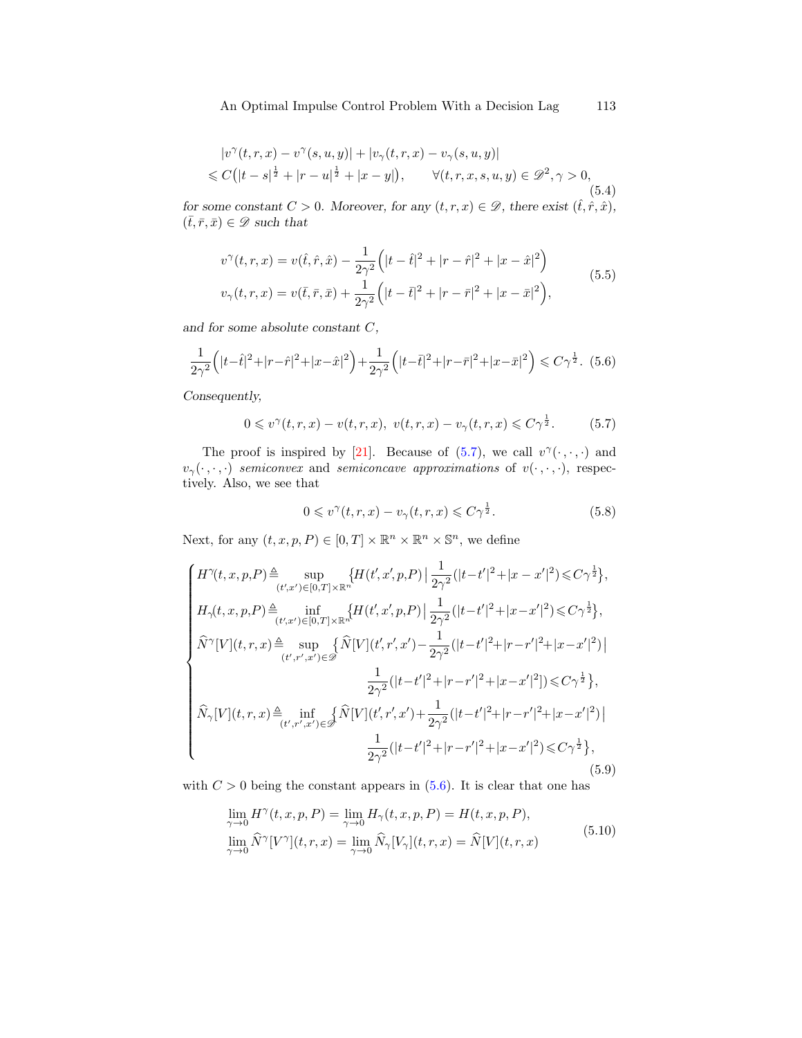$$
\begin{aligned}
&|v^\gamma(t,r,x)-v^\gamma(s,u,y)|+|v_\gamma(t,r,x)-v_\gamma(s,u,y)|\\
&\leqslant C\big(|t-s|^{\frac12}+|r-u|^{\frac12}+|x-y|\big),\qquad \forall (t,r,x,s,u,y)\in\mathscr{D}^2,\gamma>0,
\end{aligned}
\tag{5.4}
$$

*for some constant $C>0$. Moreover, for any $(t,r,x)\in\mathscr{D}$, there exist $(\hat t,\hat r,\hat x)$, $(\bar t,\bar r,\bar x)\in\mathscr{D}$ such that*

$$
\begin{aligned}
&v^\gamma(t,r,x)=v(\hat t,\hat r,\hat x)-\frac{1}{2\gamma^2}\Big(|t-\hat t|^2+|r-\hat r|^2+|x-\hat x|^2\Big)\\
&v_\gamma(t,r,x)=v(\bar t,\bar r,\bar x)+\frac{1}{2\gamma^2}\Big(|t-\bar t|^2+|r-\bar r|^2+|x-\bar x|^2\Big),
\end{aligned}
\tag{5.5}
$$

*and for some absolute constant $C$,*

$$
\frac{1}{2\gamma^2}\Big(|t-\hat t|^2+|r-\hat r|^2+|x-\hat x|^2\Big)+\frac{1}{2\gamma^2}\Big(|t-\bar t|^2+|r-\bar r|^2+|x-\bar x|^2\Big)\leqslant C\gamma^{\frac12}. \tag{5.6}
$$

*Consequently,*

$$
0\leqslant v^\gamma(t,r,x)-v(t,r,x),\ v(t,r,x)-v_\gamma(t,r,x)\leqslant C\gamma^{\frac12}. \tag{5.7}
$$

The proof is inspired by [21]. Because of (5.7), we call $v^\gamma(\cdot,\cdot,\cdot)$ and $v_\gamma(\cdot,\cdot,\cdot)$ *semiconvex* and *semiconcave approximations* of $v(\cdot,\cdot,\cdot)$, respectively. Also, we see that

$$
0\leqslant v^\gamma(t,r,x)-v_\gamma(t,r,x)\leqslant C\gamma^{\frac12}. \tag{5.8}
$$

Next, for any $(t,x,p,P)\in[0,T]\times\mathbb{R}^n\times\mathbb{R}^n\times\mathbb{S}^n$, we define

$$
\begin{cases}
H^\gamma(t,x,p,P)\triangleq\displaystyle\sup_{(t',x')\in[0,T]\times\mathbb{R}^n}\Big\{H(t',x',p,P)\,\Big|\,\frac{1}{2\gamma^2}(|t-t'|^2+|x-x'|^2)\leqslant C\gamma^{\frac12}\Big\},\\
H_\gamma(t,x,p,P)\triangleq\displaystyle\inf_{(t',x')\in[0,T]\times\mathbb{R}^n}\Big\{H(t',x',p,P)\,\Big|\,\frac{1}{2\gamma^2}(|t-t'|^2+|x-x'|^2)\leqslant C\gamma^{\frac12}\Big\},\\
\widehat N^\gamma[V](t,r,x)\triangleq\displaystyle\sup_{(t',r',x')\in\mathscr{D}}\Big\{\widehat N[V](t',r',x')-\frac{1}{2\gamma^2}(|t-t'|^2+|r-r'|^2+|x-x'|^2)\,\Big|\\
\qquad\qquad\qquad\qquad\displaystyle\frac{1}{2\gamma^2}(|t-t'|^2+|r-r'|^2+|x-x'|^2])\leqslant C\gamma^{\frac12}\Big\},\\
\widehat N_\gamma[V](t,r,x)\triangleq\displaystyle\inf_{(t',r',x')\in\mathscr{D}}\Big\{\widehat N[V](t',r',x')+\frac{1}{2\gamma^2}(|t-t'|^2+|r-r'|^2+|x-x'|^2)\,\Big|\\
\qquad\qquad\qquad\qquad\displaystyle\frac{1}{2\gamma^2}(|t-t'|^2+|r-r'|^2+|x-x'|^2)\leqslant C\gamma^{\frac12}\Big\},
\end{cases}
\tag{5.9}
$$

with $C>0$ being the constant appears in (5.6). It is clear that one has

$$
\begin{aligned}
&\lim_{\gamma\to0}H^\gamma(t,x,p,P)=\lim_{\gamma\to0}H_\gamma(t,x,p,P)=H(t,x,p,P),\\
&\lim_{\gamma\to0}\widehat N^\gamma[V^\gamma](t,r,x)=\lim_{\gamma\to0}\widehat N_\gamma[V_\gamma](t,r,x)=\widehat N[V](t,r,x)
\end{aligned}
\tag{5.10}
$$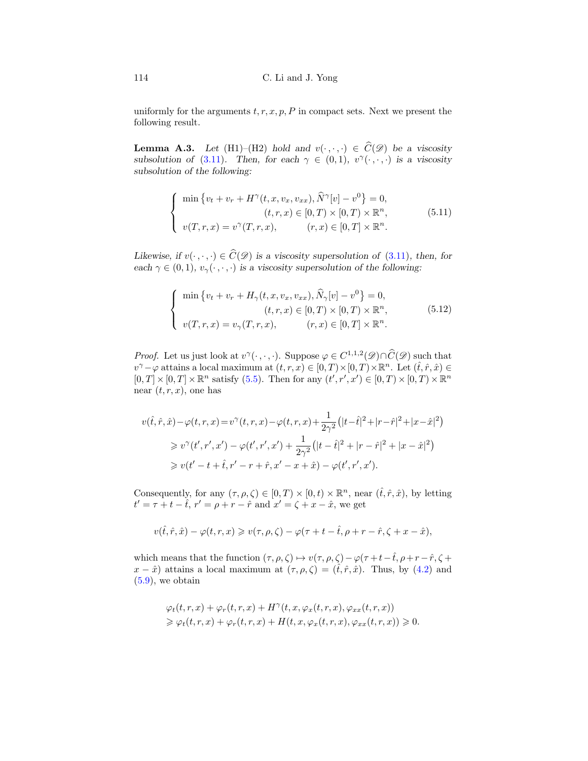uniformly for the arguments $t, r, x, p, P$ in compact sets. Next we present the following result.

**Lemma A.3.** *Let* (H1)–(H2) *hold and* $v(\cdot,\cdot,\cdot) \in \widehat{C}(\mathscr{D})$ *be a viscosity subsolution of* (3.11). *Then, for each* $\gamma \in (0,1)$, $v^\gamma(\cdot,\cdot,\cdot)$ *is a viscosity subsolution of the following:*

$$
\begin{cases}
\min\left\{v_t + v_r + H^\gamma(t,x,v_x,v_{xx}), \widehat{N}^\gamma[v] - v^0\right\} = 0, \\
\qquad\qquad\qquad\qquad (t,r,x) \in [0,T)\times[0,T)\times\mathbb{R}^n, \\
v(T,r,x) = v^\gamma(T,r,x), \qquad\quad (r,x)\in[0,T]\times\mathbb{R}^n.
\end{cases}
\tag{5.11}
$$

*Likewise, if* $v(\cdot,\cdot,\cdot) \in \widehat{C}(\mathscr{D})$ *is a viscosity supersolution of* (3.11), *then, for each* $\gamma \in (0,1)$, $v_\gamma(\cdot,\cdot,\cdot)$ *is a viscosity supersolution of the following:*

$$
\begin{cases}
\min\left\{v_t + v_r + H_\gamma(t,x,v_x,v_{xx}), \widehat{N}_\gamma[v] - v^0\right\} = 0, \\
\qquad\qquad\qquad\qquad (t,r,x) \in [0,T)\times[0,T)\times\mathbb{R}^n, \\
v(T,r,x) = v_\gamma(T,r,x), \qquad\quad (r,x)\in[0,T]\times\mathbb{R}^n.
\end{cases}
\tag{5.12}
$$

*Proof.* Let us just look at $v^\gamma(\cdot,\cdot,\cdot)$. Suppose $\varphi \in C^{1,1,2}(\mathscr{D})\cap\widehat{C}(\mathscr{D})$ such that $v^\gamma - \varphi$ attains a local maximum at $(t,r,x)\in[0,T)\times[0,T)\times\mathbb{R}^n$. Let $(\hat t,\hat r,\hat x)\in[0,T]\times[0,T]\times\mathbb{R}^n$ satisfy (5.5). Then for any $(t',r',x')\in[0,T)\times[0,T)\times\mathbb{R}^n$ near $(t,r,x)$, one has

$$
\begin{aligned}
v(\hat t,\hat r,\hat x) - \varphi(t,r,x) &= v^\gamma(t,r,x) - \varphi(t,r,x) + \frac{1}{2\gamma^2}\big(|t-\hat t|^2 + |r-\hat r|^2 + |x-\hat x|^2\big) \\
&\geqslant v^\gamma(t',r',x') - \varphi(t',r',x') + \frac{1}{2\gamma^2}\big(|t-\hat t|^2 + |r-\hat r|^2 + |x-\hat x|^2\big) \\
&\geqslant v(t'-t+\hat t, r'-r+\hat r, x'-x+\hat x) - \varphi(t',r',x').
\end{aligned}
$$

Consequently, for any $(\tau,\rho,\zeta)\in[0,T)\times[0,t)\times\mathbb{R}^n$, near $(\hat t,\hat r,\hat x)$, by letting $t' = \tau + t - \hat t$, $r' = \rho + r - \hat r$ and $x' = \zeta + x - \hat x$, we get

$$
v(\hat t,\hat r,\hat x) - \varphi(t,r,x) \geqslant v(\tau,\rho,\zeta) - \varphi(\tau + t - \hat t, \rho + r - \hat r, \zeta + x - \hat x),
$$

which means that the function $(\tau,\rho,\zeta)\mapsto v(\tau,\rho,\zeta) - \varphi(\tau + t - \hat t, \rho + r - \hat r, \zeta + x - \hat x)$ attains a local maximum at $(\tau,\rho,\zeta) = (\hat t,\hat r,\hat x)$. Thus, by (4.2) and (5.9), we obtain

$$
\begin{aligned}
&\varphi_t(t,r,x) + \varphi_r(t,r,x) + H^\gamma(t,x,\varphi_x(t,r,x),\varphi_{xx}(t,r,x)) \\
&\geqslant \varphi_t(t,r,x) + \varphi_r(t,r,x) + H(t,x,\varphi_x(t,r,x),\varphi_{xx}(t,r,x)) \geqslant 0.
\end{aligned}
$$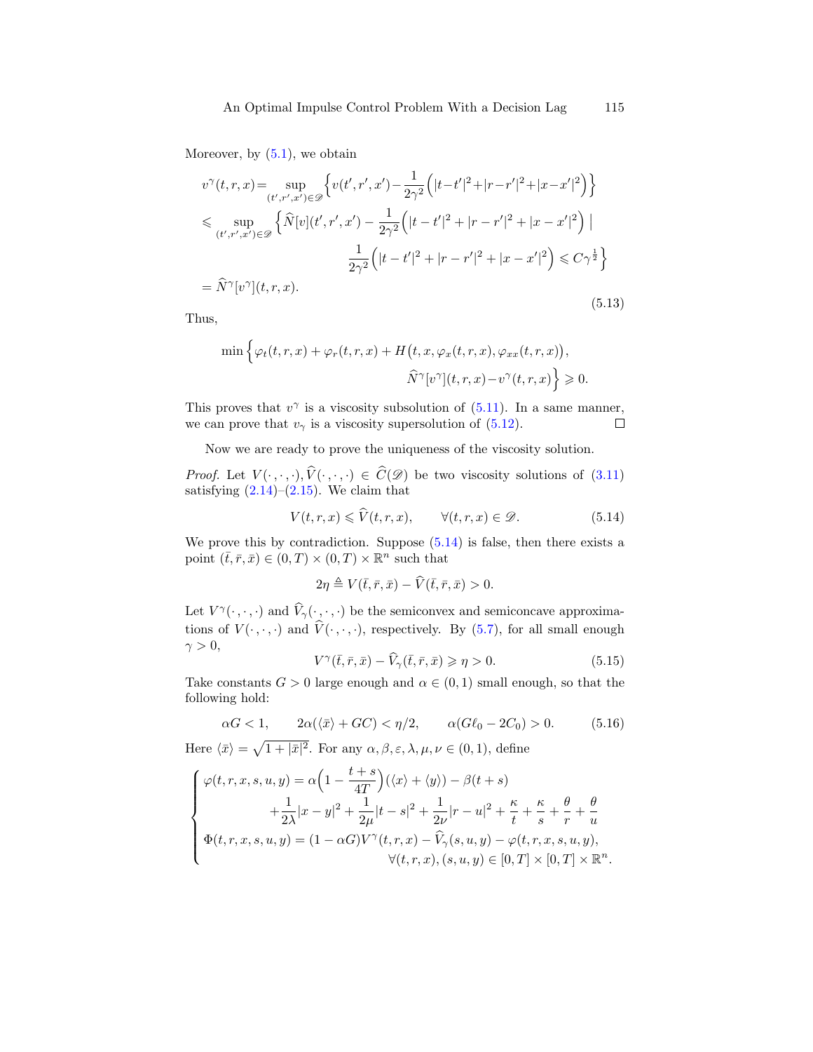Moreover, by (5.1), we obtain

$$
\begin{aligned}
v^\gamma(t,r,x) &= \sup_{(t',r',x')\in\mathscr{D}} \Big\{ v(t',r',x') - \frac{1}{2\gamma^2}\Big(|t-t'|^2+|r-r'|^2+|x-x'|^2\Big)\Big\} \\
&\leqslant \sup_{(t',r',x')\in\mathscr{D}} \Big\{ \widehat{N}[v](t',r',x') - \frac{1}{2\gamma^2}\Big(|t-t'|^2+|r-r'|^2+|x-x'|^2\Big) \ \Big| \\
&\qquad\qquad \frac{1}{2\gamma^2}\Big(|t-t'|^2+|r-r'|^2+|x-x'|^2\Big) \leqslant C\gamma^{\frac{1}{2}} \Big\} \\
&= \widehat{N}^\gamma[v^\gamma](t,r,x).
\end{aligned} \tag{5.13}
$$

Thus,

$$
\begin{aligned}
\min\Big\{ \varphi_t(t,r,x) + \varphi_r(t,r,x) + H\big(t,x,\varphi_x(t,r,x),\varphi_{xx}(t,r,x)\big), \\
\widehat{N}^\gamma[v^\gamma](t,r,x) - v^\gamma(t,r,x) \Big\} \geqslant 0.
\end{aligned}
$$

This proves that $v^\gamma$ is a viscosity subsolution of (5.11). In a same manner, we can prove that $v_\gamma$ is a viscosity supersolution of (5.12). $\square$

Now we are ready to prove the uniqueness of the viscosity solution.

*Proof.* Let $V(\cdot,\cdot,\cdot), \widehat{V}(\cdot,\cdot,\cdot) \in \widehat{C}(\mathscr{D})$ be two viscosity solutions of (3.11) satisfying (2.14)–(2.15). We claim that

$$
V(t,r,x) \leqslant \widehat{V}(t,r,x), \qquad \forall (t,r,x) \in \mathscr{D}. \tag{5.14}
$$

We prove this by contradiction. Suppose (5.14) is false, then there exists a point $(\bar{t},\bar{r},\bar{x}) \in (0,T)\times(0,T)\times\mathbb{R}^n$ such that

$$
2\eta \triangleq V(\bar{t},\bar{r},\bar{x}) - \widehat{V}(\bar{t},\bar{r},\bar{x}) > 0.
$$

Let $V^\gamma(\cdot,\cdot,\cdot)$ and $\widehat{V}_\gamma(\cdot,\cdot,\cdot)$ be the semiconvex and semiconcave approximations of $V(\cdot,\cdot,\cdot)$ and $\widehat{V}(\cdot,\cdot,\cdot)$, respectively. By (5.7), for all small enough $\gamma>0$,

$$
V^\gamma(\bar{t},\bar{r},\bar{x}) - \widehat{V}_\gamma(\bar{t},\bar{r},\bar{x}) \geqslant \eta > 0. \tag{5.15}
$$

Take constants $G>0$ large enough and $\alpha\in(0,1)$ small enough, so that the following hold:

$$
\alpha G < 1, \qquad 2\alpha(\langle\bar{x}\rangle + GC) < \eta/2, \qquad \alpha(G\ell_0 - 2C_0) > 0. \tag{5.16}
$$

Here $\langle\bar{x}\rangle = \sqrt{1+|\bar{x}|^2}$. For any $\alpha,\beta,\varepsilon,\lambda,\mu,\nu\in(0,1)$, define

$$
\begin{cases}
\varphi(t,r,x,s,u,y) = \alpha\Big(1-\dfrac{t+s}{4T}\Big)(\langle x\rangle + \langle y\rangle) - \beta(t+s) \\
\qquad\qquad + \dfrac{1}{2\lambda}|x-y|^2 + \dfrac{1}{2\mu}|t-s|^2 + \dfrac{1}{2\nu}|r-u|^2 + \dfrac{\kappa}{t} + \dfrac{\kappa}{s} + \dfrac{\theta}{r} + \dfrac{\theta}{u} \\
\Phi(t,r,x,s,u,y) = (1-\alpha G)V^\gamma(t,r,x) - \widehat{V}_\gamma(s,u,y) - \varphi(t,r,x,s,u,y), \\
\qquad\qquad\qquad \forall (t,r,x),(s,u,y)\in[0,T]\times[0,T]\times\mathbb{R}^n.
\end{cases}
$$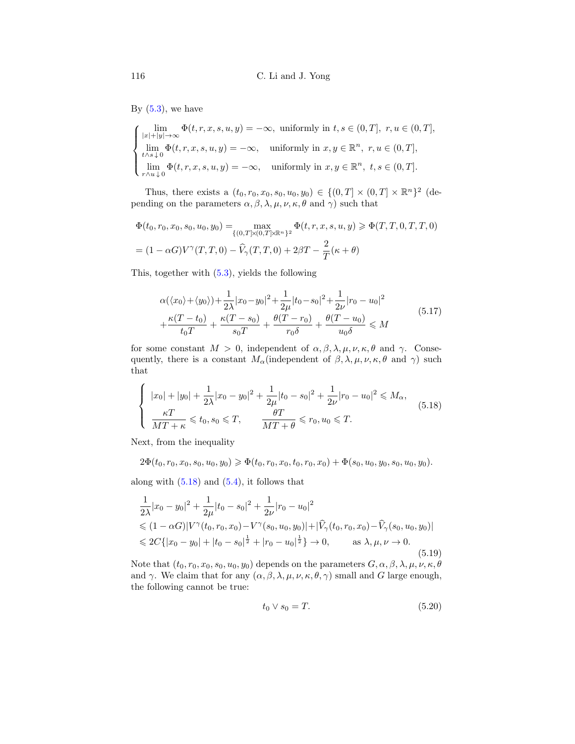By (5.3), we have

$$
\begin{cases}
\lim\limits_{|x|+|y|\to\infty} \Phi(t,r,x,s,u,y) = -\infty, \text{ uniformly in } t,s \in (0,T],\ r,u \in (0,T], \\
\lim\limits_{t\wedge s\downarrow 0} \Phi(t,r,x,s,u,y) = -\infty, \quad \text{uniformly in } x,y \in \mathbb{R}^n,\ r,u \in (0,T], \\
\lim\limits_{r\wedge u\downarrow 0} \Phi(t,r,x,s,u,y) = -\infty, \quad \text{uniformly in } x,y \in \mathbb{R}^n,\ t,s \in (0,T].
\end{cases}
$$

Thus, there exists a $(t_0,r_0,x_0,s_0,u_0,y_0) \in \{(0,T]\times(0,T]\times\mathbb{R}^n\}^2$ (depending on the parameters $\alpha,\beta,\lambda,\mu,\nu,\kappa,\theta$ and $\gamma$) such that

$$
\begin{aligned}
&\Phi(t_0,r_0,x_0,s_0,u_0,y_0) = \max_{\{(0,T]\times(0,T]\times\mathbb{R}^n\}^2} \Phi(t,r,x,s,u,y) \geqslant \Phi(T,T,0,T,T,0) \\
&= (1-\alpha G)V^\gamma(T,T,0) - \widehat{V}_\gamma(T,T,0) + 2\beta T - \frac{2}{T}(\kappa+\theta)
\end{aligned}
$$

This, together with (5.3), yields the following

$$
\begin{aligned}
&\alpha(\langle x_0\rangle + \langle y_0\rangle) + \frac{1}{2\lambda}|x_0-y_0|^2 + \frac{1}{2\mu}|t_0-s_0|^2 + \frac{1}{2\nu}|r_0-u_0|^2 \\
&+ \frac{\kappa(T-t_0)}{t_0T} + \frac{\kappa(T-s_0)}{s_0T} + \frac{\theta(T-r_0)}{r_0\delta} + \frac{\theta(T-u_0)}{u_0\delta} \leqslant M
\end{aligned}
\tag{5.17}
$$

for some constant $M>0$, independent of $\alpha,\beta,\lambda,\mu,\nu,\kappa,\theta$ and $\gamma$. Consequently, there is a constant $M_\alpha$(independent of $\beta,\lambda,\mu,\nu,\kappa,\theta$ and $\gamma$) such that

$$
\begin{cases}
|x_0| + |y_0| + \dfrac{1}{2\lambda}|x_0-y_0|^2 + \dfrac{1}{2\mu}|t_0-s_0|^2 + \dfrac{1}{2\nu}|r_0-u_0|^2 \leqslant M_\alpha, \\
\dfrac{\kappa T}{MT+\kappa} \leqslant t_0, s_0 \leqslant T, \qquad \dfrac{\theta T}{MT+\theta} \leqslant r_0, u_0 \leqslant T.
\end{cases}
\tag{5.18}
$$

Next, from the inequality

$$
2\Phi(t_0,r_0,x_0,s_0,u_0,y_0) \geqslant \Phi(t_0,r_0,x_0,t_0,r_0,x_0) + \Phi(s_0,u_0,y_0,s_0,u_0,y_0).
$$

along with (5.18) and (5.4), it follows that

$$
\begin{aligned}
&\frac{1}{2\lambda}|x_0-y_0|^2 + \frac{1}{2\mu}|t_0-s_0|^2 + \frac{1}{2\nu}|r_0-u_0|^2 \\
&\leqslant (1-\alpha G)|V^\gamma(t_0,r_0,x_0) - V^\gamma(s_0,u_0,y_0)| + |\widehat{V}_\gamma(t_0,r_0,x_0) - \widehat{V}_\gamma(s_0,u_0,y_0)| \\
&\leqslant 2C\{|x_0-y_0| + |t_0-s_0|^{\frac{1}{2}} + |r_0-u_0|^{\frac{1}{2}}\} \to 0, \qquad \text{as } \lambda,\mu,\nu \to 0.
\end{aligned}
\tag{5.19}
$$

Note that $(t_0,r_0,x_0,s_0,u_0,y_0)$ depends on the parameters $G,\alpha,\beta,\lambda,\mu,\nu,\kappa,\theta$ and $\gamma$. We claim that for any $(\alpha,\beta,\lambda,\mu,\nu,\kappa,\theta,\gamma)$ small and $G$ large enough, the following cannot be true:

$$
t_0 \vee s_0 = T. \tag{5.20}
$$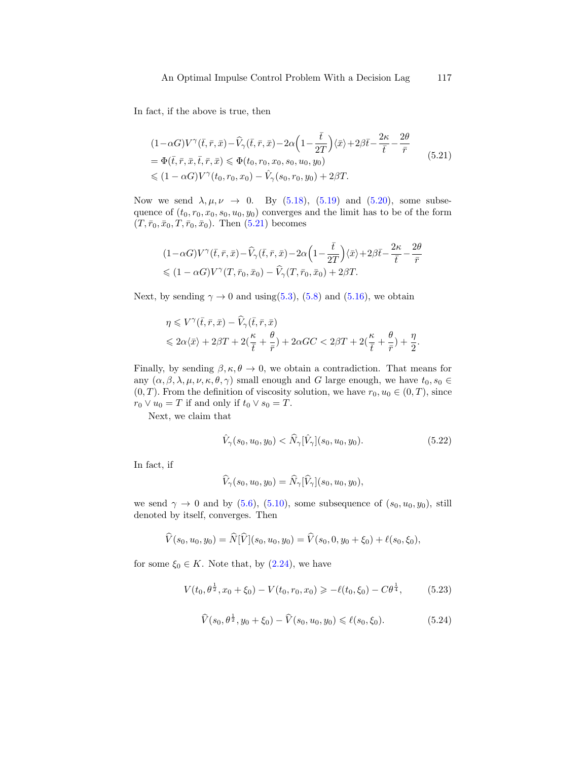In fact, if the above is true, then

$$
\begin{aligned}
&(1-\alpha G)V^\gamma(\bar t,\bar r,\bar x)-\widehat V_\gamma(\bar t,\bar r,\bar x)-2\alpha\Big(1-\frac{\bar t}{2T}\Big)\langle\bar x\rangle+2\beta\bar t-\frac{2\kappa}{\bar t}-\frac{2\theta}{\bar r}\\
&=\Phi(\bar t,\bar r,\bar x,\bar t,\bar r,\bar x)\leqslant\Phi(t_0,r_0,x_0,s_0,u_0,y_0)\\
&\leqslant(1-\alpha G)V^\gamma(t_0,r_0,x_0)-\hat V_\gamma(s_0,r_0,y_0)+2\beta T.
\end{aligned}
\tag{5.21}
$$

Now we send $\lambda,\mu,\nu\to 0$. By (5.18), (5.19) and (5.20), some subsequence of $(t_0,r_0,x_0,s_0,u_0,y_0)$ converges and the limit has to be of the form $(T,\bar r_0,\bar x_0,T,\bar r_0,\bar x_0)$. Then (5.21) becomes

$$
\begin{aligned}
&(1-\alpha G)V^\gamma(\bar t,\bar r,\bar x)-\widehat V_\gamma(\bar t,\bar r,\bar x)-2\alpha\Big(1-\frac{\bar t}{2T}\Big)\langle\bar x\rangle+2\beta\bar t-\frac{2\kappa}{\bar t}-\frac{2\theta}{\bar r}\\
&\leqslant(1-\alpha G)V^\gamma(T,\bar r_0,\bar x_0)-\widehat V_\gamma(T,\bar r_0,\bar x_0)+2\beta T.
\end{aligned}
$$

Next, by sending $\gamma\to 0$ and using(5.3), (5.8) and (5.16), we obtain

$$
\begin{aligned}
\eta&\leqslant V^\gamma(\bar t,\bar r,\bar x)-\widehat V_\gamma(\bar t,\bar r,\bar x)\\
&\leqslant 2\alpha\langle\bar x\rangle+2\beta T+2\big(\frac{\kappa}{\bar t}+\frac{\theta}{\bar r}\big)+2\alpha GC<2\beta T+2\big(\frac{\kappa}{\bar t}+\frac{\theta}{\bar r}\big)+\frac{\eta}{2}.
\end{aligned}
$$

Finally, by sending $\beta,\kappa,\theta\to 0$, we obtain a contradiction. That means for any $(\alpha,\beta,\lambda,\mu,\nu,\kappa,\theta,\gamma)$ small enough and $G$ large enough, we have $t_0,s_0\in(0,T)$. From the definition of viscosity solution, we have $r_0,u_0\in(0,T)$, since $r_0\vee u_0=T$ if and only if $t_0\vee s_0=T$.

Next, we claim that

$$
\hat V_\gamma(s_0,u_0,y_0)<\widehat N_\gamma[\hat V_\gamma](s_0,u_0,y_0). \tag{5.22}
$$

In fact, if

$$
\widehat V_\gamma(s_0,u_0,y_0)=\widehat N_\gamma[\widehat V_\gamma](s_0,u_0,y_0),
$$

we send $\gamma\to 0$ and by (5.6), (5.10), some subsequence of $(s_0,u_0,y_0)$, still denoted by itself, converges. Then

$$
\widehat V(s_0,u_0,y_0)=\widehat N[\widehat V](s_0,u_0,y_0)=\widehat V(s_0,0,y_0+\xi_0)+\ell(s_0,\xi_0),
$$

for some $\xi_0\in K$. Note that, by (2.24), we have

$$
V(t_0,\theta^{\frac12},x_0+\xi_0)-V(t_0,r_0,x_0)\geqslant-\ell(t_0,\xi_0)-C\theta^{\frac14}, \tag{5.23}
$$

$$
\widehat V(s_0,\theta^{\frac12},y_0+\xi_0)-\widehat V(s_0,u_0,y_0)\leqslant\ell(s_0,\xi_0). \tag{5.24}
$$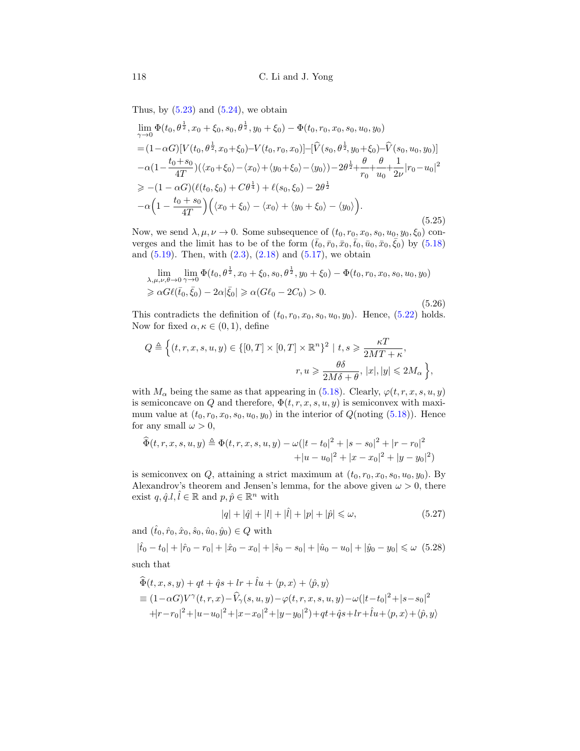Thus, by (5.23) and (5.24), we obtain

$$
\begin{aligned}
&\lim_{\gamma\to 0}\Phi(t_0,\theta^{\frac12},x_0+\xi_0,s_0,\theta^{\frac12},y_0+\xi_0)-\Phi(t_0,r_0,x_0,s_0,u_0,y_0)\\
&=(1-\alpha G)[V(t_0,\theta^{\frac12},x_0+\xi_0)-V(t_0,r_0,x_0)]-[\widehat V(s_0,\theta^{\frac12},y_0+\xi_0)-\widehat V(s_0,u_0,y_0)]\\
&\quad-\alpha\Big(1-\frac{t_0+s_0}{4T}\Big)(\langle x_0+\xi_0\rangle-\langle x_0\rangle+\langle y_0+\xi_0\rangle-\langle y_0\rangle)-2\theta^{\frac12}+\frac{\theta}{r_0}+\frac{\theta}{u_0}+\frac{1}{2\nu}|r_0-u_0|^2\\
&\geqslant-(1-\alpha G)(\ell(t_0,\xi_0)+C\theta^{\frac14})+\ell(s_0,\xi_0)-2\theta^{\frac12}\\
&\quad-\alpha\Big(1-\frac{t_0+s_0}{4T}\Big)\Big(\langle x_0+\xi_0\rangle-\langle x_0\rangle+\langle y_0+\xi_0\rangle-\langle y_0\rangle\Big).
\end{aligned}
\tag{5.25}
$$

Now, we send $\lambda,\mu,\nu\to 0$. Some subsequence of $(t_0,r_0,x_0,s_0,u_0,y_0,\xi_0)$ converges and the limit has to be of the form $(\bar t_0,\bar r_0,\bar x_0,\bar t_0,\bar u_0,\bar x_0,\bar\xi_0)$ by (5.18) and (5.19). Then, with (2.3), (2.18) and (5.17), we obtain

$$
\begin{aligned}
&\lim_{\lambda,\mu,\nu,\theta\to 0}\lim_{\gamma\to 0}\Phi(t_0,\theta^{\frac12},x_0+\xi_0,s_0,\theta^{\frac12},y_0+\xi_0)-\Phi(t_0,r_0,x_0,s_0,u_0,y_0)\\
&\geqslant\alpha G\ell(\bar t_0,\bar\xi_0)-2\alpha|\bar\xi_0|\geqslant\alpha(G\ell_0-2C_0)>0.
\end{aligned}
\tag{5.26}
$$

This contradicts the definition of $(t_0,r_0,x_0,s_0,u_0,y_0)$. Hence, (5.22) holds. Now for fixed $\alpha,\kappa\in(0,1)$, define

$$
Q\triangleq\Big\{(t,r,x,s,u,y)\in\{[0,T]\times[0,T]\times\mathbb{R}^n\}^2\mid t,s\geqslant\frac{\kappa T}{2MT+\kappa},\\
r,u\geqslant\frac{\theta\delta}{2M\delta+\theta},\ |x|,|y|\leqslant 2M_\alpha\Big\},
$$

with $M_\alpha$ being the same as that appearing in (5.18). Clearly, $\varphi(t,r,x,s,u,y)$ is semiconcave on $Q$ and therefore, $\Phi(t,r,x,s,u,y)$ is semiconvex with maximum value at $(t_0,r_0,x_0,s_0,u_0,y_0)$ in the interior of $Q$(noting (5.18)). Hence for any small $\omega>0$,

$$
\widehat\Phi(t,r,x,s,u,y)\triangleq\Phi(t,r,x,s,u,y)-\omega(|t-t_0|^2+|s-s_0|^2+|r-r_0|^2\\
+|u-u_0|^2+|x-x_0|^2+|y-y_0|^2)
$$

is semiconvex on $Q$, attaining a strict maximum at $(t_0,r_0,x_0,s_0,u_0,y_0)$. By Alexandrov's theorem and Jensen's lemma, for the above given $\omega>0$, there exist $q,\hat q.l,\hat l\in\mathbb{R}$ and $p,\hat p\in\mathbb{R}^n$ with

$$
|q|+|\hat q|+|l|+|\hat l|+|p|+|\hat p|\leqslant\omega,
\tag{5.27}
$$

and $(\hat t_0,\hat r_0,\hat x_0,\hat s_0,\hat u_0,\hat y_0)\in Q$ with

$$
|\hat t_0-t_0|+|\hat r_0-r_0|+|\hat x_0-x_0|+|\hat s_0-s_0|+|\hat u_0-u_0|+|\hat y_0-y_0|\leqslant\omega
\tag{5.28}
$$

such that

$$
\begin{aligned}
&\widehat\Phi(t,x,s,y)+qt+\hat qs+lr+\hat lu+\langle p,x\rangle+\langle\hat p,y\rangle\\
&\equiv(1-\alpha G)V^\gamma(t,r,x)-\widehat V_\gamma(s,u,y)-\varphi(t,r,x,s,u,y)-\omega(|t-t_0|^2+|s-s_0|^2\\
&\quad+|r-r_0|^2+|u-u_0|^2+|x-x_0|^2+|y-y_0|^2)+qt+\hat qs+lr+\hat lu+\langle p,x\rangle+\langle\hat p,y\rangle
\end{aligned}
$$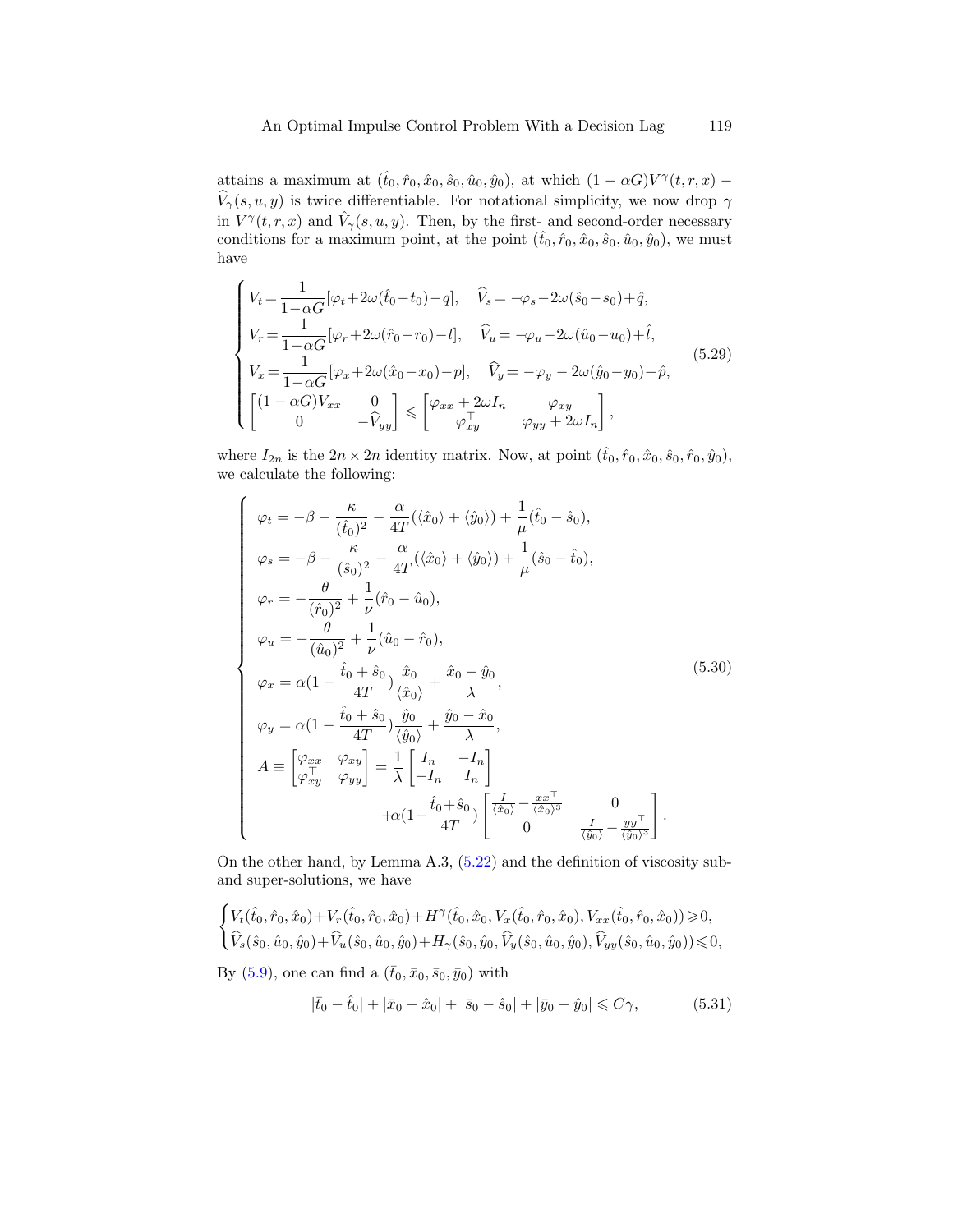attains a maximum at $(\hat{t}_0, \hat{r}_0, \hat{x}_0, \hat{s}_0, \hat{u}_0, \hat{y}_0)$, at which $(1-\alpha G)V^\gamma(t,r,x) - \widehat{V}_\gamma(s,u,y)$ is twice differentiable. For notational simplicity, we now drop $\gamma$ in $V^\gamma(t,r,x)$ and $\hat{V}_\gamma(s,u,y)$. Then, by the first- and second-order necessary conditions for a maximum point, at the point $(\hat{t}_0, \hat{r}_0, \hat{x}_0, \hat{s}_0, \hat{u}_0, \hat{y}_0)$, we must have

$$
\begin{cases}
V_t = \dfrac{1}{1-\alpha G}[\varphi_t + 2\omega(\hat{t}_0 - t_0) - q], \quad \widehat{V}_s = -\varphi_s - 2\omega(\hat{s}_0 - s_0) + \hat{q}, \\
V_r = \dfrac{1}{1-\alpha G}[\varphi_r + 2\omega(\hat{r}_0 - r_0) - l], \quad \widehat{V}_u = -\varphi_u - 2\omega(\hat{u}_0 - u_0) + \hat{l}, \\
V_x = \dfrac{1}{1-\alpha G}[\varphi_x + 2\omega(\hat{x}_0 - x_0) - p], \quad \widehat{V}_y = -\varphi_y - 2\omega(\hat{y}_0 - y_0) + \hat{p}, \\
\begin{bmatrix} (1-\alpha G)V_{xx} & 0 \\ 0 & -\widehat{V}_{yy} \end{bmatrix} \leqslant \begin{bmatrix} \varphi_{xx} + 2\omega I_n & \varphi_{xy} \\ \varphi_{xy}^\top & \varphi_{yy} + 2\omega I_n \end{bmatrix},
\end{cases}
\tag{5.29}
$$

where $I_{2n}$ is the $2n \times 2n$ identity matrix. Now, at point $(\hat{t}_0, \hat{r}_0, \hat{x}_0, \hat{s}_0, \hat{r}_0, \hat{y}_0)$, we calculate the following:

$$
\begin{cases}
\varphi_t = -\beta - \dfrac{\kappa}{(\hat{t}_0)^2} - \dfrac{\alpha}{4T}(\langle \hat{x}_0 \rangle + \langle \hat{y}_0 \rangle) + \dfrac{1}{\mu}(\hat{t}_0 - \hat{s}_0), \\
\varphi_s = -\beta - \dfrac{\kappa}{(\hat{s}_0)^2} - \dfrac{\alpha}{4T}(\langle \hat{x}_0 \rangle + \langle \hat{y}_0 \rangle) + \dfrac{1}{\mu}(\hat{s}_0 - \hat{t}_0), \\
\varphi_r = -\dfrac{\theta}{(\hat{r}_0)^2} + \dfrac{1}{\nu}(\hat{r}_0 - \hat{u}_0), \\
\varphi_u = -\dfrac{\theta}{(\hat{u}_0)^2} + \dfrac{1}{\nu}(\hat{u}_0 - \hat{r}_0), \\
\varphi_x = \alpha(1 - \dfrac{\hat{t}_0 + \hat{s}_0}{4T})\dfrac{\hat{x}_0}{\langle \hat{x}_0 \rangle} + \dfrac{\hat{x}_0 - \hat{y}_0}{\lambda}, \\
\varphi_y = \alpha(1 - \dfrac{\hat{t}_0 + \hat{s}_0}{4T})\dfrac{\hat{y}_0}{\langle \hat{y}_0 \rangle} + \dfrac{\hat{y}_0 - \hat{x}_0}{\lambda}, \\
A \equiv \begin{bmatrix} \varphi_{xx} & \varphi_{xy} \\ \varphi_{xy}^\top & \varphi_{yy} \end{bmatrix} = \dfrac{1}{\lambda}\begin{bmatrix} I_n & -I_n \\ -I_n & I_n \end{bmatrix} \\
\qquad\qquad + \alpha(1 - \dfrac{\hat{t}_0 + \hat{s}_0}{4T}) \begin{bmatrix} \frac{I}{\langle \hat{x}_0 \rangle} - \frac{xx^\top}{\langle \hat{x}_0 \rangle^3} & 0 \\ 0 & \frac{I}{\langle \hat{y}_0 \rangle} - \frac{yy^\top}{\langle \hat{y}_0 \rangle^3} \end{bmatrix}.
\end{cases}
\tag{5.30}
$$

On the other hand, by Lemma A.3, (5.22) and the definition of viscosity sub- and super-solutions, we have

$$
\begin{cases}
V_t(\hat{t}_0, \hat{r}_0, \hat{x}_0) + V_r(\hat{t}_0, \hat{r}_0, \hat{x}_0) + H^\gamma(\hat{t}_0, \hat{x}_0, V_x(\hat{t}_0, \hat{r}_0, \hat{x}_0), V_{xx}(\hat{t}_0, \hat{r}_0, \hat{x}_0)) \geqslant 0, \\
\widehat{V}_s(\hat{s}_0, \hat{u}_0, \hat{y}_0) + \widehat{V}_u(\hat{s}_0, \hat{u}_0, \hat{y}_0) + H_\gamma(\hat{s}_0, \hat{y}_0, \widehat{V}_y(\hat{s}_0, \hat{u}_0, \hat{y}_0), \widehat{V}_{yy}(\hat{s}_0, \hat{u}_0, \hat{y}_0)) \leqslant 0,
\end{cases}
$$

By (5.9), one can find a $(\bar{t}_0, \bar{x}_0, \bar{s}_0, \bar{y}_0)$ with

$$
|\bar{t}_0 - \hat{t}_0| + |\bar{x}_0 - \hat{x}_0| + |\bar{s}_0 - \hat{s}_0| + |\bar{y}_0 - \hat{y}_0| \leqslant C\gamma, \tag{5.31}
$$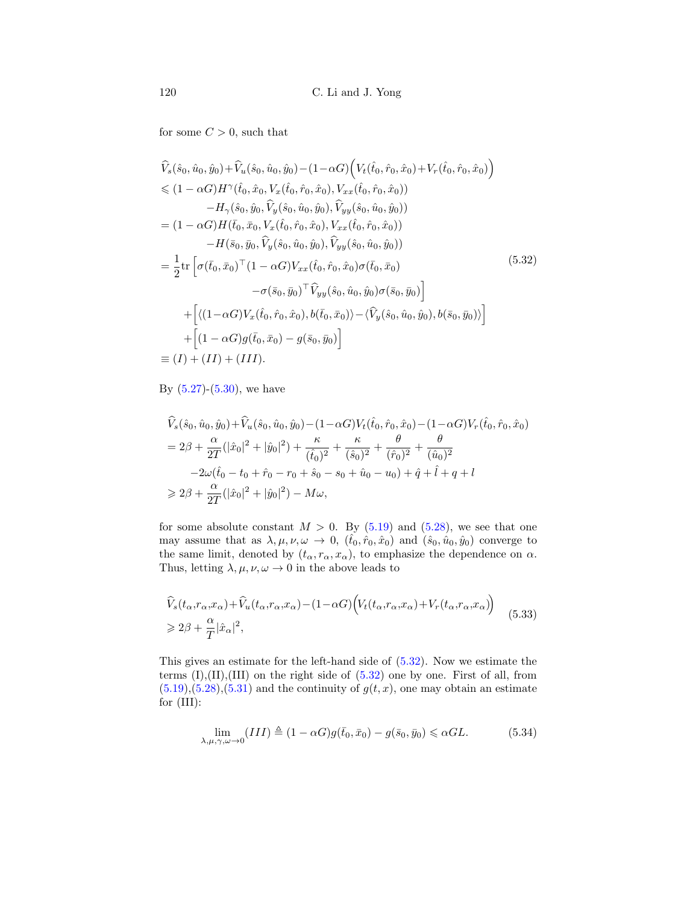for some $C > 0$, such that

$$
\begin{aligned}
&\widehat{V}_s(\hat{s}_0,\hat{u}_0,\hat{y}_0)+\widehat{V}_u(\hat{s}_0,\hat{u}_0,\hat{y}_0)-(1-\alpha G)\Big(V_t(\hat{t}_0,\hat{r}_0,\hat{x}_0)+V_r(\hat{t}_0,\hat{r}_0,\hat{x}_0)\Big)\\
&\leqslant (1-\alpha G)H^{\gamma}(\hat{t}_0,\hat{x}_0,V_x(\hat{t}_0,\hat{r}_0,\hat{x}_0),V_{xx}(\hat{t}_0,\hat{r}_0,\hat{x}_0))\\
&\qquad -H_{\gamma}(\hat{s}_0,\hat{y}_0,\widehat{V}_y(\hat{s}_0,\hat{u}_0,\hat{y}_0),\widehat{V}_{yy}(\hat{s}_0,\hat{u}_0,\hat{y}_0))\\
&=(1-\alpha G)H(\bar{t}_0,\bar{x}_0,V_x(\hat{t}_0,\hat{r}_0,\hat{x}_0),V_{xx}(\hat{t}_0,\hat{r}_0,\hat{x}_0))\\
&\qquad -H(\bar{s}_0,\bar{y}_0,\widehat{V}_y(\hat{s}_0,\hat{u}_0,\hat{y}_0),\widehat{V}_{yy}(\hat{s}_0,\hat{u}_0,\hat{y}_0))\\
&=\frac{1}{2}\mathrm{tr}\Big[\sigma(\bar{t}_0,\bar{x}_0)^\top(1-\alpha G)V_{xx}(\hat{t}_0,\hat{r}_0,\hat{x}_0)\sigma(\bar{t}_0,\bar{x}_0)\\
&\qquad\qquad -\sigma(\bar{s}_0,\bar{y}_0)^\top\widehat{V}_{yy}(\hat{s}_0,\hat{u}_0,\hat{y}_0)\sigma(\bar{s}_0,\bar{y}_0)\Big]\\
&\quad+\Big[\langle(1-\alpha G)V_x(\hat{t}_0,\hat{r}_0,\hat{x}_0),b(\bar{t}_0,\bar{x}_0)\rangle-\langle\widehat{V}_y(\hat{s}_0,\hat{u}_0,\hat{y}_0),b(\bar{s}_0,\bar{y}_0)\rangle\Big]\\
&\quad+\Big[(1-\alpha G)g(\bar{t}_0,\bar{x}_0)-g(\bar{s}_0,\bar{y}_0)\Big]\\
&\equiv (I)+(II)+(III).
\end{aligned}
\tag{5.32}
$$

By (5.27)-(5.30), we have

$$
\begin{aligned}
&\widehat{V}_s(\hat{s}_0,\hat{u}_0,\hat{y}_0)+\widehat{V}_u(\hat{s}_0,\hat{u}_0,\hat{y}_0)-(1-\alpha G)V_t(\hat{t}_0,\hat{r}_0,\hat{x}_0)-(1-\alpha G)V_r(\hat{t}_0,\hat{r}_0,\hat{x}_0)\\
&=2\beta+\frac{\alpha}{2T}(|\hat{x}_0|^2+|\hat{y}_0|^2)+\frac{\kappa}{(\hat{t}_0)^2}+\frac{\kappa}{(\hat{s}_0)^2}+\frac{\theta}{(\hat{r}_0)^2}+\frac{\theta}{(\hat{u}_0)^2}\\
&\qquad -2\omega(\hat{t}_0-t_0+\hat{r}_0-r_0+\hat{s}_0-s_0+\hat{u}_0-u_0)+\hat{q}+\hat{l}+q+l\\
&\geqslant 2\beta+\frac{\alpha}{2T}(|\hat{x}_0|^2+|\hat{y}_0|^2)-M\omega,
\end{aligned}
$$

for some absolute constant $M > 0$. By (5.19) and (5.28), we see that one may assume that as $\lambda,\mu,\nu,\omega\to 0$, $(\hat{t}_0,\hat{r}_0,\hat{x}_0)$ and $(\hat{s}_0,\hat{u}_0,\hat{y}_0)$ converge to the same limit, denoted by $(t_\alpha,r_\alpha,x_\alpha)$, to emphasize the dependence on $\alpha$. Thus, letting $\lambda,\mu,\nu,\omega\to 0$ in the above leads to

$$
\begin{aligned}
&\widehat{V}_s(t_\alpha,r_\alpha,x_\alpha)+\widehat{V}_u(t_\alpha,r_\alpha,x_\alpha)-(1-\alpha G)\Big(V_t(t_\alpha,r_\alpha,x_\alpha)+V_r(t_\alpha,r_\alpha,x_\alpha)\Big)\\
&\geqslant 2\beta+\frac{\alpha}{T}|\hat{x}_\alpha|^2,
\end{aligned}
\tag{5.33}
$$

This gives an estimate for the left-hand side of (5.32). Now we estimate the terms (I),(II),(III) on the right side of (5.32) one by one. First of all, from (5.19),(5.28),(5.31) and the continuity of $g(t,x)$, one may obtain an estimate for (III):

$$
\lim_{\lambda,\mu,\gamma,\omega\to 0}(III)\triangleq(1-\alpha G)g(\bar{t}_0,\bar{x}_0)-g(\bar{s}_0,\bar{y}_0)\leqslant \alpha GL. \tag{5.34}
$$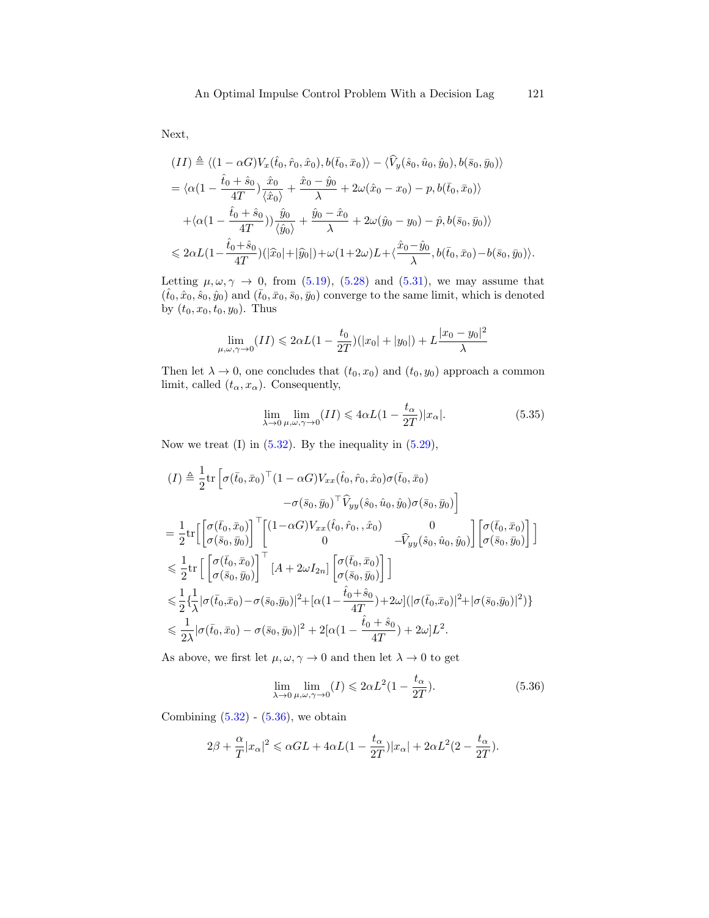Next,

$$
\begin{aligned}
(II) &\triangleq \langle (1-\alpha G)V_x(\hat{t}_0,\hat{r}_0,\hat{x}_0), b(\bar{t}_0,\bar{x}_0)\rangle - \langle \widehat{V}_y(\hat{s}_0,\hat{u}_0,\hat{y}_0), b(\bar{s}_0,\bar{y}_0)\rangle \\
&= \langle \alpha(1-\frac{\hat{t}_0+\hat{s}_0}{4T})\frac{\hat{x}_0}{\langle \hat{x}_0\rangle} + \frac{\hat{x}_0-\hat{y}_0}{\lambda} + 2\omega(\hat{x}_0-x_0) - p, b(\bar{t}_0,\bar{x}_0)\rangle \\
&\quad + \langle \alpha(1-\frac{\hat{t}_0+\hat{s}_0}{4T}))\frac{\hat{y}_0}{\langle \hat{y}_0\rangle} + \frac{\hat{y}_0-\hat{x}_0}{\lambda} + 2\omega(\hat{y}_0-y_0) - \hat{p}, b(\bar{s}_0,\bar{y}_0)\rangle \\
&\leqslant 2\alpha L(1-\frac{\hat{t}_0+\hat{s}_0}{4T})(|\widehat{x}_0|+|\widehat{y}_0|) + \omega(1+2\omega)L + \langle \frac{\hat{x}_0-\hat{y}_0}{\lambda}, b(\bar{t}_0,\bar{x}_0)-b(\bar{s}_0,\bar{y}_0)\rangle.
\end{aligned}
$$

Letting $\mu,\omega,\gamma \to 0$, from (5.19), (5.28) and (5.31), we may assume that $(\hat{t}_0,\hat{x}_0,\hat{s}_0,\hat{y}_0)$ and $(\bar{t}_0,\bar{x}_0,\bar{s}_0,\bar{y}_0)$ converge to the same limit, which is denoted by $(t_0,x_0,t_0,y_0)$. Thus

$$
\lim_{\mu,\omega,\gamma\to 0}(II) \leqslant 2\alpha L(1-\frac{t_0}{2T})(|x_0|+|y_0|) + L\frac{|x_0-y_0|^2}{\lambda}
$$

Then let $\lambda \to 0$, one concludes that $(t_0,x_0)$ and $(t_0,y_0)$ approach a common limit, called $(t_\alpha,x_\alpha)$. Consequently,

$$
\lim_{\lambda\to 0}\lim_{\mu,\omega,\gamma\to 0}(II) \leqslant 4\alpha L(1-\frac{t_\alpha}{2T})|x_\alpha|. \tag{5.35}
$$

Now we treat (I) in (5.32). By the inequality in (5.29),

$$
\begin{aligned}
(I) &\triangleq \frac{1}{2}\mathrm{tr}\Big[\sigma(\bar{t}_0,\bar{x}_0)^\top(1-\alpha G)V_{xx}(\hat{t}_0,\hat{r}_0,\hat{x}_0)\sigma(\bar{t}_0,\bar{x}_0) \\
&\qquad\qquad - \sigma(\bar{s}_0,\bar{y}_0)^\top\widehat{V}_{yy}(\hat{s}_0,\hat{u}_0,\hat{y}_0)\sigma(\bar{s}_0,\bar{y}_0)\Big] \\
&= \frac{1}{2}\mathrm{tr}\Big[\begin{bmatrix}\sigma(\bar{t}_0,\bar{x}_0)\\ \sigma(\bar{s}_0,\bar{y}_0)\end{bmatrix}^\top \begin{bmatrix}(1-\alpha G)V_{xx}(\hat{t}_0,\hat{r}_0,,\hat{x}_0) & 0\\ 0 & -\widehat{V}_{yy}(\hat{s}_0,\hat{u}_0,\hat{y}_0)\end{bmatrix}\begin{bmatrix}\sigma(\bar{t}_0,\bar{x}_0)\\ \sigma(\bar{s}_0,\bar{y}_0)\end{bmatrix}\Big] \\
&\leqslant \frac{1}{2}\mathrm{tr}\Big[\begin{bmatrix}\sigma(\bar{t}_0,\bar{x}_0)\\ \sigma(\bar{s}_0,\bar{y}_0)\end{bmatrix}^\top [A+2\omega I_{2n}]\begin{bmatrix}\sigma(\bar{t}_0,\bar{x}_0)\\ \sigma(\bar{s}_0,\bar{y}_0)\end{bmatrix}\Big] \\
&\leqslant \frac{1}{2}\{\frac{1}{\lambda}|\sigma(\bar{t}_0,\bar{x}_0)-\sigma(\bar{s}_0,\bar{y}_0)|^2 + [\alpha(1-\frac{\hat{t}_0+\hat{s}_0}{4T})+2\omega](|\sigma(\bar{t}_0,\bar{x}_0)|^2+|\sigma(\bar{s}_0,\bar{y}_0)|^2)\} \\
&\leqslant \frac{1}{2\lambda}|\sigma(\bar{t}_0,\bar{x}_0)-\sigma(\bar{s}_0,\bar{y}_0)|^2 + 2[\alpha(1-\frac{\hat{t}_0+\hat{s}_0}{4T})+2\omega]L^2.
\end{aligned}
$$

As above, we first let $\mu,\omega,\gamma \to 0$ and then let $\lambda \to 0$ to get

$$
\lim_{\lambda\to 0}\lim_{\mu,\omega,\gamma\to 0}(I) \leqslant 2\alpha L^2(1-\frac{t_\alpha}{2T}). \tag{5.36}
$$

Combining (5.32) - (5.36), we obtain

$$
2\beta + \frac{\alpha}{T}|x_\alpha|^2 \leqslant \alpha GL + 4\alpha L(1-\frac{t_\alpha}{2T})|x_\alpha| + 2\alpha L^2(2-\frac{t_\alpha}{2T}).
$$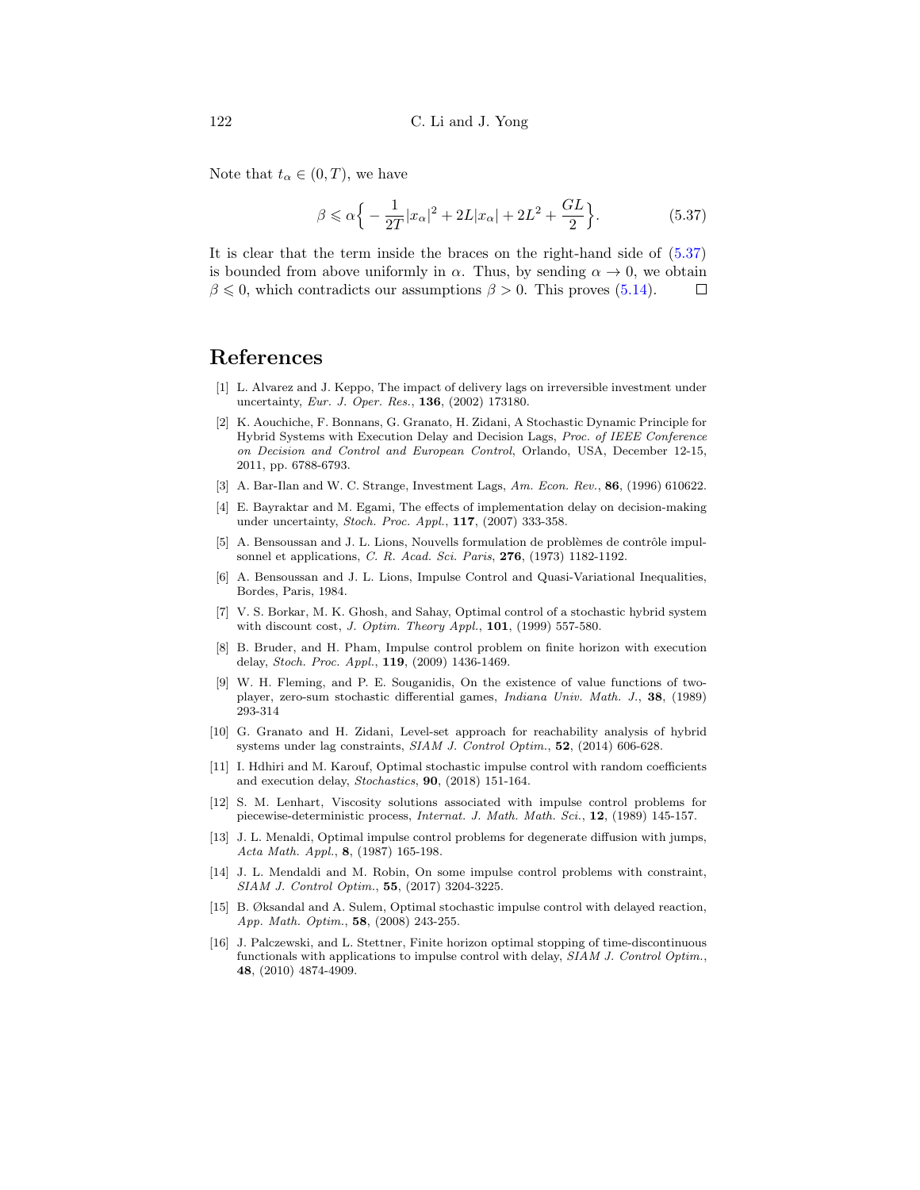Note that $t_\alpha \in (0, T)$, we have

$$\beta \leqslant \alpha \Big\{ -\frac{1}{2T}|x_\alpha|^2 + 2L|x_\alpha| + 2L^2 + \frac{GL}{2} \Big\}. \tag{5.37}$$

It is clear that the term inside the braces on the right-hand side of (5.37) is bounded from above uniformly in $\alpha$. Thus, by sending $\alpha \to 0$, we obtain $\beta \leqslant 0$, which contradicts our assumptions $\beta > 0$. This proves (5.14). □

## References

[1] L. Alvarez and J. Keppo, The impact of delivery lags on irreversible investment under uncertainty, *Eur. J. Oper. Res.*, **136**, (2002) 173180.

[2] K. Aouchiche, F. Bonnans, G. Granato, H. Zidani, A Stochastic Dynamic Principle for Hybrid Systems with Execution Delay and Decision Lags, *Proc. of IEEE Conference on Decision and Control and European Control*, Orlando, USA, December 12-15, 2011, pp. 6788-6793.

[3] A. Bar-Ilan and W. C. Strange, Investment Lags, *Am. Econ. Rev.*, **86**, (1996) 610622.

[4] E. Bayraktar and M. Egami, The effects of implementation delay on decision-making under uncertainty, *Stoch. Proc. Appl.*, **117**, (2007) 333-358.

[5] A. Bensoussan and J. L. Lions, Nouvells formulation de problèmes de contrôle impulsonnel et applications, *C. R. Acad. Sci. Paris*, **276**, (1973) 1182-1192.

[6] A. Bensoussan and J. L. Lions, Impulse Control and Quasi-Variational Inequalities, Bordes, Paris, 1984.

[7] V. S. Borkar, M. K. Ghosh, and Sahay, Optimal control of a stochastic hybrid system with discount cost, *J. Optim. Theory Appl.*, **101**, (1999) 557-580.

[8] B. Bruder, and H. Pham, Impulse control problem on finite horizon with execution delay, *Stoch. Proc. Appl.*, **119**, (2009) 1436-1469.

[9] W. H. Fleming, and P. E. Souganidis, On the existence of value functions of two-player, zero-sum stochastic differential games, *Indiana Univ. Math. J.*, **38**, (1989) 293-314

[10] G. Granato and H. Zidani, Level-set approach for reachability analysis of hybrid systems under lag constraints, *SIAM J. Control Optim.*, **52**, (2014) 606-628.

[11] I. Hdhiri and M. Karouf, Optimal stochastic impulse control with random coefficients and execution delay, *Stochastics*, **90**, (2018) 151-164.

[12] S. M. Lenhart, Viscosity solutions associated with impulse control problems for piecewise-deterministic process, *Internat. J. Math. Math. Sci.*, **12**, (1989) 145-157.

[13] J. L. Menaldi, Optimal impulse control problems for degenerate diffusion with jumps, *Acta Math. Appl.*, **8**, (1987) 165-198.

[14] J. L. Mendaldi and M. Robin, On some impulse control problems with constraint, *SIAM J. Control Optim.*, **55**, (2017) 3204-3225.

[15] B. Øksandal and A. Sulem, Optimal stochastic impulse control with delayed reaction, *App. Math. Optim.*, **58**, (2008) 243-255.

[16] J. Palczewski, and L. Stettner, Finite horizon optimal stopping of time-discontinuous functionals with applications to impulse control with delay, *SIAM J. Control Optim.*, **48**, (2010) 4874-4909.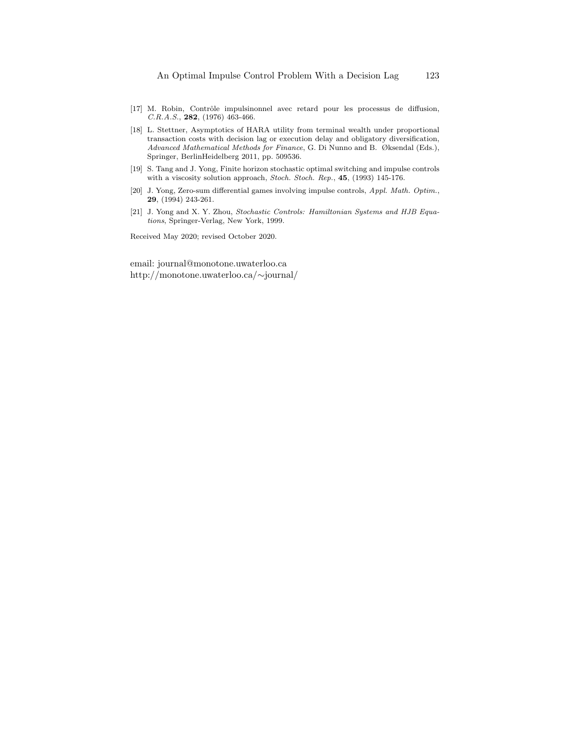[17] M. Robin, Contrôle impulsinonnel avec retard pour les processus de diffusion, *C.R.A.S.*, **282**, (1976) 463-466.

[18] L. Stettner, Asymptotics of HARA utility from terminal wealth under proportional transaction costs with decision lag or execution delay and obligatory diversification, *Advanced Mathematical Methods for Finance*, G. Di Nunno and B. Øksendal (Eds.), Springer, BerlinHeidelberg 2011, pp. 509536.

[19] S. Tang and J. Yong, Finite horizon stochastic optimal switching and impulse controls with a viscosity solution approach, *Stoch. Stoch. Rep.*, **45**, (1993) 145-176.

[20] J. Yong, Zero-sum differential games involving impulse controls, *Appl. Math. Optim.*, **29**, (1994) 243-261.

[21] J. Yong and X. Y. Zhou, *Stochastic Controls: Hamiltonian Systems and HJB Equations*, Springer-Verlag, New York, 1999.

Received May 2020; revised October 2020.

email: journal@monotone.uwaterloo.ca
http://monotone.uwaterloo.ca/∼journal/